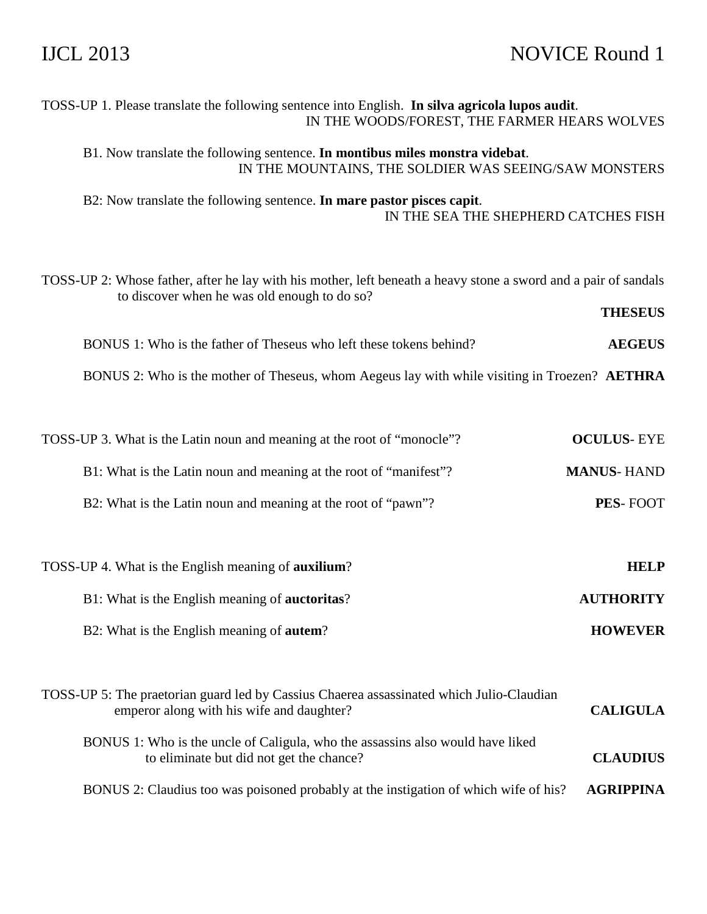# IJCL 2013 — NOVICE Round 1

TOSS-UP 1. Please translate the following sentence into English. **In silva agricola lupos audit**.
IN THE WOODS/FOREST, THE FARMER HEARS WOLVES

B1. Now translate the following sentence. **In montibus miles monstra videbat**.
IN THE MOUNTAINS, THE SOLDIER WAS SEEING/SAW MONSTERS

B2: Now translate the following sentence. **In mare pastor pisces capit**.
IN THE SEA THE SHEPHERD CATCHES FISH

TOSS-UP 2: Whose father, after he lay with his mother, left beneath a heavy stone a sword and a pair of sandals to discover when he was old enough to do so?
**THESEUS**

BONUS 1: Who is the father of Theseus who left these tokens behind? **AEGEUS**

BONUS 2: Who is the mother of Theseus, whom Aegeus lay with while visiting in Troezen? **AETHRA**

TOSS-UP 3. What is the Latin noun and meaning at the root of "monocle"? **OCULUS**- EYE

B1: What is the Latin noun and meaning at the root of "manifest"? **MANUS**- HAND

B2: What is the Latin noun and meaning at the root of "pawn"? **PES**- FOOT

TOSS-UP 4. What is the English meaning of **auxilium**? **HELP**

B1: What is the English meaning of **auctoritas**? **AUTHORITY**

B2: What is the English meaning of **autem**? **HOWEVER**

TOSS-UP 5: The praetorian guard led by Cassius Chaerea assassinated which Julio-Claudian emperor along with his wife and daughter? **CALIGULA**

BONUS 1: Who is the uncle of Caligula, who the assassins also would have liked to eliminate but did not get the chance? **CLAUDIUS**

BONUS 2: Claudius too was poisoned probably at the instigation of which wife of his? **AGRIPPINA**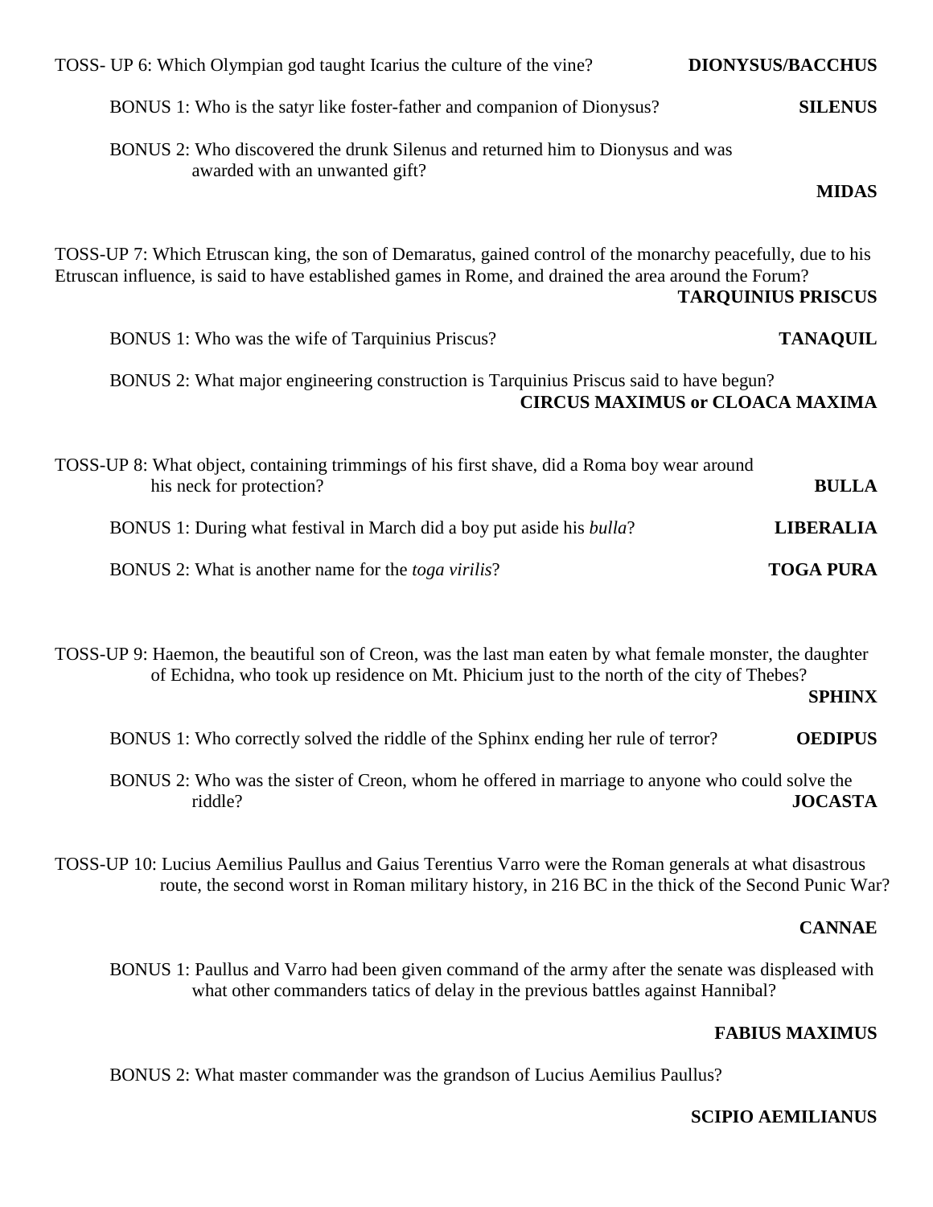TOSS- UP 6: Which Olympian god taught Icarius the culture of the vine? **DIONYSUS/BACCHUS**

BONUS 1: Who is the satyr like foster-father and companion of Dionysus? **SILENUS**

BONUS 2: Who discovered the drunk Silenus and returned him to Dionysus and was awarded with an unwanted gift? **MIDAS**

TOSS-UP 7: Which Etruscan king, the son of Demaratus, gained control of the monarchy peacefully, due to his Etruscan influence, is said to have established games in Rome, and drained the area around the Forum? **TARQUINIUS PRISCUS**

BONUS 1: Who was the wife of Tarquinius Priscus? **TANAQUIL**

BONUS 2: What major engineering construction is Tarquinius Priscus said to have begun? **CIRCUS MAXIMUS or CLOACA MAXIMA**

TOSS-UP 8: What object, containing trimmings of his first shave, did a Roma boy wear around his neck for protection? **BULLA**

BONUS 1: During what festival in March did a boy put aside his *bulla*? **LIBERALIA**

BONUS 2: What is another name for the *toga virilis*? **TOGA PURA**

TOSS-UP 9: Haemon, the beautiful son of Creon, was the last man eaten by what female monster, the daughter of Echidna, who took up residence on Mt. Phicium just to the north of the city of Thebes? **SPHINX**

BONUS 1: Who correctly solved the riddle of the Sphinx ending her rule of terror? **OEDIPUS**

BONUS 2: Who was the sister of Creon, whom he offered in marriage to anyone who could solve the riddle? **JOCASTA**

TOSS-UP 10: Lucius Aemilius Paullus and Gaius Terentius Varro were the Roman generals at what disastrous route, the second worst in Roman military history, in 216 BC in the thick of the Second Punic War? **CANNAE**

BONUS 1: Paullus and Varro had been given command of the army after the senate was displeased with what other commanders tatics of delay in the previous battles against Hannibal? **FABIUS MAXIMUS**

BONUS 2: What master commander was the grandson of Lucius Aemilius Paullus? **SCIPIO AEMILIANUS**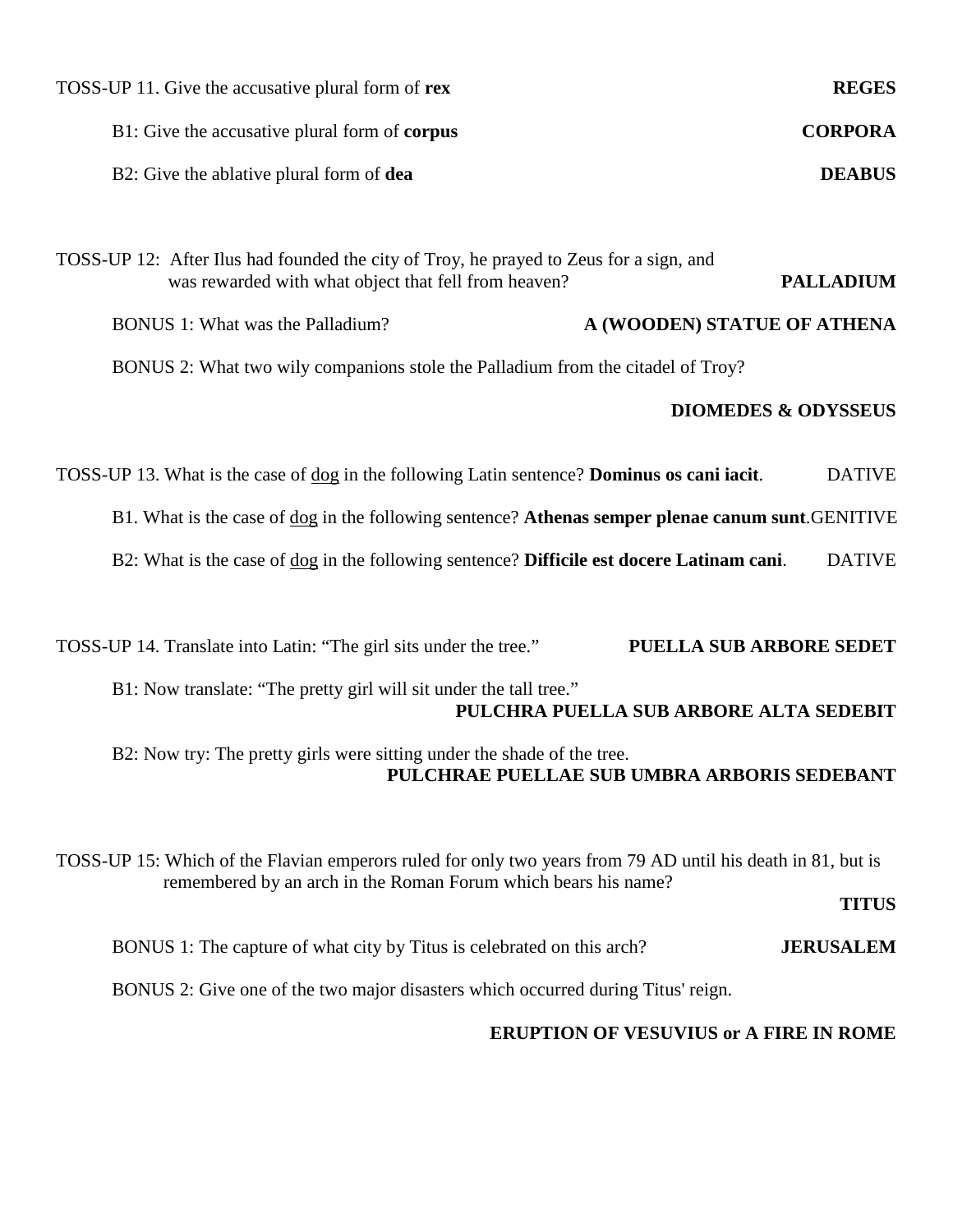TOSS-UP 11. Give the accusative plural form of **rex** **REGES**

B1: Give the accusative plural form of **corpus** **CORPORA**

B2: Give the ablative plural form of **dea** **DEABUS**

TOSS-UP 12: After Ilus had founded the city of Troy, he prayed to Zeus for a sign, and was rewarded with what object that fell from heaven? **PALLADIUM**

BONUS 1: What was the Palladium? **A (WOODEN) STATUE OF ATHENA**

BONUS 2: What two wily companions stole the Palladium from the citadel of Troy?

**DIOMEDES & ODYSSEUS**

TOSS-UP 13. What is the case of <u>dog</u> in the following Latin sentence? **Dominus os cani iacit**. DATIVE

B1. What is the case of <u>dog</u> in the following sentence? **Athenas semper plenae canum sunt**.GENITIVE

B2: What is the case of <u>dog</u> in the following sentence? **Difficile est docere Latinam cani**. DATIVE

TOSS-UP 14. Translate into Latin: "The girl sits under the tree." **PUELLA SUB ARBORE SEDET**

B1: Now translate: "The pretty girl will sit under the tall tree."
**PULCHRA PUELLA SUB ARBORE ALTA SEDEBIT**

B2: Now try: The pretty girls were sitting under the shade of the tree.
**PULCHRAE PUELLAE SUB UMBRA ARBORIS SEDEBANT**

TOSS-UP 15: Which of the Flavian emperors ruled for only two years from 79 AD until his death in 81, but is remembered by an arch in the Roman Forum which bears his name?

**TITUS**

BONUS 1: The capture of what city by Titus is celebrated on this arch? **JERUSALEM**

BONUS 2: Give one of the two major disasters which occurred during Titus' reign.

**ERUPTION OF VESUVIUS or A FIRE IN ROME**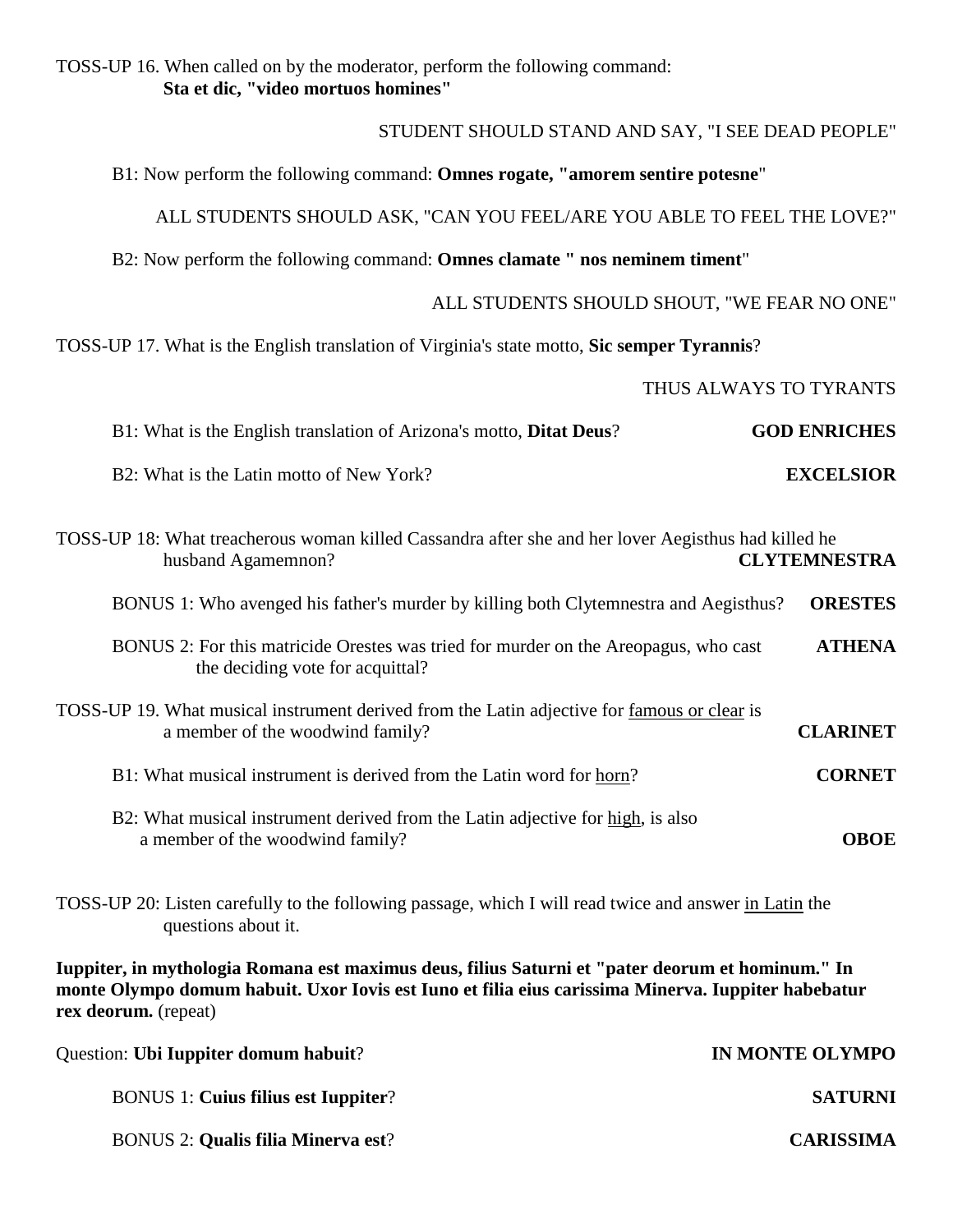TOSS-UP 16. When called on by the moderator, perform the following command:
**Sta et dic, "video mortuos homines"**

STUDENT SHOULD STAND AND SAY, "I SEE DEAD PEOPLE"

B1: Now perform the following command: **Omnes rogate, "amorem sentire potesne**"

ALL STUDENTS SHOULD ASK, "CAN YOU FEEL/ARE YOU ABLE TO FEEL THE LOVE?"

B2: Now perform the following command: **Omnes clamate " nos neminem timent**"

ALL STUDENTS SHOULD SHOUT, "WE FEAR NO ONE"

TOSS-UP 17. What is the English translation of Virginia's state motto, **Sic semper Tyrannis**?

THUS ALWAYS TO TYRANTS

B1: What is the English translation of Arizona's motto, **Ditat Deus**? **GOD ENRICHES**

B2: What is the Latin motto of New York? **EXCELSIOR**

TOSS-UP 18: What treacherous woman killed Cassandra after she and her lover Aegisthus had killed he husband Agamemnon? **CLYTEMNESTRA**

BONUS 1: Who avenged his father's murder by killing both Clytemnestra and Aegisthus? **ORESTES**

BONUS 2: For this matricide Orestes was tried for murder on the Areopagus, who cast the deciding vote for acquittal? **ATHENA**

TOSS-UP 19. What musical instrument derived from the Latin adjective for famous or clear is a member of the woodwind family? **CLARINET**

B1: What musical instrument is derived from the Latin word for horn? **CORNET**

B2: What musical instrument derived from the Latin adjective for high, is also a member of the woodwind family? **OBOE**

TOSS-UP 20: Listen carefully to the following passage, which I will read twice and answer in Latin the questions about it.

**Iuppiter, in mythologia Romana est maximus deus, filius Saturni et "pater deorum et hominum." In monte Olympo domum habuit. Uxor Iovis est Iuno et filia eius carissima Minerva. Iuppiter habebatur rex deorum.** (repeat)

Question: **Ubi Iuppiter domum habuit**? **IN MONTE OLYMPO**

BONUS 1: **Cuius filius est Iuppiter**? **SATURNI**

BONUS 2: **Qualis filia Minerva est**? **CARISSIMA**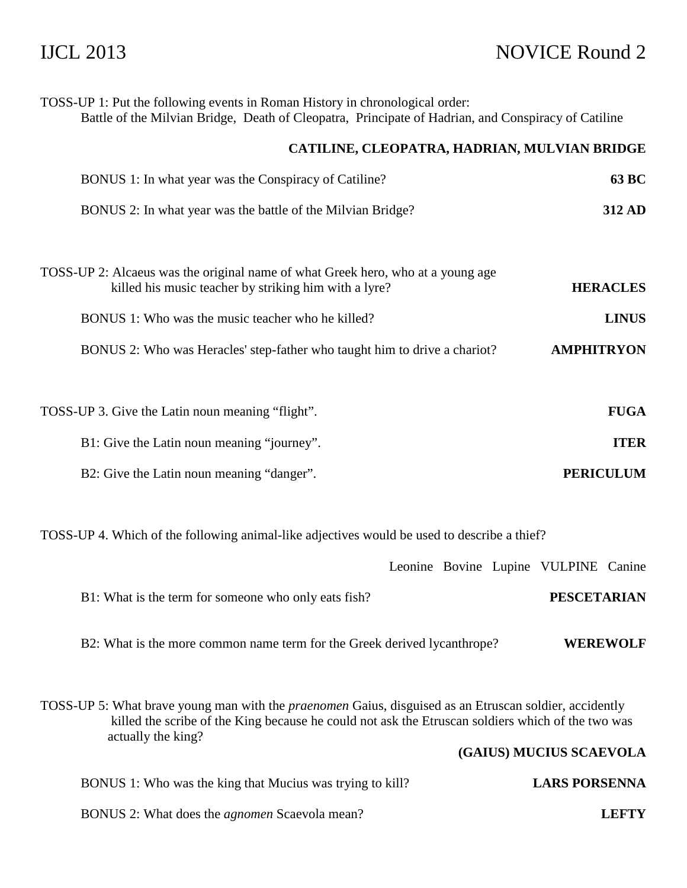IJCL 2013 NOVICE Round 2

TOSS-UP 1: Put the following events in Roman History in chronological order:
Battle of the Milvian Bridge, Death of Cleopatra, Principate of Hadrian, and Conspiracy of Catiline

**CATILINE, CLEOPATRA, HADRIAN, MULVIAN BRIDGE**

BONUS 1: In what year was the Conspiracy of Catiline? **63 BC**

BONUS 2: In what year was the battle of the Milvian Bridge? **312 AD**

TOSS-UP 2: Alcaeus was the original name of what Greek hero, who at a young age killed his music teacher by striking him with a lyre? **HERACLES**

BONUS 1: Who was the music teacher who he killed? **LINUS**

BONUS 2: Who was Heracles' step-father who taught him to drive a chariot? **AMPHITRYON**

TOSS-UP 3. Give the Latin noun meaning "flight". **FUGA**

B1: Give the Latin noun meaning "journey". **ITER**

B2: Give the Latin noun meaning "danger". **PERICULUM**

TOSS-UP 4. Which of the following animal-like adjectives would be used to describe a thief?

Leonine Bovine Lupine VULPINE Canine

B1: What is the term for someone who only eats fish? **PESCETARIAN**

B2: What is the more common name term for the Greek derived lycanthrope? **WEREWOLF**

TOSS-UP 5: What brave young man with the *praenomen* Gaius, disguised as an Etruscan soldier, accidently killed the scribe of the King because he could not ask the Etruscan soldiers which of the two was actually the king?

**(GAIUS) MUCIUS SCAEVOLA**

BONUS 1: Who was the king that Mucius was trying to kill? **LARS PORSENNA**

BONUS 2: What does the *agnomen* Scaevola mean? **LEFTY**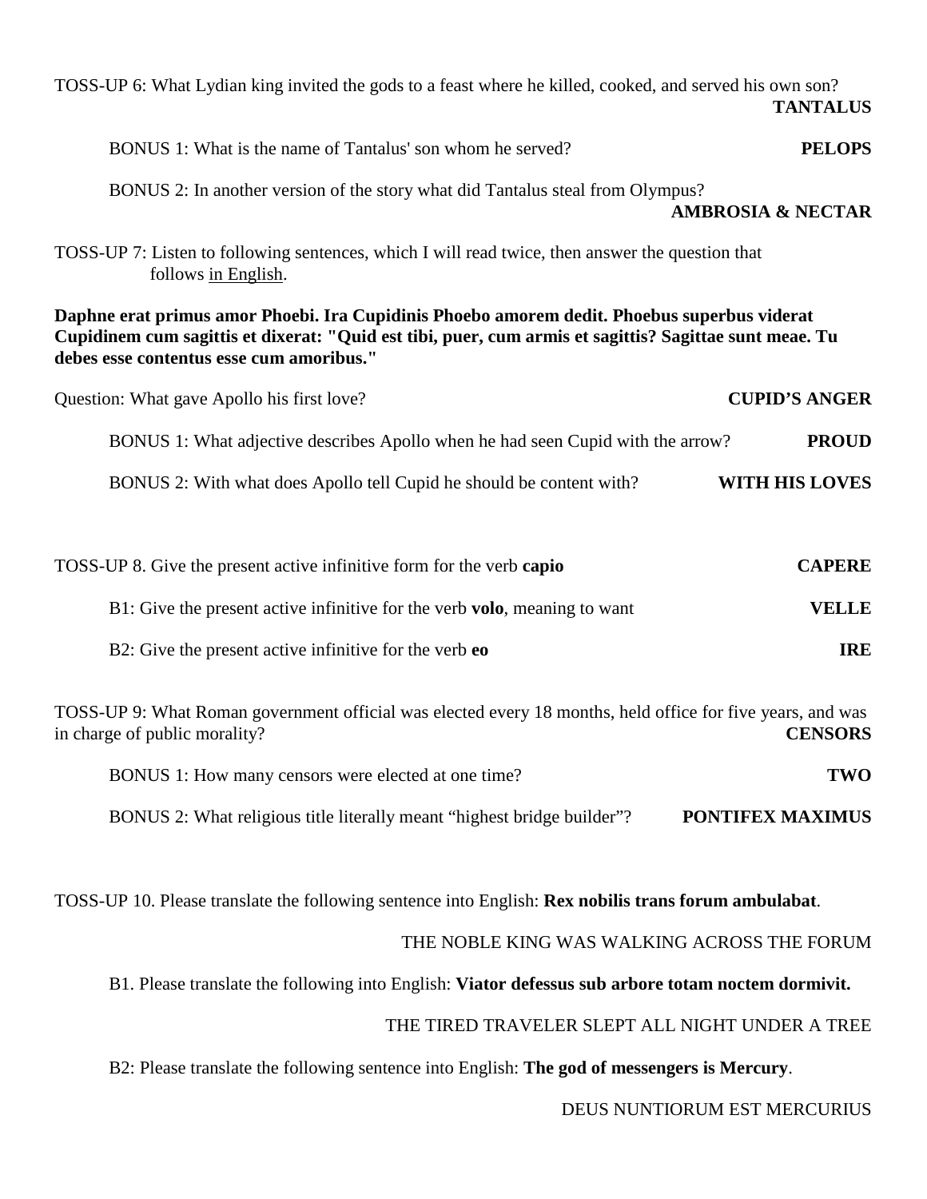TOSS-UP 6: What Lydian king invited the gods to a feast where he killed, cooked, and served his own son? **TANTALUS**

BONUS 1: What is the name of Tantalus' son whom he served? **PELOPS**

BONUS 2: In another version of the story what did Tantalus steal from Olympus? **AMBROSIA & NECTAR**

TOSS-UP 7: Listen to following sentences, which I will read twice, then answer the question that follows in English.

**Daphne erat primus amor Phoebi. Ira Cupidinis Phoebo amorem dedit. Phoebus superbus viderat Cupidinem cum sagittis et dixerat: "Quid est tibi, puer, cum armis et sagittis? Sagittae sunt meae. Tu debes esse contentus esse cum amoribus."**

Question: What gave Apollo his first love? **CUPID'S ANGER**

BONUS 1: What adjective describes Apollo when he had seen Cupid with the arrow? **PROUD**

BONUS 2: With what does Apollo tell Cupid he should be content with? **WITH HIS LOVES**

TOSS-UP 8. Give the present active infinitive form for the verb **capio** **CAPERE**

B1: Give the present active infinitive for the verb **volo**, meaning to want **VELLE**

B2: Give the present active infinitive for the verb **eo** **IRE**

TOSS-UP 9: What Roman government official was elected every 18 months, held office for five years, and was in charge of public morality? **CENSORS**

BONUS 1: How many censors were elected at one time? **TWO**

BONUS 2: What religious title literally meant "highest bridge builder"? **PONTIFEX MAXIMUS**

TOSS-UP 10. Please translate the following sentence into English: **Rex nobilis trans forum ambulabat**.

THE NOBLE KING WAS WALKING ACROSS THE FORUM

B1. Please translate the following into English: **Viator defessus sub arbore totam noctem dormivit.**

THE TIRED TRAVELER SLEPT ALL NIGHT UNDER A TREE

B2: Please translate the following sentence into English: **The god of messengers is Mercury**.

DEUS NUNTIORUM EST MERCURIUS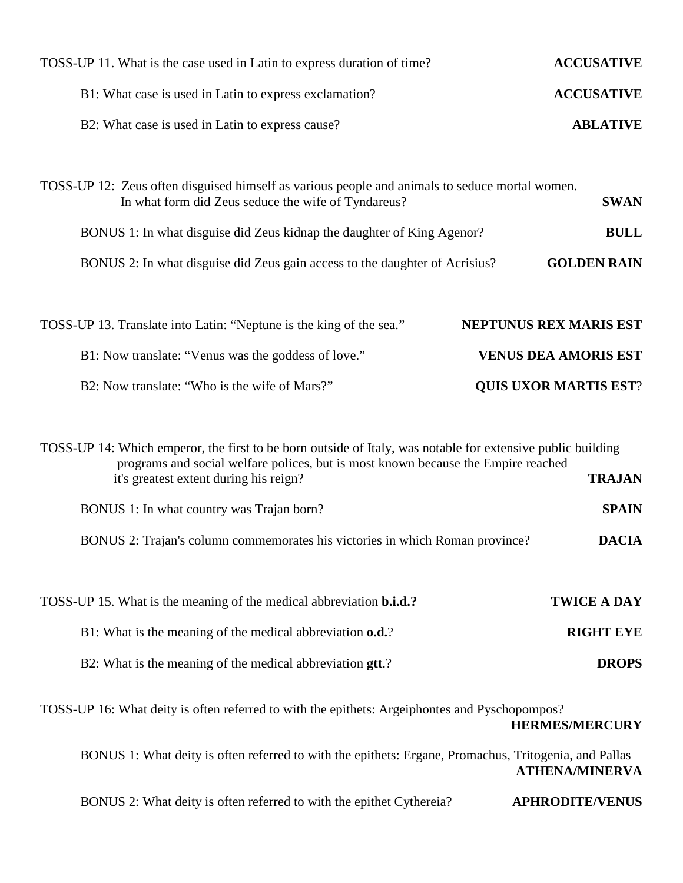TOSS-UP 11. What is the case used in Latin to express duration of time? **ACCUSATIVE**

B1: What case is used in Latin to express exclamation? **ACCUSATIVE**

B2: What case is used in Latin to express cause? **ABLATIVE**

TOSS-UP 12: Zeus often disguised himself as various people and animals to seduce mortal women. In what form did Zeus seduce the wife of Tyndareus? **SWAN**

BONUS 1: In what disguise did Zeus kidnap the daughter of King Agenor? **BULL**

BONUS 2: In what disguise did Zeus gain access to the daughter of Acrisius? **GOLDEN RAIN**

TOSS-UP 13. Translate into Latin: "Neptune is the king of the sea." **NEPTUNUS REX MARIS EST**

B1: Now translate: "Venus was the goddess of love." **VENUS DEA AMORIS EST**

B2: Now translate: "Who is the wife of Mars?" **QUIS UXOR MARTIS EST**?

TOSS-UP 14: Which emperor, the first to be born outside of Italy, was notable for extensive public building programs and social welfare polices, but is most known because the Empire reached it's greatest extent during his reign? **TRAJAN**

BONUS 1: In what country was Trajan born? **SPAIN**

BONUS 2: Trajan's column commemorates his victories in which Roman province? **DACIA**

TOSS-UP 15. What is the meaning of the medical abbreviation **b.i.d.?** **TWICE A DAY**

B1: What is the meaning of the medical abbreviation **o.d.**? **RIGHT EYE**

B2: What is the meaning of the medical abbreviation **gtt**.? **DROPS**

TOSS-UP 16: What deity is often referred to with the epithets: Argeiphontes and Pyschopompos? **HERMES/MERCURY**

BONUS 1: What deity is often referred to with the epithets: Ergane, Promachus, Tritogenia, and Pallas **ATHENA/MINERVA**

BONUS 2: What deity is often referred to with the epithet Cythereia? **APHRODITE/VENUS**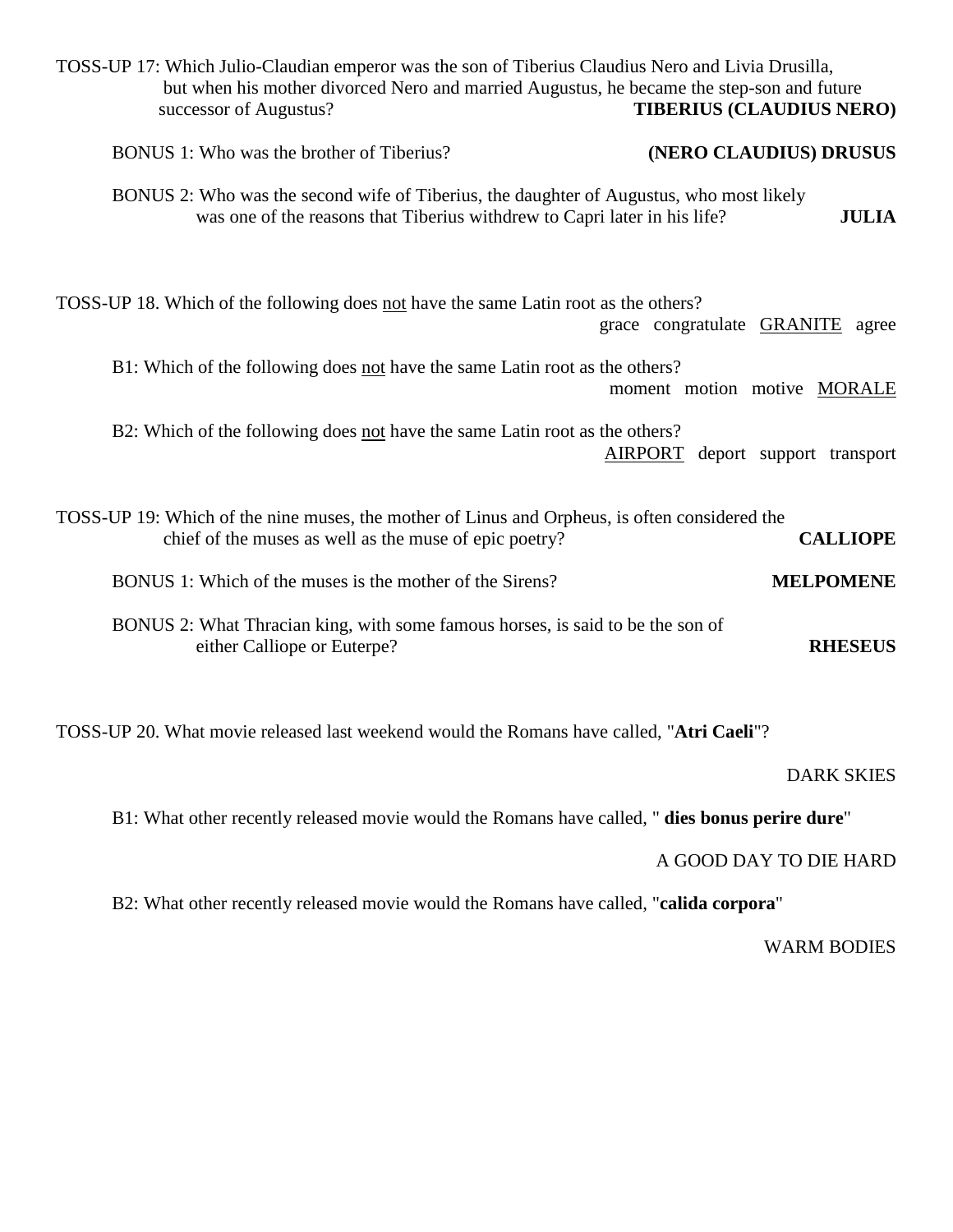TOSS-UP 17: Which Julio-Claudian emperor was the son of Tiberius Claudius Nero and Livia Drusilla, but when his mother divorced Nero and married Augustus, he became the step-son and future successor of Augustus? **TIBERIUS (CLAUDIUS NERO)**

BONUS 1: Who was the brother of Tiberius? **(NERO CLAUDIUS) DRUSUS**

BONUS 2: Who was the second wife of Tiberius, the daughter of Augustus, who most likely was one of the reasons that Tiberius withdrew to Capri later in his life? **JULIA**

TOSS-UP 18. Which of the following does <u>not</u> have the same Latin root as the others?
grace congratulate <u>GRANITE</u> agree

B1: Which of the following does <u>not</u> have the same Latin root as the others?
moment motion motive <u>MORALE</u>

B2: Which of the following does <u>not</u> have the same Latin root as the others?
<u>AIRPORT</u> deport support transport

TOSS-UP 19: Which of the nine muses, the mother of Linus and Orpheus, is often considered the chief of the muses as well as the muse of epic poetry? **CALLIOPE**

BONUS 1: Which of the muses is the mother of the Sirens? **MELPOMENE**

BONUS 2: What Thracian king, with some famous horses, is said to be the son of either Calliope or Euterpe? **RHESEUS**

TOSS-UP 20. What movie released last weekend would the Romans have called, "**Atri Caeli**"?

DARK SKIES

B1: What other recently released movie would the Romans have called, " **dies bonus perire dure**"

A GOOD DAY TO DIE HARD

B2: What other recently released movie would the Romans have called, "**calida corpora**"

WARM BODIES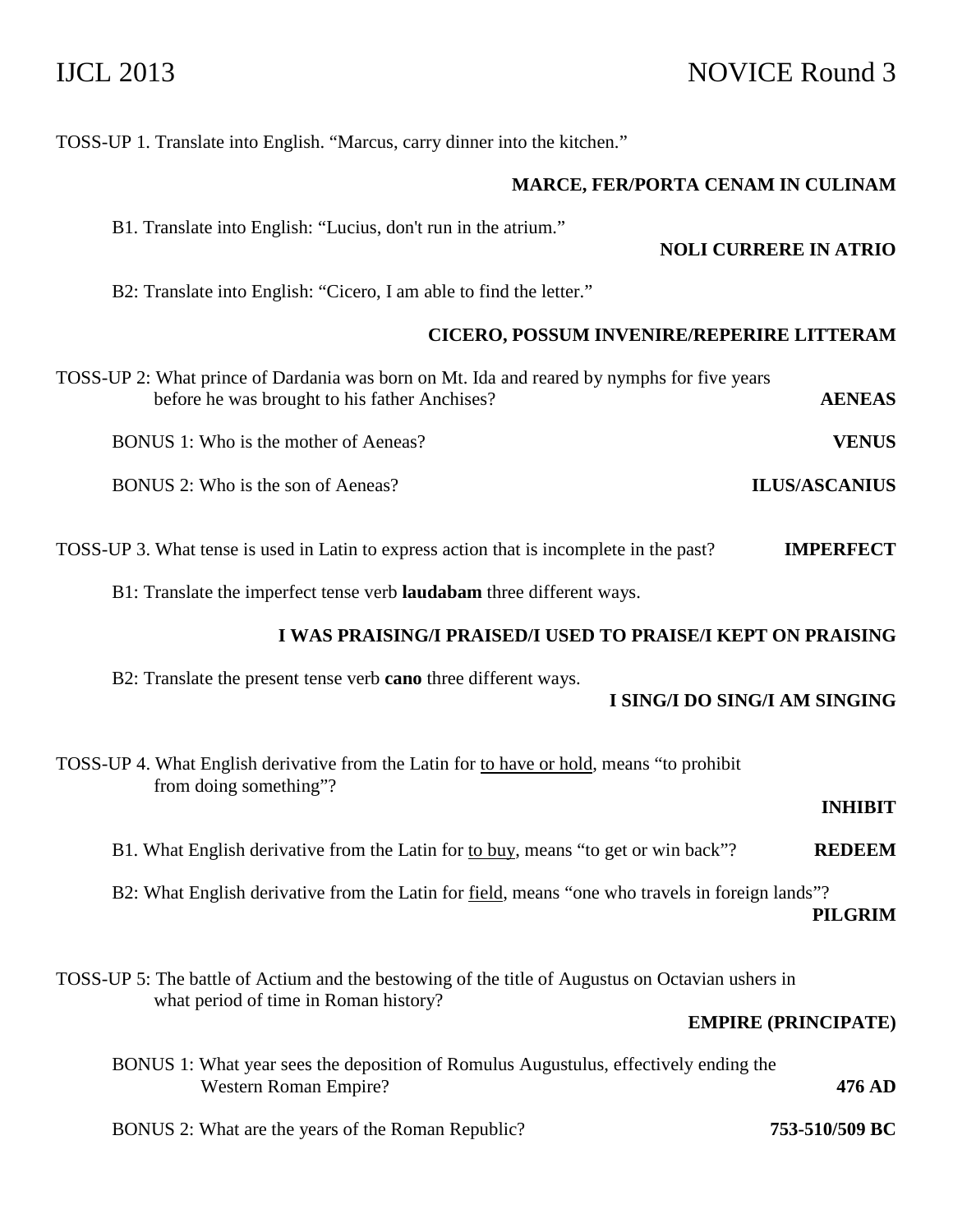IJCL 2013 NOVICE Round 3

TOSS-UP 1. Translate into English. "Marcus, carry dinner into the kitchen."

**MARCE, FER/PORTA CENAM IN CULINAM**

B1. Translate into English: "Lucius, don't run in the atrium."

**NOLI CURRERE IN ATRIO**

B2: Translate into English: "Cicero, I am able to find the letter."

**CICERO, POSSUM INVENIRE/REPERIRE LITTERAM**

TOSS-UP 2: What prince of Dardania was born on Mt. Ida and reared by nymphs for five years before he was brought to his father Anchises? **AENEAS**

BONUS 1: Who is the mother of Aeneas? **VENUS**

BONUS 2: Who is the son of Aeneas? **ILUS/ASCANIUS**

TOSS-UP 3. What tense is used in Latin to express action that is incomplete in the past? **IMPERFECT**

B1: Translate the imperfect tense verb **laudabam** three different ways.

**I WAS PRAISING/I PRAISED/I USED TO PRAISE/I KEPT ON PRAISING**

B2: Translate the present tense verb **cano** three different ways.

**I SING/I DO SING/I AM SINGING**

TOSS-UP 4. What English derivative from the Latin for <u>to have or hold</u>, means "to prohibit from doing something"?

**INHIBIT**

B1. What English derivative from the Latin for <u>to buy</u>, means "to get or win back"? **REDEEM**

B2: What English derivative from the Latin for <u>field</u>, means "one who travels in foreign lands"?

**PILGRIM**

TOSS-UP 5: The battle of Actium and the bestowing of the title of Augustus on Octavian ushers in what period of time in Roman history?

**EMPIRE (PRINCIPATE)**

BONUS 1: What year sees the deposition of Romulus Augustulus, effectively ending the Western Roman Empire? **476 AD**

BONUS 2: What are the years of the Roman Republic? **753-510/509 BC**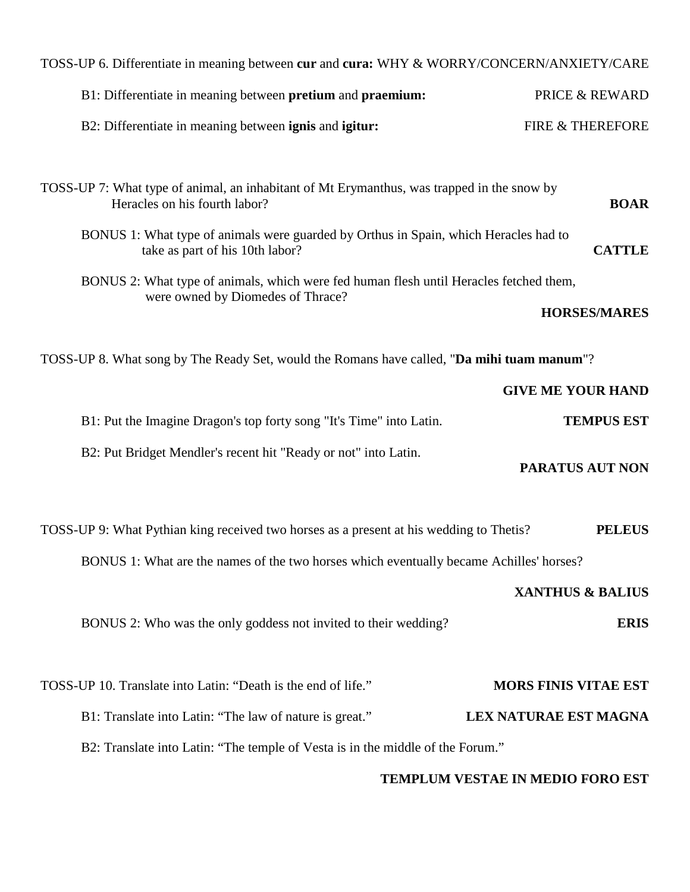TOSS-UP 6. Differentiate in meaning between **cur** and **cura:** WHY & WORRY/CONCERN/ANXIETY/CARE

B1: Differentiate in meaning between **pretium** and **praemium:** PRICE & REWARD

B2: Differentiate in meaning between **ignis** and **igitur:** FIRE & THEREFORE

TOSS-UP 7: What type of animal, an inhabitant of Mt Erymanthus, was trapped in the snow by Heracles on his fourth labor? **BOAR**

BONUS 1: What type of animals were guarded by Orthus in Spain, which Heracles had to take as part of his 10th labor? **CATTLE**

BONUS 2: What type of animals, which were fed human flesh until Heracles fetched them, were owned by Diomedes of Thrace? **HORSES/MARES**

TOSS-UP 8. What song by The Ready Set, would the Romans have called, "**Da mihi tuam manum**"? **GIVE ME YOUR HAND**

B1: Put the Imagine Dragon's top forty song "It's Time" into Latin. **TEMPUS EST**

B2: Put Bridget Mendler's recent hit "Ready or not" into Latin. **PARATUS AUT NON**

TOSS-UP 9: What Pythian king received two horses as a present at his wedding to Thetis? **PELEUS**

BONUS 1: What are the names of the two horses which eventually became Achilles' horses? **XANTHUS & BALIUS**

BONUS 2: Who was the only goddess not invited to their wedding? **ERIS**

TOSS-UP 10. Translate into Latin: "Death is the end of life." **MORS FINIS VITAE EST**

B1: Translate into Latin: "The law of nature is great." **LEX NATURAE EST MAGNA**

B2: Translate into Latin: "The temple of Vesta is in the middle of the Forum." **TEMPLUM VESTAE IN MEDIO FORO EST**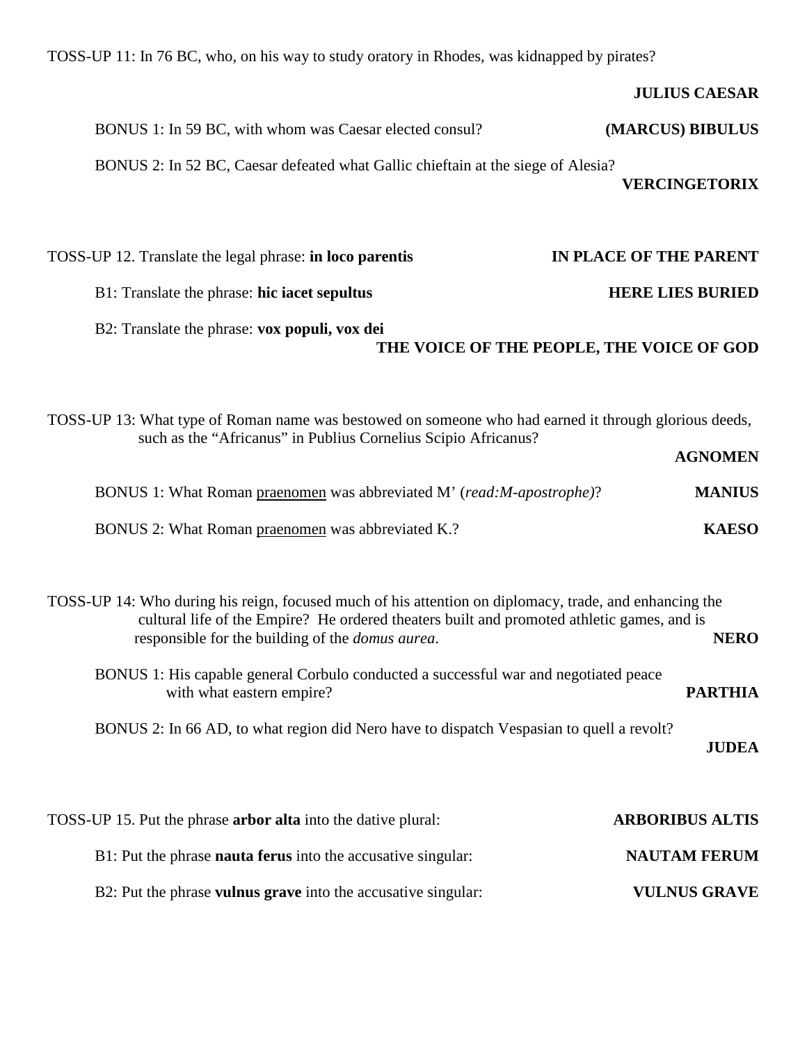TOSS-UP 11: In 76 BC, who, on his way to study oratory in Rhodes, was kidnapped by pirates?

**JULIUS CAESAR**

BONUS 1: In 59 BC, with whom was Caesar elected consul? **(MARCUS) BIBULUS**

BONUS 2: In 52 BC, Caesar defeated what Gallic chieftain at the siege of Alesia? **VERCINGETORIX**

TOSS-UP 12. Translate the legal phrase: **in loco parentis** **IN PLACE OF THE PARENT**

B1: Translate the phrase: **hic iacet sepultus** **HERE LIES BURIED**

B2: Translate the phrase: **vox populi, vox dei** **THE VOICE OF THE PEOPLE, THE VOICE OF GOD**

TOSS-UP 13: What type of Roman name was bestowed on someone who had earned it through glorious deeds, such as the "Africanus" in Publius Cornelius Scipio Africanus?

**AGNOMEN**

BONUS 1: What Roman <u>praenomen</u> was abbreviated M' (*read:M-apostrophe)*? **MANIUS**

BONUS 2: What Roman <u>praenomen</u> was abbreviated K.? **KAESO**

TOSS-UP 14: Who during his reign, focused much of his attention on diplomacy, trade, and enhancing the cultural life of the Empire? He ordered theaters built and promoted athletic games, and is responsible for the building of the *domus aurea*. **NERO**

BONUS 1: His capable general Corbulo conducted a successful war and negotiated peace with what eastern empire? **PARTHIA**

BONUS 2: In 66 AD, to what region did Nero have to dispatch Vespasian to quell a revolt? **JUDEA**

TOSS-UP 15. Put the phrase **arbor alta** into the dative plural: **ARBORIBUS ALTIS**

B1: Put the phrase **nauta ferus** into the accusative singular: **NAUTAM FERUM**

B2: Put the phrase **vulnus grave** into the accusative singular: **VULNUS GRAVE**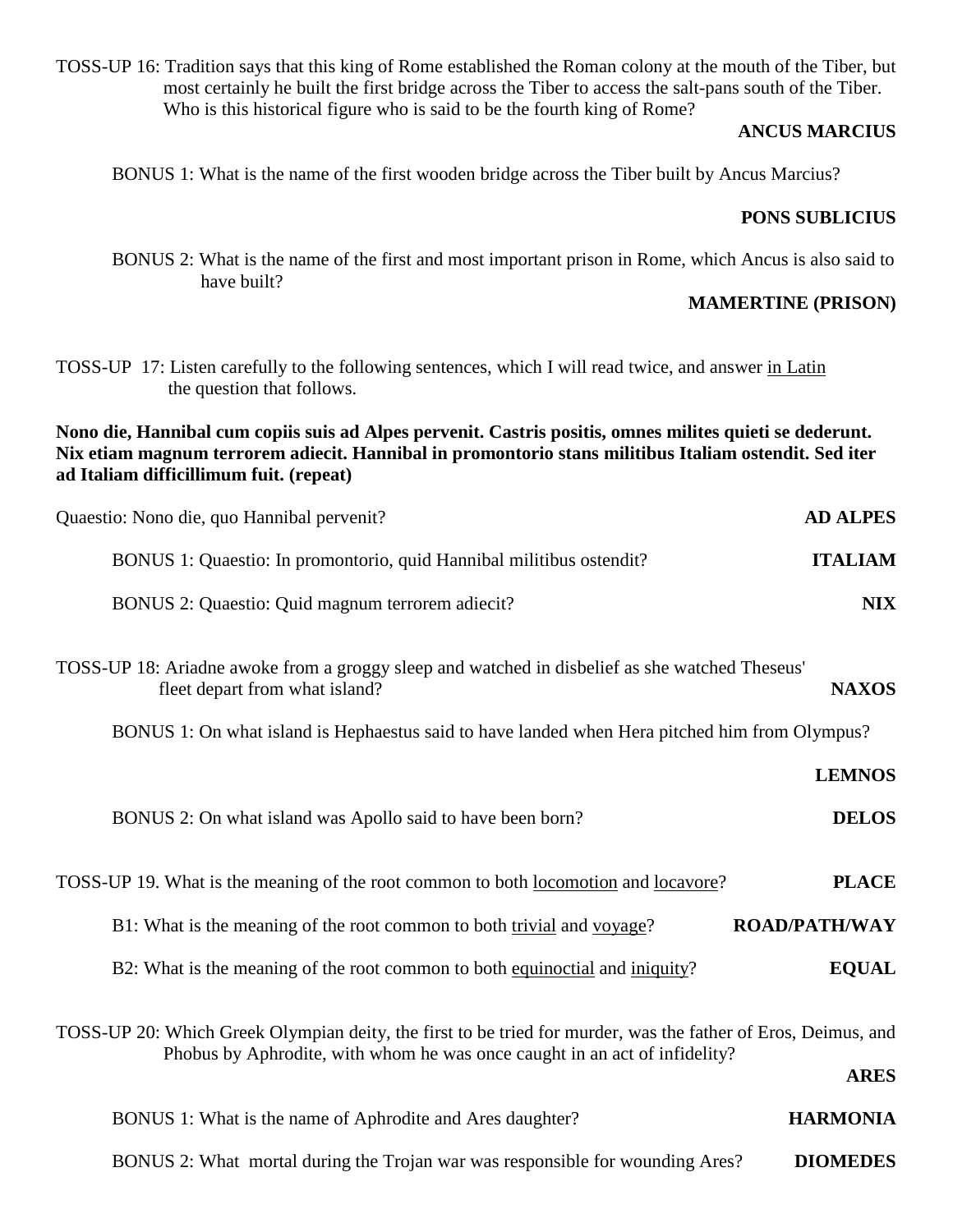TOSS-UP 16: Tradition says that this king of Rome established the Roman colony at the mouth of the Tiber, but most certainly he built the first bridge across the Tiber to access the salt-pans south of the Tiber. Who is this historical figure who is said to be the fourth king of Rome?

**ANCUS MARCIUS**

BONUS 1: What is the name of the first wooden bridge across the Tiber built by Ancus Marcius?

**PONS SUBLICIUS**

BONUS 2: What is the name of the first and most important prison in Rome, which Ancus is also said to have built?

**MAMERTINE (PRISON)**

TOSS-UP 17: Listen carefully to the following sentences, which I will read twice, and answer <u>in Latin</u> the question that follows.

**Nono die, Hannibal cum copiis suis ad Alpes pervenit. Castris positis, omnes milites quieti se dederunt. Nix etiam magnum terrorem adiecit. Hannibal in promontorio stans militibus Italiam ostendit. Sed iter ad Italiam difficillimum fuit. (repeat)**

Quaestio: Nono die, quo Hannibal pervenit? **AD ALPES**

BONUS 1: Quaestio: In promontorio, quid Hannibal militibus ostendit? **ITALIAM**

BONUS 2: Quaestio: Quid magnum terrorem adiecit? **NIX**

TOSS-UP 18: Ariadne awoke from a groggy sleep and watched in disbelief as she watched Theseus' fleet depart from what island? **NAXOS**

BONUS 1: On what island is Hephaestus said to have landed when Hera pitched him from Olympus?

**LEMNOS**

BONUS 2: On what island was Apollo said to have been born? **DELOS**

TOSS-UP 19. What is the meaning of the root common to both <u>locomotion</u> and <u>locavore</u>? **PLACE**

B1: What is the meaning of the root common to both <u>trivial</u> and <u>voyage</u>? **ROAD/PATH/WAY**

B2: What is the meaning of the root common to both <u>equinoctial</u> and <u>iniquity</u>? **EQUAL**

TOSS-UP 20: Which Greek Olympian deity, the first to be tried for murder, was the father of Eros, Deimus, and Phobus by Aphrodite, with whom he was once caught in an act of infidelity?

**ARES**

BONUS 1: What is the name of Aphrodite and Ares daughter? **HARMONIA**

BONUS 2: What mortal during the Trojan war was responsible for wounding Ares? **DIOMEDES**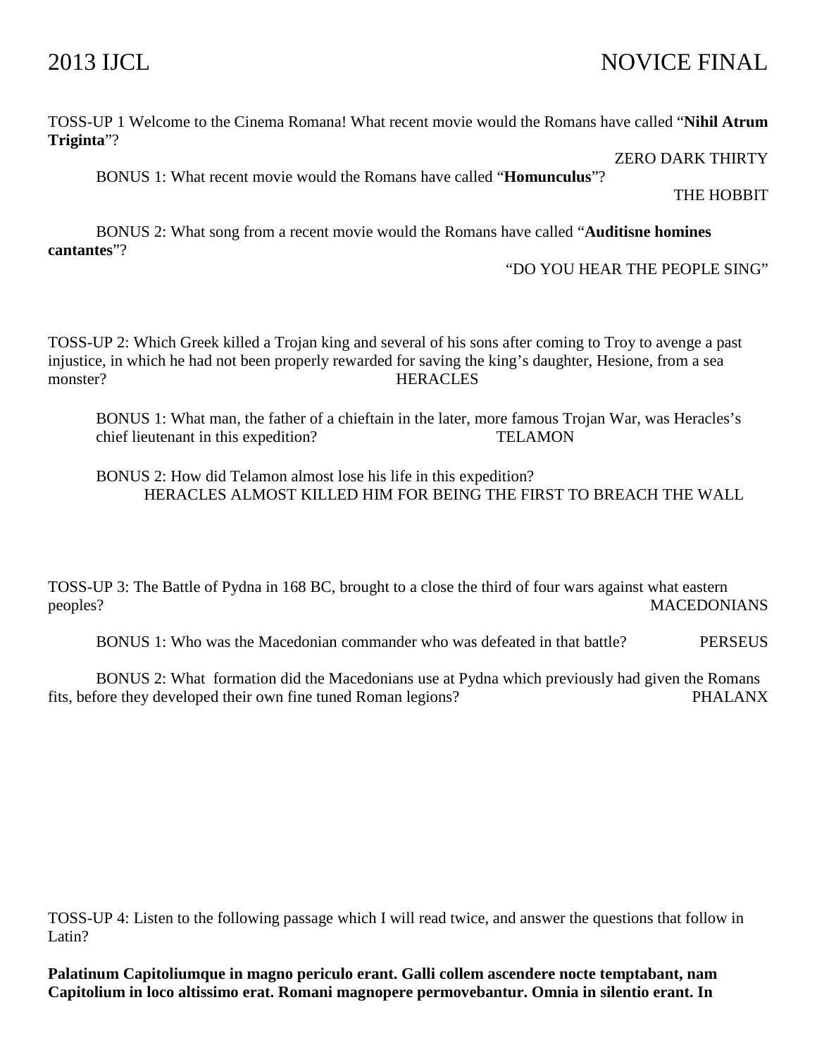# 2013 IJCL NOVICE FINAL

TOSS-UP 1 Welcome to the Cinema Romana! What recent movie would the Romans have called "**Nihil Atrum Triginta**"?

ZERO DARK THIRTY

BONUS 1: What recent movie would the Romans have called "**Homunculus**"?

THE HOBBIT

BONUS 2: What song from a recent movie would the Romans have called "**Auditisne homines cantantes**"?

"DO YOU HEAR THE PEOPLE SING"

TOSS-UP 2: Which Greek killed a Trojan king and several of his sons after coming to Troy to avenge a past injustice, in which he had not been properly rewarded for saving the king's daughter, Hesione, from a sea monster?

HERACLES

BONUS 1: What man, the father of a chieftain in the later, more famous Trojan War, was Heracles's chief lieutenant in this expedition?

TELAMON

BONUS 2: How did Telamon almost lose his life in this expedition?

HERACLES ALMOST KILLED HIM FOR BEING THE FIRST TO BREACH THE WALL

TOSS-UP 3: The Battle of Pydna in 168 BC, brought to a close the third of four wars against what eastern peoples?

MACEDONIANS

BONUS 1: Who was the Macedonian commander who was defeated in that battle?

PERSEUS

BONUS 2: What formation did the Macedonians use at Pydna which previously had given the Romans fits, before they developed their own fine tuned Roman legions?

PHALANX

TOSS-UP 4: Listen to the following passage which I will read twice, and answer the questions that follow in Latin?

**Palatinum Capitoliumque in magno periculo erant. Galli collem ascendere nocte temptabant, nam Capitolium in loco altissimo erat. Romani magnopere permovebantur. Omnia in silentio erant. In**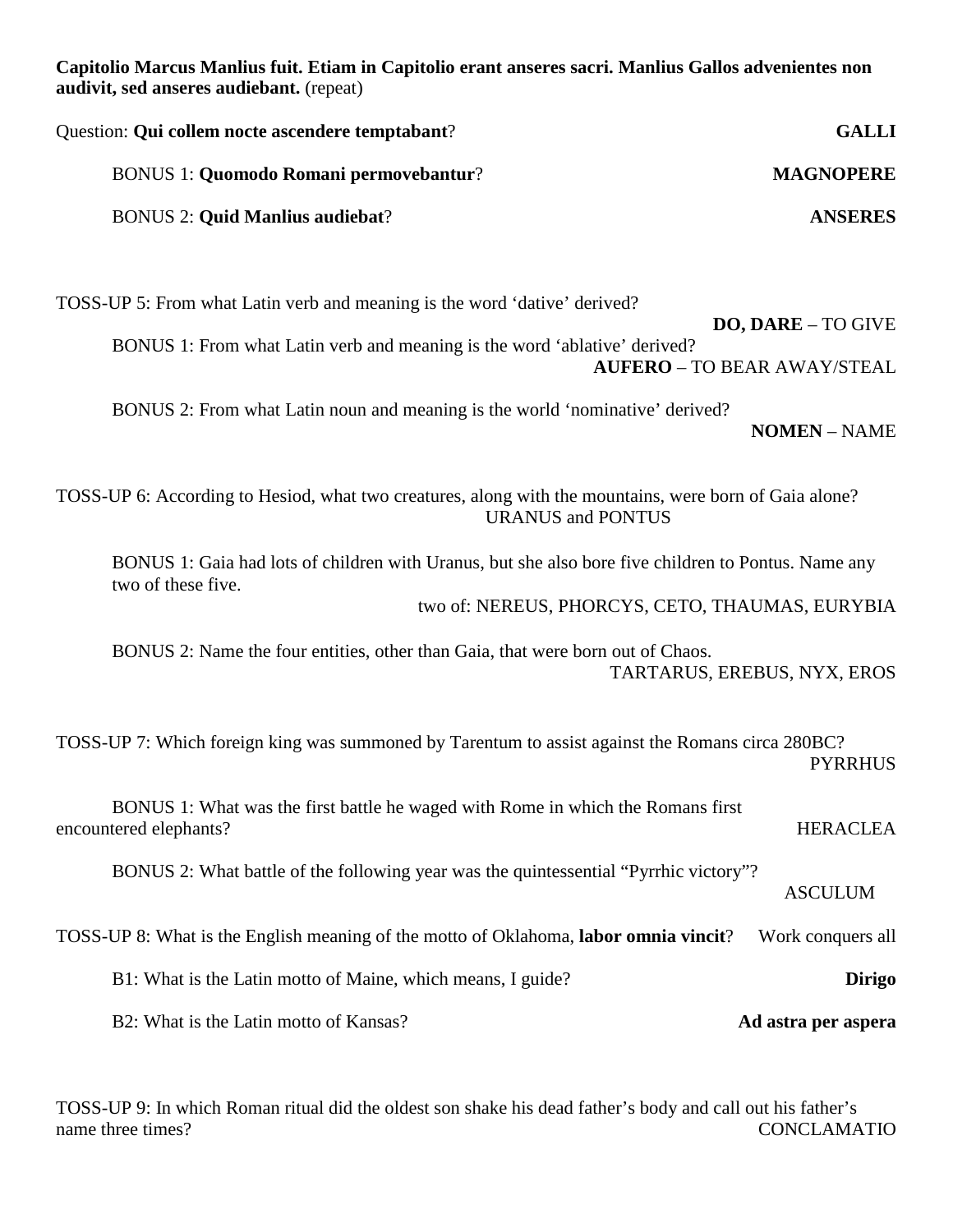**Capitolio Marcus Manlius fuit. Etiam in Capitolio erant anseres sacri. Manlius Gallos advenientes non audivit, sed anseres audiebant.** (repeat)

Question: **Qui collem nocte ascendere temptabant**? **GALLI**

BONUS 1: **Quomodo Romani permovebantur**? **MAGNOPERE**

BONUS 2: **Quid Manlius audiebat**? **ANSERES**

TOSS-UP 5: From what Latin verb and meaning is the word 'dative' derived? **DO, DARE** – TO GIVE

BONUS 1: From what Latin verb and meaning is the word 'ablative' derived? **AUFERO** – TO BEAR AWAY/STEAL

BONUS 2: From what Latin noun and meaning is the world 'nominative' derived? **NOMEN** – NAME

TOSS-UP 6: According to Hesiod, what two creatures, along with the mountains, were born of Gaia alone? URANUS and PONTUS

BONUS 1: Gaia had lots of children with Uranus, but she also bore five children to Pontus. Name any two of these five. two of: NEREUS, PHORCYS, CETO, THAUMAS, EURYBIA

BONUS 2: Name the four entities, other than Gaia, that were born out of Chaos. TARTARUS, EREBUS, NYX, EROS

TOSS-UP 7: Which foreign king was summoned by Tarentum to assist against the Romans circa 280BC? PYRRHUS

BONUS 1: What was the first battle he waged with Rome in which the Romans first encountered elephants? HERACLEA

BONUS 2: What battle of the following year was the quintessential "Pyrrhic victory"? ASCULUM

TOSS-UP 8: What is the English meaning of the motto of Oklahoma, **labor omnia vincit**? Work conquers all

B1: What is the Latin motto of Maine, which means, I guide? **Dirigo**

B2: What is the Latin motto of Kansas? **Ad astra per aspera**

TOSS-UP 9: In which Roman ritual did the oldest son shake his dead father's body and call out his father's name three times? CONCLAMATIO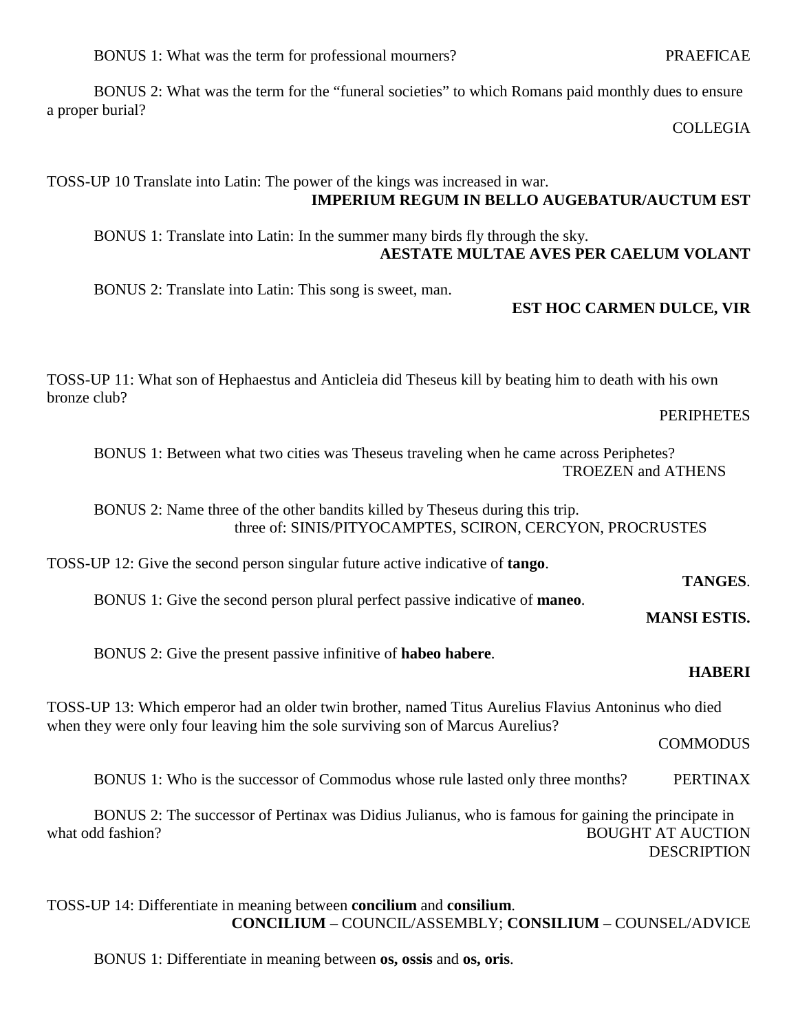BONUS 1: What was the term for professional mourners? PRAEFICAE

BONUS 2: What was the term for the "funeral societies" to which Romans paid monthly dues to ensure a proper burial?

COLLEGIA

TOSS-UP 10 Translate into Latin: The power of the kings was increased in war.

**IMPERIUM REGUM IN BELLO AUGEBATUR/AUCTUM EST**

BONUS 1: Translate into Latin: In the summer many birds fly through the sky.

**AESTATE MULTAE AVES PER CAELUM VOLANT**

BONUS 2: Translate into Latin: This song is sweet, man.

**EST HOC CARMEN DULCE, VIR**

TOSS-UP 11: What son of Hephaestus and Anticleia did Theseus kill by beating him to death with his own bronze club?

PERIPHETES

BONUS 1: Between what two cities was Theseus traveling when he came across Periphetes?

TROEZEN and ATHENS

BONUS 2: Name three of the other bandits killed by Theseus during this trip.

three of: SINIS/PITYOCAMPTES, SCIRON, CERCYON, PROCRUSTES

TOSS-UP 12: Give the second person singular future active indicative of **tango**.

**TANGES**.

BONUS 1: Give the second person plural perfect passive indicative of **maneo**.

**MANSI ESTIS.**

BONUS 2: Give the present passive infinitive of **habeo habere**.

**HABERI**

TOSS-UP 13: Which emperor had an older twin brother, named Titus Aurelius Flavius Antoninus who died when they were only four leaving him the sole surviving son of Marcus Aurelius?

COMMODUS

BONUS 1: Who is the successor of Commodus whose rule lasted only three months? PERTINAX

BONUS 2: The successor of Pertinax was Didius Julianus, who is famous for gaining the principate in what odd fashion?

BOUGHT AT AUCTION DESCRIPTION

TOSS-UP 14: Differentiate in meaning between **concilium** and **consilium**.

**CONCILIUM** – COUNCIL/ASSEMBLY; **CONSILIUM** – COUNSEL/ADVICE

BONUS 1: Differentiate in meaning between **os, ossis** and **os, oris**.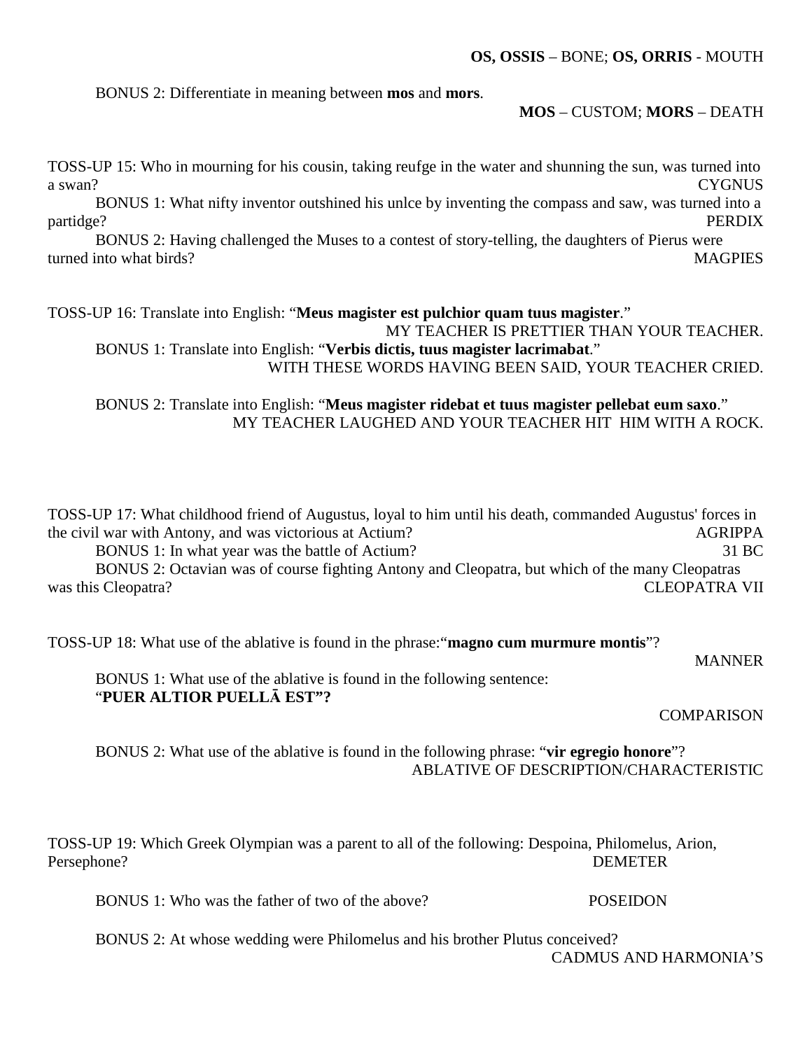**OS, OSSIS** – BONE; **OS, ORRIS** - MOUTH

BONUS 2: Differentiate in meaning between **mos** and **mors**.

**MOS** – CUSTOM; **MORS** – DEATH

TOSS-UP 15: Who in mourning for his cousin, taking reufge in the water and shunning the sun, was turned into a swan? CYGNUS

BONUS 1: What nifty inventor outshined his unlce by inventing the compass and saw, was turned into a partidge? PERDIX

BONUS 2: Having challenged the Muses to a contest of story-telling, the daughters of Pierus were turned into what birds? MAGPIES

TOSS-UP 16: Translate into English: "**Meus magister est pulchior quam tuus magister**."

MY TEACHER IS PRETTIER THAN YOUR TEACHER.

BONUS 1: Translate into English: "**Verbis dictis, tuus magister lacrimabat**."

WITH THESE WORDS HAVING BEEN SAID, YOUR TEACHER CRIED.

BONUS 2: Translate into English: "**Meus magister ridebat et tuus magister pellebat eum saxo**."

MY TEACHER LAUGHED AND YOUR TEACHER HIT HIM WITH A ROCK.

TOSS-UP 17: What childhood friend of Augustus, loyal to him until his death, commanded Augustus' forces in the civil war with Antony, and was victorious at Actium? AGRIPPA

BONUS 1: In what year was the battle of Actium? 31 BC

BONUS 2: Octavian was of course fighting Antony and Cleopatra, but which of the many Cleopatras was this Cleopatra? CLEOPATRA VII

TOSS-UP 18: What use of the ablative is found in the phrase:"**magno cum murmure montis**"?

MANNER

BONUS 1: What use of the ablative is found in the following sentence:
"**PUER ALTIOR PUELLĀ EST"?**

COMPARISON

BONUS 2: What use of the ablative is found in the following phrase: "**vir egregio honore**"?

ABLATIVE OF DESCRIPTION/CHARACTERISTIC

TOSS-UP 19: Which Greek Olympian was a parent to all of the following: Despoina, Philomelus, Arion, Persephone? DEMETER

BONUS 1: Who was the father of two of the above? POSEIDON

BONUS 2: At whose wedding were Philomelus and his brother Plutus conceived?

CADMUS AND HARMONIA'S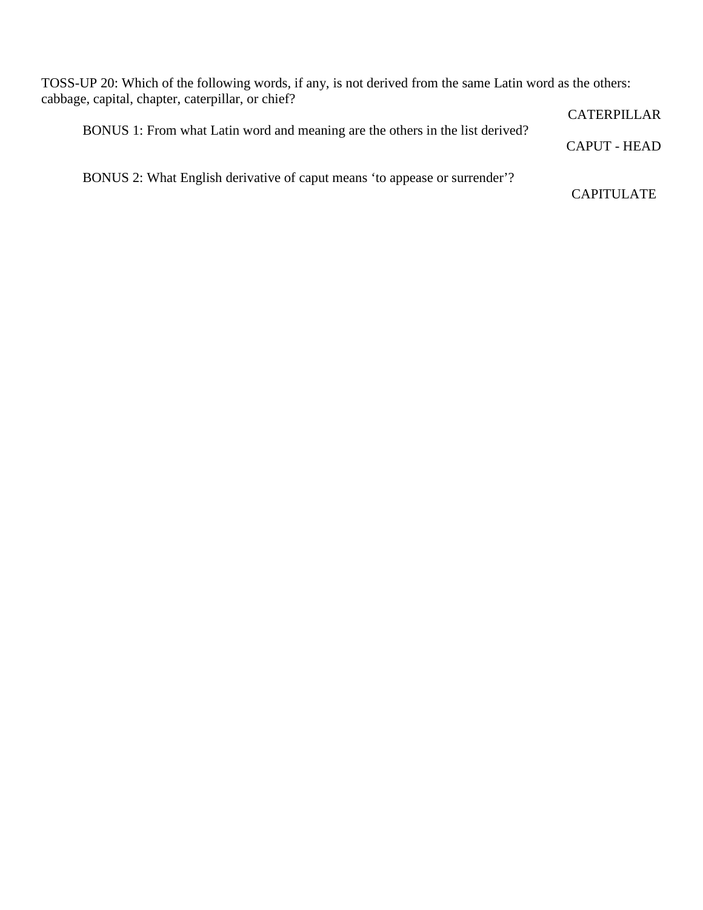TOSS-UP 20: Which of the following words, if any, is not derived from the same Latin word as the others: cabbage, capital, chapter, caterpillar, or chief?

CATERPILLAR

BONUS 1: From what Latin word and meaning are the others in the list derived?

CAPUT - HEAD

BONUS 2: What English derivative of caput means 'to appease or surrender'?

CAPITULATE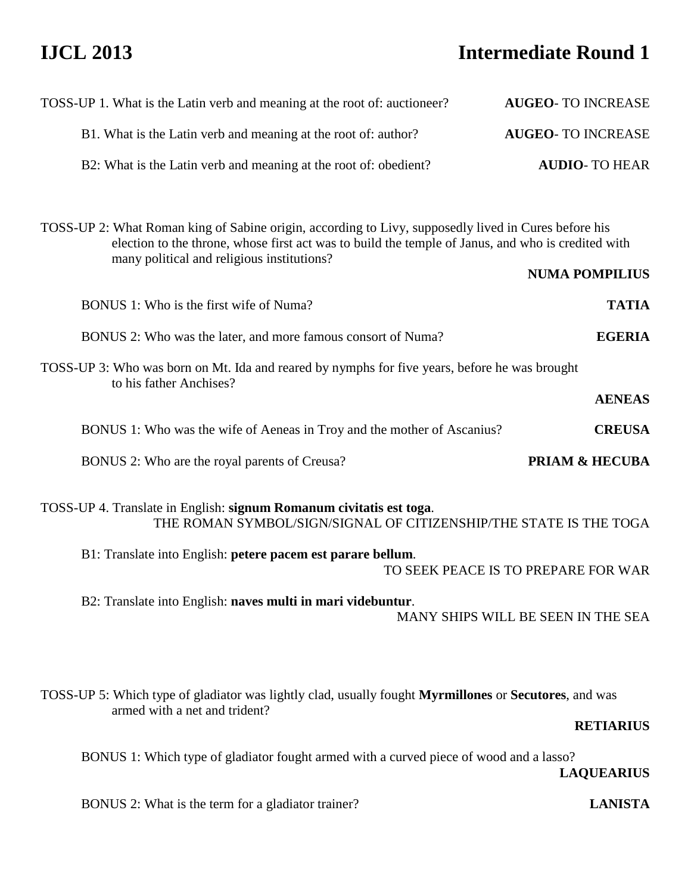# IJCL 2013 Intermediate Round 1

TOSS-UP 1. What is the Latin verb and meaning at the root of: auctioneer? **AUGEO**- TO INCREASE

B1. What is the Latin verb and meaning at the root of: author? **AUGEO**- TO INCREASE

B2: What is the Latin verb and meaning at the root of: obedient? **AUDIO**- TO HEAR

TOSS-UP 2: What Roman king of Sabine origin, according to Livy, supposedly lived in Cures before his election to the throne, whose first act was to build the temple of Janus, and who is credited with many political and religious institutions?

**NUMA POMPILIUS**

BONUS 1: Who is the first wife of Numa? **TATIA**

BONUS 2: Who was the later, and more famous consort of Numa? **EGERIA**

TOSS-UP 3: Who was born on Mt. Ida and reared by nymphs for five years, before he was brought to his father Anchises?

**AENEAS**

BONUS 1: Who was the wife of Aeneas in Troy and the mother of Ascanius? **CREUSA**

BONUS 2: Who are the royal parents of Creusa? **PRIAM & HECUBA**

TOSS-UP 4. Translate in English: **signum Romanum civitatis est toga**.

THE ROMAN SYMBOL/SIGN/SIGNAL OF CITIZENSHIP/THE STATE IS THE TOGA

B1: Translate into English: **petere pacem est parare bellum**.

TO SEEK PEACE IS TO PREPARE FOR WAR

B2: Translate into English: **naves multi in mari videbuntur**.

MANY SHIPS WILL BE SEEN IN THE SEA

TOSS-UP 5: Which type of gladiator was lightly clad, usually fought **Myrmillones** or **Secutores**, and was armed with a net and trident?

**RETIARIUS**

BONUS 1: Which type of gladiator fought armed with a curved piece of wood and a lasso?

**LAQUEARIUS**

BONUS 2: What is the term for a gladiator trainer? **LANISTA**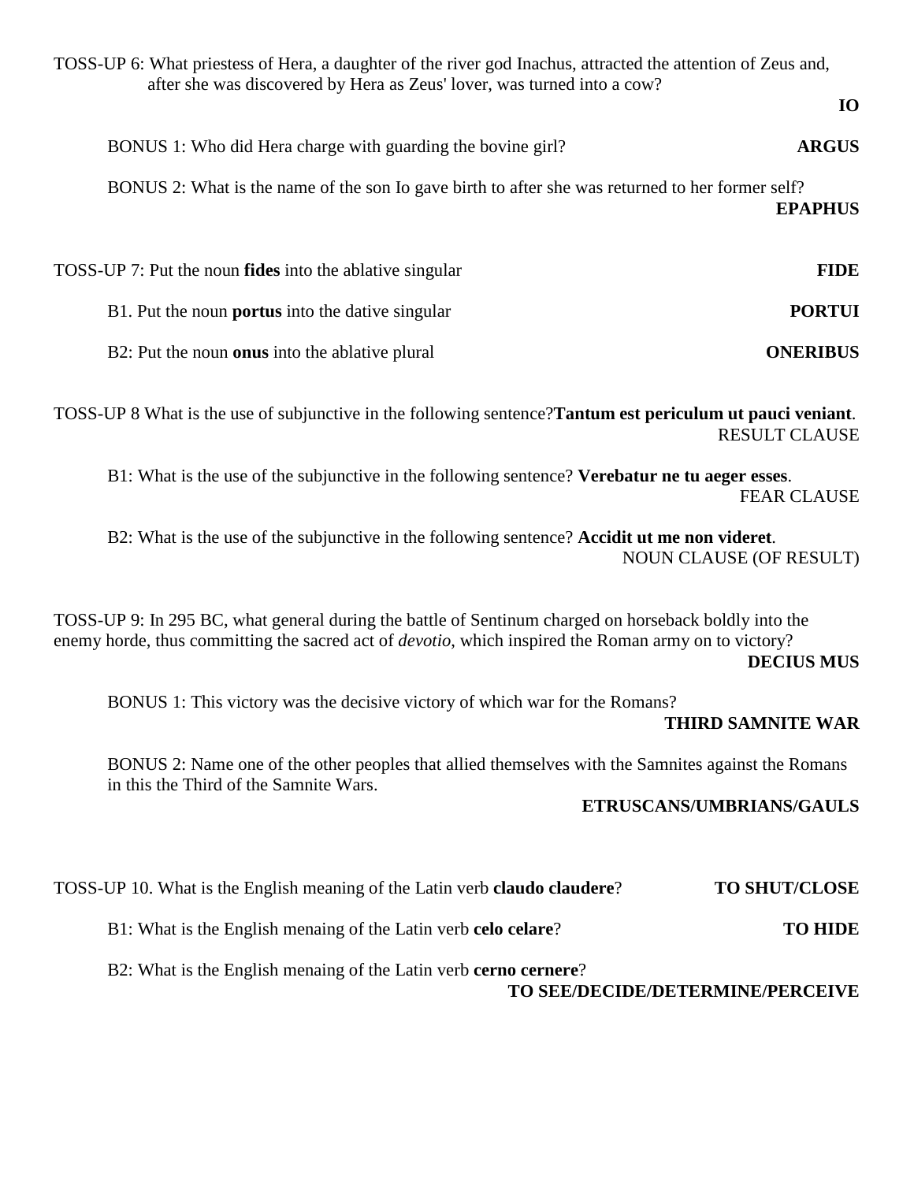TOSS-UP 6: What priestess of Hera, a daughter of the river god Inachus, attracted the attention of Zeus and, after she was discovered by Hera as Zeus' lover, was turned into a cow?

**IO**

BONUS 1: Who did Hera charge with guarding the bovine girl? **ARGUS**

BONUS 2: What is the name of the son Io gave birth to after she was returned to her former self?

**EPAPHUS**

TOSS-UP 7: Put the noun **fides** into the ablative singular **FIDE**

B1. Put the noun **portus** into the dative singular **PORTUI**

B2: Put the noun **onus** into the ablative plural **ONERIBUS**

TOSS-UP 8 What is the use of subjunctive in the following sentence?**Tantum est periculum ut pauci veniant**.

RESULT CLAUSE

B1: What is the use of the subjunctive in the following sentence? **Verebatur ne tu aeger esses**.

FEAR CLAUSE

B2: What is the use of the subjunctive in the following sentence? **Accidit ut me non videret**.

NOUN CLAUSE (OF RESULT)

TOSS-UP 9: In 295 BC, what general during the battle of Sentinum charged on horseback boldly into the enemy horde, thus committing the sacred act of *devotio*, which inspired the Roman army on to victory?

**DECIUS MUS**

BONUS 1: This victory was the decisive victory of which war for the Romans?

**THIRD SAMNITE WAR**

BONUS 2: Name one of the other peoples that allied themselves with the Samnites against the Romans in this the Third of the Samnite Wars.

**ETRUSCANS/UMBRIANS/GAULS**

TOSS-UP 10. What is the English meaning of the Latin verb **claudo claudere**? **TO SHUT/CLOSE**

B1: What is the English menaing of the Latin verb **celo celare**? **TO HIDE**

B2: What is the English menaing of the Latin verb **cerno cernere**?

**TO SEE/DECIDE/DETERMINE/PERCEIVE**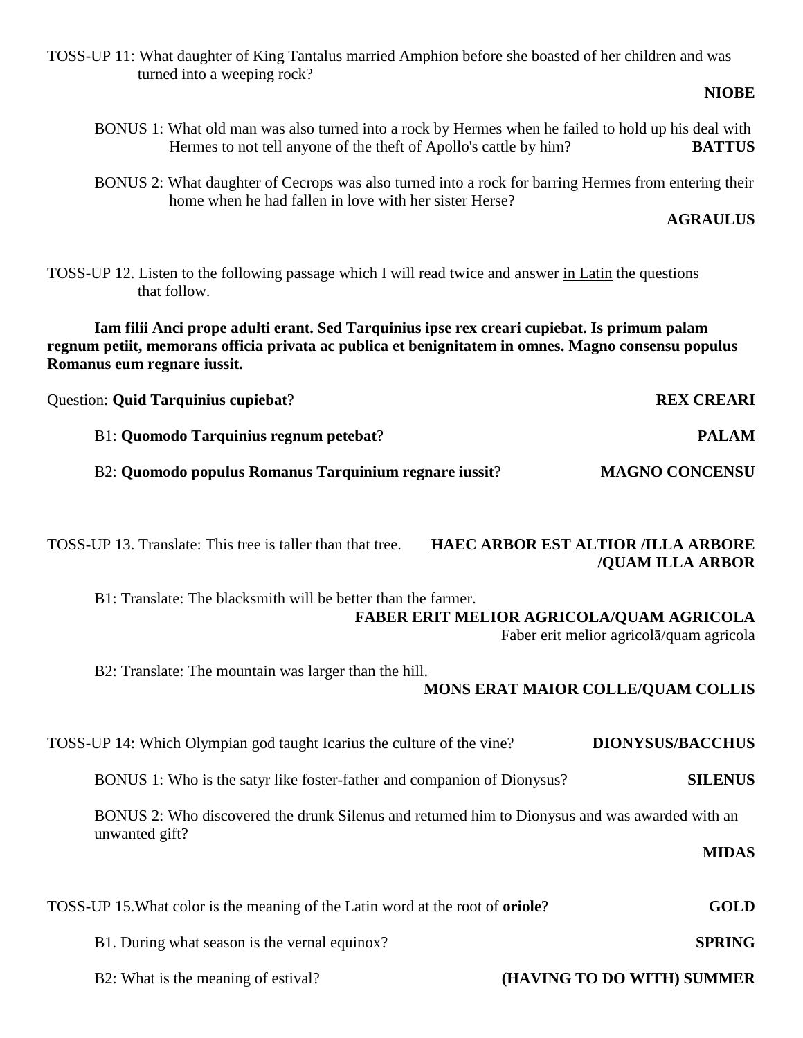TOSS-UP 11: What daughter of King Tantalus married Amphion before she boasted of her children and was turned into a weeping rock?

**NIOBE**

BONUS 1: What old man was also turned into a rock by Hermes when he failed to hold up his deal with Hermes to not tell anyone of the theft of Apollo's cattle by him? **BATTUS**

BONUS 2: What daughter of Cecrops was also turned into a rock for barring Hermes from entering their home when he had fallen in love with her sister Herse?

**AGRAULUS**

TOSS-UP 12. Listen to the following passage which I will read twice and answer in Latin the questions that follow.

**Iam filii Anci prope adulti erant. Sed Tarquinius ipse rex creari cupiebat. Is primum palam regnum petiit, memorans officia privata ac publica et benignitatem in omnes. Magno consensu populus Romanus eum regnare iussit.**

Question: **Quid Tarquinius cupiebat**? **REX CREARI**

B1: **Quomodo Tarquinius regnum petebat**? **PALAM**

B2: **Quomodo populus Romanus Tarquinium regnare iussit**? **MAGNO CONCENSU**

TOSS-UP 13. Translate: This tree is taller than that tree. **HAEC ARBOR EST ALTIOR /ILLA ARBORE /QUAM ILLA ARBOR**

B1: Translate: The blacksmith will be better than the farmer.

**FABER ERIT MELIOR AGRICOLA/QUAM AGRICOLA**

Faber erit melior agricolā/quam agricola

B2: Translate: The mountain was larger than the hill.

**MONS ERAT MAIOR COLLE/QUAM COLLIS**

TOSS-UP 14: Which Olympian god taught Icarius the culture of the vine? **DIONYSUS/BACCHUS**

BONUS 1: Who is the satyr like foster-father and companion of Dionysus? **SILENUS**

BONUS 2: Who discovered the drunk Silenus and returned him to Dionysus and was awarded with an unwanted gift?

**MIDAS**

TOSS-UP 15.What color is the meaning of the Latin word at the root of **oriole**? **GOLD**

B1. During what season is the vernal equinox? **SPRING**

B2: What is the meaning of estival? **(HAVING TO DO WITH) SUMMER**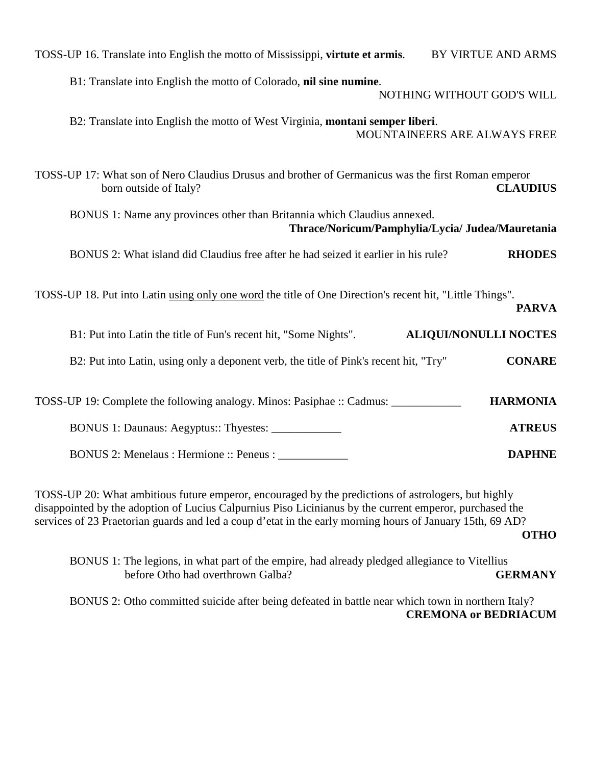TOSS-UP 16. Translate into English the motto of Mississippi, **virtute et armis**. BY VIRTUE AND ARMS

B1: Translate into English the motto of Colorado, **nil sine numine**. NOTHING WITHOUT GOD'S WILL

B2: Translate into English the motto of West Virginia, **montani semper liberi**. MOUNTAINEERS ARE ALWAYS FREE

TOSS-UP 17: What son of Nero Claudius Drusus and brother of Germanicus was the first Roman emperor born outside of Italy? **CLAUDIUS**

BONUS 1: Name any provinces other than Britannia which Claudius annexed. **Thrace/Noricum/Pamphylia/Lycia/ Judea/Mauretania**

BONUS 2: What island did Claudius free after he had seized it earlier in his rule? **RHODES**

TOSS-UP 18. Put into Latin using only one word the title of One Direction's recent hit, "Little Things". **PARVA**

B1: Put into Latin the title of Fun's recent hit, "Some Nights". **ALIQUI/NONULLI NOCTES**

B2: Put into Latin, using only a deponent verb, the title of Pink's recent hit, "Try" **CONARE**

TOSS-UP 19: Complete the following analogy. Minos: Pasiphae :: Cadmus: ____________ **HARMONIA**

BONUS 1: Daunaus: Aegyptus:: Thyestes: ____________ **ATREUS**

BONUS 2: Menelaus : Hermione :: Peneus : ____________ **DAPHNE**

TOSS-UP 20: What ambitious future emperor, encouraged by the predictions of astrologers, but highly disappointed by the adoption of Lucius Calpurnius Piso Licinianus by the current emperor, purchased the services of 23 Praetorian guards and led a coup d'etat in the early morning hours of January 15th, 69 AD? **OTHO**

BONUS 1: The legions, in what part of the empire, had already pledged allegiance to Vitellius before Otho had overthrown Galba? **GERMANY**

BONUS 2: Otho committed suicide after being defeated in battle near which town in northern Italy? **CREMONA or BEDRIACUM**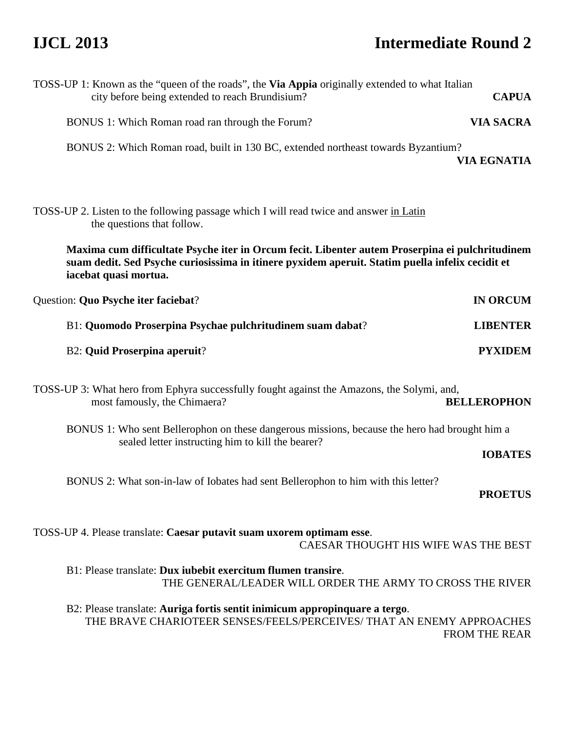# IJCL 2013 — Intermediate Round 2

TOSS-UP 1: Known as the "queen of the roads", the **Via Appia** originally extended to what Italian city before being extended to reach Brundisium? **CAPUA**

BONUS 1: Which Roman road ran through the Forum? **VIA SACRA**

BONUS 2: Which Roman road, built in 130 BC, extended northeast towards Byzantium? **VIA EGNATIA**

TOSS-UP 2. Listen to the following passage which I will read twice and answer in Latin the questions that follow.

**Maxima cum difficultate Psyche iter in Orcum fecit. Libenter autem Proserpina ei pulchritudinem suam dedit. Sed Psyche curiosissima in itinere pyxidem aperuit. Statim puella infelix cecidit et iacebat quasi mortua.**

Question: **Quo Psyche iter faciebat**? **IN ORCUM**

B1: **Quomodo Proserpina Psychae pulchritudinem suam dabat**? **LIBENTER**

B2: **Quid Proserpina aperuit**? **PYXIDEM**

TOSS-UP 3: What hero from Ephyra successfully fought against the Amazons, the Solymi, and, most famously, the Chimaera? **BELLEROPHON**

BONUS 1: Who sent Bellerophon on these dangerous missions, because the hero had brought him a sealed letter instructing him to kill the bearer? **IOBATES**

BONUS 2: What son-in-law of Iobates had sent Bellerophon to him with this letter? **PROETUS**

TOSS-UP 4. Please translate: **Caesar putavit suam uxorem optimam esse**.
CAESAR THOUGHT HIS WIFE WAS THE BEST

B1: Please translate: **Dux iubebit exercitum flumen transire**.
THE GENERAL/LEADER WILL ORDER THE ARMY TO CROSS THE RIVER

B2: Please translate: **Auriga fortis sentit inimicum appropinquare a tergo**.
THE BRAVE CHARIOTEER SENSES/FEELS/PERCEIVES/ THAT AN ENEMY APPROACHES FROM THE REAR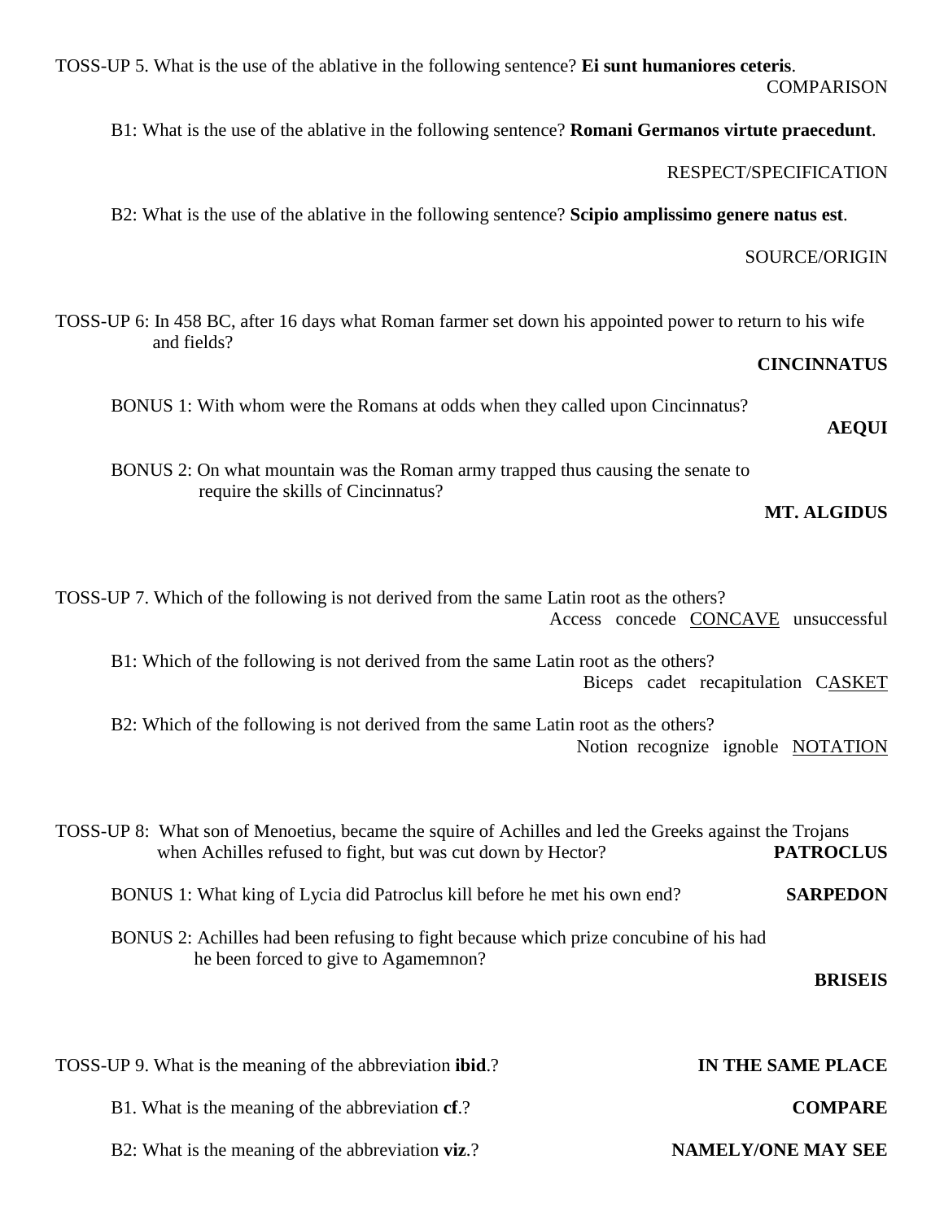TOSS-UP 5. What is the use of the ablative in the following sentence? **Ei sunt humaniores ceteris**.

COMPARISON

B1: What is the use of the ablative in the following sentence? **Romani Germanos virtute praecedunt**.

RESPECT/SPECIFICATION

B2: What is the use of the ablative in the following sentence? **Scipio amplissimo genere natus est**.

SOURCE/ORIGIN

TOSS-UP 6: In 458 BC, after 16 days what Roman farmer set down his appointed power to return to his wife and fields?

**CINCINNATUS**

BONUS 1: With whom were the Romans at odds when they called upon Cincinnatus?

**AEQUI**

BONUS 2: On what mountain was the Roman army trapped thus causing the senate to require the skills of Cincinnatus?

**MT. ALGIDUS**

TOSS-UP 7. Which of the following is not derived from the same Latin root as the others?

Access concede <u>CONCAVE</u> unsuccessful

B1: Which of the following is not derived from the same Latin root as the others?

Biceps cadet recapitulation C<u>ASKET</u>

B2: Which of the following is not derived from the same Latin root as the others?

Notion recognize ignoble <u>NOTATION</u>

TOSS-UP 8: What son of Menoetius, became the squire of Achilles and led the Greeks against the Trojans when Achilles refused to fight, but was cut down by Hector? **PATROCLUS**

BONUS 1: What king of Lycia did Patroclus kill before he met his own end? **SARPEDON**

BONUS 2: Achilles had been refusing to fight because which prize concubine of his had he been forced to give to Agamemnon?

**BRISEIS**

TOSS-UP 9. What is the meaning of the abbreviation **ibid**.? **IN THE SAME PLACE**

B1. What is the meaning of the abbreviation **cf**.? **COMPARE**

B2: What is the meaning of the abbreviation **viz**.? **NAMELY/ONE MAY SEE**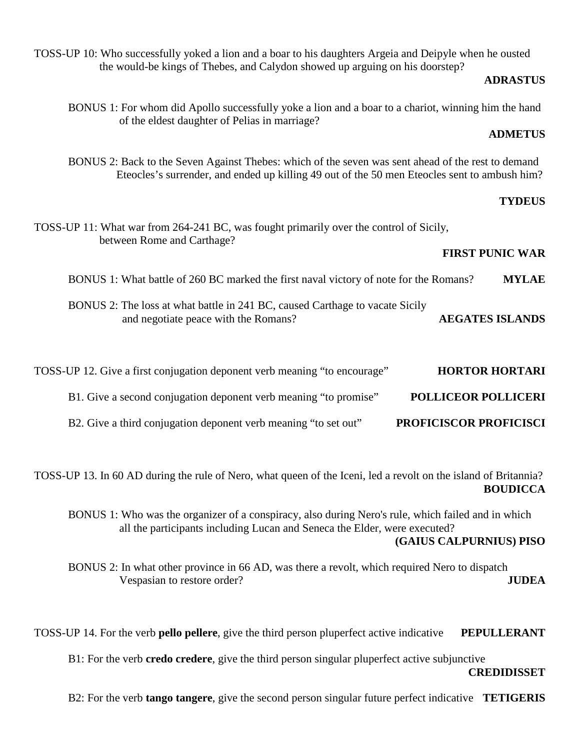TOSS-UP 10: Who successfully yoked a lion and a boar to his daughters Argeia and Deipyle when he ousted the would-be kings of Thebes, and Calydon showed up arguing on his doorstep?

**ADRASTUS**

BONUS 1: For whom did Apollo successfully yoke a lion and a boar to a chariot, winning him the hand of the eldest daughter of Pelias in marriage?

**ADMETUS**

BONUS 2: Back to the Seven Against Thebes: which of the seven was sent ahead of the rest to demand Eteocles's surrender, and ended up killing 49 out of the 50 men Eteocles sent to ambush him?

**TYDEUS**

TOSS-UP 11: What war from 264-241 BC, was fought primarily over the control of Sicily, between Rome and Carthage?

**FIRST PUNIC WAR**

BONUS 1: What battle of 260 BC marked the first naval victory of note for the Romans? **MYLAE**

BONUS 2: The loss at what battle in 241 BC, caused Carthage to vacate Sicily and negotiate peace with the Romans? **AEGATES ISLANDS**

TOSS-UP 12. Give a first conjugation deponent verb meaning "to encourage" **HORTOR HORTARI**

B1. Give a second conjugation deponent verb meaning "to promise" **POLLICEOR POLLICERI**

B2. Give a third conjugation deponent verb meaning "to set out" **PROFICISCOR PROFICISCI**

TOSS-UP 13. In 60 AD during the rule of Nero, what queen of the Iceni, led a revolt on the island of Britannia?

**BOUDICCA**

BONUS 1: Who was the organizer of a conspiracy, also during Nero's rule, which failed and in which all the participants including Lucan and Seneca the Elder, were executed?

**(GAIUS CALPURNIUS) PISO**

BONUS 2: In what other province in 66 AD, was there a revolt, which required Nero to dispatch Vespasian to restore order? **JUDEA**

TOSS-UP 14. For the verb **pello pellere**, give the third person pluperfect active indicative **PEPULLERANT**

B1: For the verb **credo credere**, give the third person singular pluperfect active subjunctive

**CREDIDISSET**

B2: For the verb **tango tangere**, give the second person singular future perfect indicative **TETIGERIS**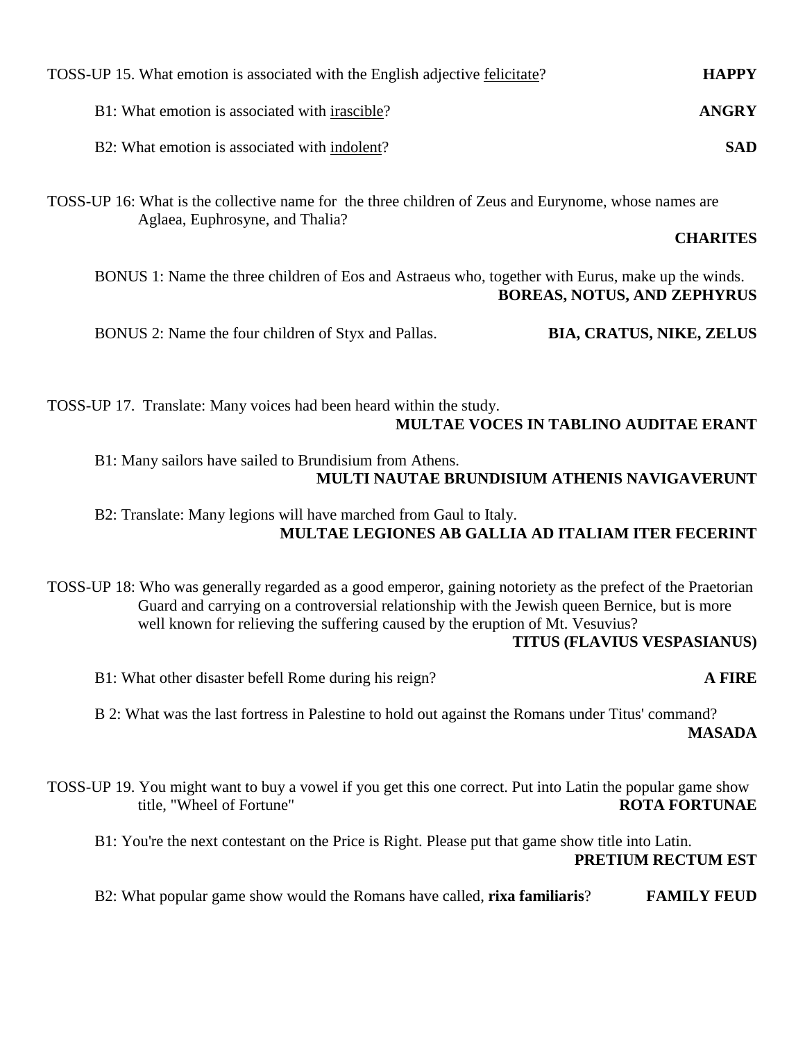TOSS-UP 15. What emotion is associated with the English adjective <u>felicitate</u>? **HAPPY**

B1: What emotion is associated with <u>irascible</u>? **ANGRY**

B2: What emotion is associated with <u>indolent</u>? **SAD**

TOSS-UP 16: What is the collective name for the three children of Zeus and Eurynome, whose names are Aglaea, Euphrosyne, and Thalia?

**CHARITES**

BONUS 1: Name the three children of Eos and Astraeus who, together with Eurus, make up the winds. **BOREAS, NOTUS, AND ZEPHYRUS**

BONUS 2: Name the four children of Styx and Pallas. **BIA, CRATUS, NIKE, ZELUS**

TOSS-UP 17. Translate: Many voices had been heard within the study.
**MULTAE VOCES IN TABLINO AUDITAE ERANT**

B1: Many sailors have sailed to Brundisium from Athens.
**MULTI NAUTAE BRUNDISIUM ATHENIS NAVIGAVERUNT**

B2: Translate: Many legions will have marched from Gaul to Italy.
**MULTAE LEGIONES AB GALLIA AD ITALIAM ITER FECERINT**

TOSS-UP 18: Who was generally regarded as a good emperor, gaining notoriety as the prefect of the Praetorian Guard and carrying on a controversial relationship with the Jewish queen Bernice, but is more well known for relieving the suffering caused by the eruption of Mt. Vesuvius?
**TITUS (FLAVIUS VESPASIANUS)**

B1: What other disaster befell Rome during his reign? **A FIRE**

B 2: What was the last fortress in Palestine to hold out against the Romans under Titus' command?
**MASADA**

TOSS-UP 19. You might want to buy a vowel if you get this one correct. Put into Latin the popular game show title, "Wheel of Fortune" **ROTA FORTUNAE**

B1: You're the next contestant on the Price is Right. Please put that game show title into Latin.
**PRETIUM RECTUM EST**

B2: What popular game show would the Romans have called, **rixa familiaris**? **FAMILY FEUD**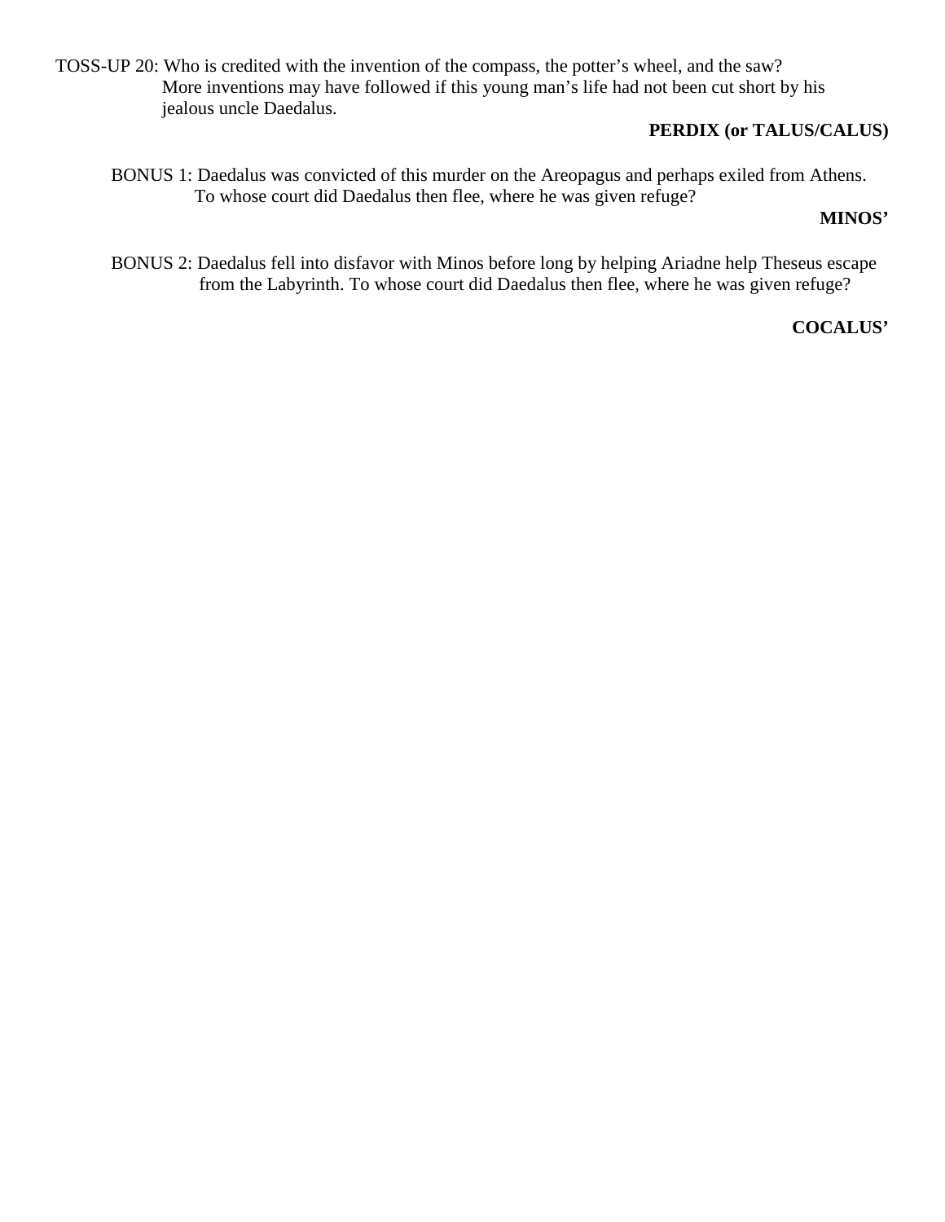TOSS-UP 20: Who is credited with the invention of the compass, the potter's wheel, and the saw? More inventions may have followed if this young man's life had not been cut short by his jealous uncle Daedalus.

**PERDIX (or TALUS/CALUS)**

BONUS 1: Daedalus was convicted of this murder on the Areopagus and perhaps exiled from Athens. To whose court did Daedalus then flee, where he was given refuge?

**MINOS'**

BONUS 2: Daedalus fell into disfavor with Minos before long by helping Ariadne help Theseus escape from the Labyrinth. To whose court did Daedalus then flee, where he was given refuge?

**COCALUS'**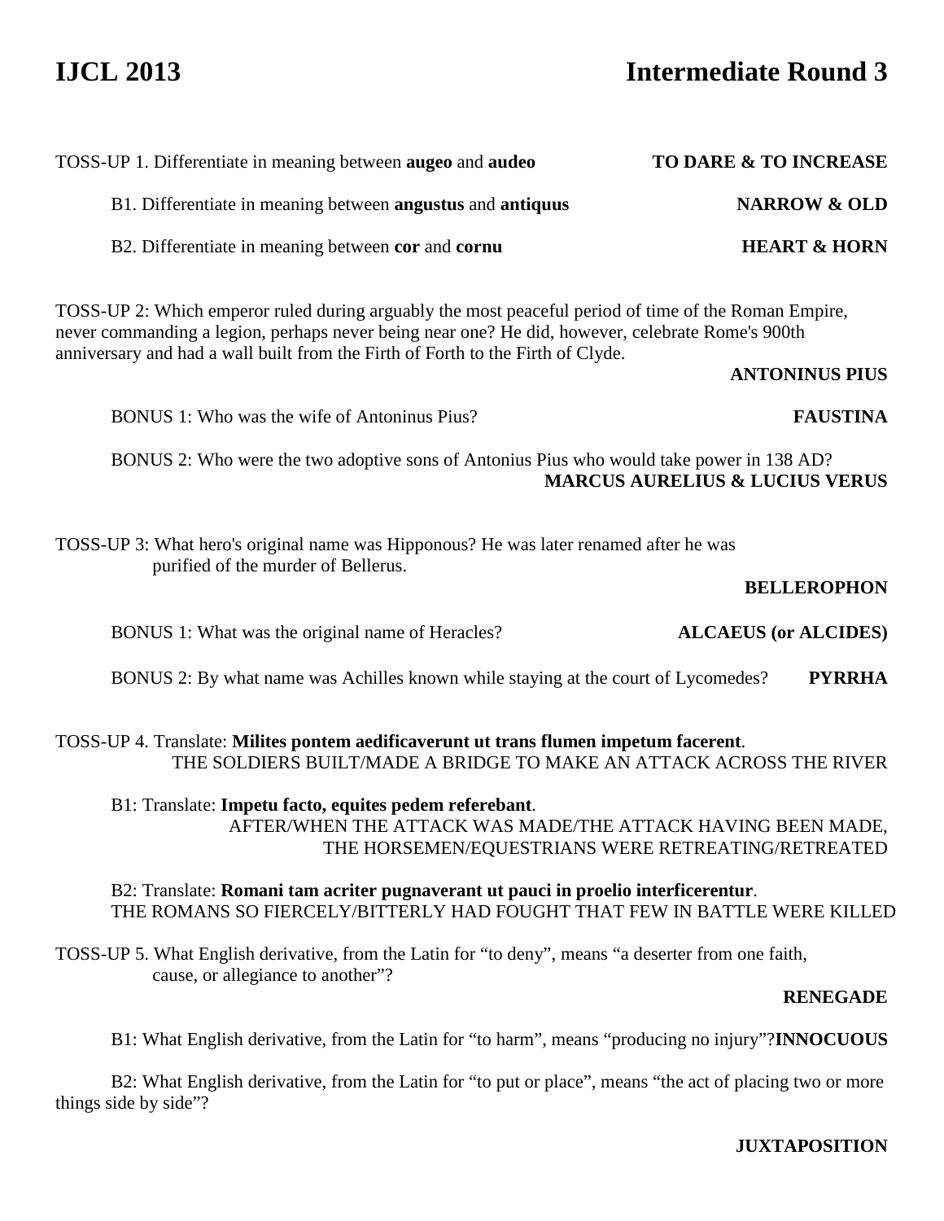# IJCL 2013 Intermediate Round 3

TOSS-UP 1. Differentiate in meaning between **augeo** and **audeo** **TO DARE & TO INCREASE**

B1. Differentiate in meaning between **angustus** and **antiquus** **NARROW & OLD**

B2. Differentiate in meaning between **cor** and **cornu** **HEART & HORN**

TOSS-UP 2: Which emperor ruled during arguably the most peaceful period of time of the Roman Empire, never commanding a legion, perhaps never being near one? He did, however, celebrate Rome's 900th anniversary and had a wall built from the Firth of Forth to the Firth of Clyde.

**ANTONINUS PIUS**

BONUS 1: Who was the wife of Antoninus Pius? **FAUSTINA**

BONUS 2: Who were the two adoptive sons of Antonius Pius who would take power in 138 AD?
**MARCUS AURELIUS & LUCIUS VERUS**

TOSS-UP 3: What hero's original name was Hipponous? He was later renamed after he was purified of the murder of Bellerus.

**BELLEROPHON**

BONUS 1: What was the original name of Heracles? **ALCAEUS (or ALCIDES)**

BONUS 2: By what name was Achilles known while staying at the court of Lycomedes? **PYRRHA**

TOSS-UP 4. Translate: **Milites pontem aedificaverunt ut trans flumen impetum facerent**.
THE SOLDIERS BUILT/MADE A BRIDGE TO MAKE AN ATTACK ACROSS THE RIVER

B1: Translate: **Impetu facto, equites pedem referebant**.
AFTER/WHEN THE ATTACK WAS MADE/THE ATTACK HAVING BEEN MADE, THE HORSEMEN/EQUESTRIANS WERE RETREATING/RETREATED

B2: Translate: **Romani tam acriter pugnaverant ut pauci in proelio interficerentur**.
THE ROMANS SO FIERCELY/BITTERLY HAD FOUGHT THAT FEW IN BATTLE WERE KILLED

TOSS-UP 5. What English derivative, from the Latin for "to deny", means "a deserter from one faith, cause, or allegiance to another"?

**RENEGADE**

B1: What English derivative, from the Latin for "to harm", means "producing no injury"? **INNOCUOUS**

B2: What English derivative, from the Latin for "to put or place", means "the act of placing two or more things side by side"?

**JUXTAPOSITION**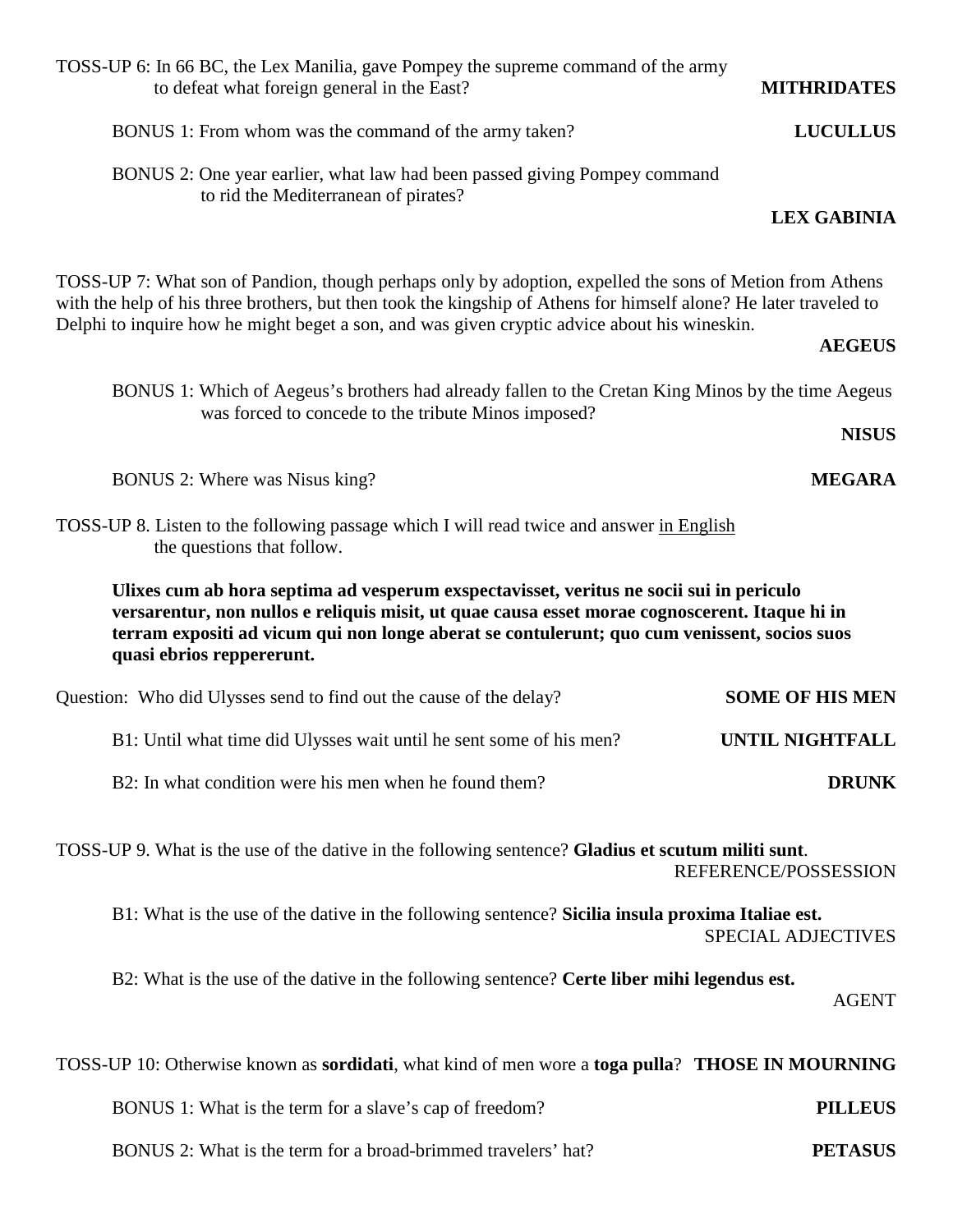TOSS-UP 6: In 66 BC, the Lex Manilia, gave Pompey the supreme command of the army to defeat what foreign general in the East? **MITHRIDATES**

BONUS 1: From whom was the command of the army taken? **LUCULLUS**

BONUS 2: One year earlier, what law had been passed giving Pompey command to rid the Mediterranean of pirates? **LEX GABINIA**

TOSS-UP 7: What son of Pandion, though perhaps only by adoption, expelled the sons of Metion from Athens with the help of his three brothers, but then took the kingship of Athens for himself alone? He later traveled to Delphi to inquire how he might beget a son, and was given cryptic advice about his wineskin. **AEGEUS**

BONUS 1: Which of Aegeus's brothers had already fallen to the Cretan King Minos by the time Aegeus was forced to concede to the tribute Minos imposed? **NISUS**

BONUS 2: Where was Nisus king? **MEGARA**

TOSS-UP 8. Listen to the following passage which I will read twice and answer in English the questions that follow.

**Ulixes cum ab hora septima ad vesperum exspectavisset, veritus ne socii sui in periculo versarentur, non nullos e reliquis misit, ut quae causa esset morae cognoscerent. Itaque hi in terram expositi ad vicum qui non longe aberat se contulerunt; quo cum venissent, socios suos quasi ebrios repprererunt.**

Question: Who did Ulysses send to find out the cause of the delay? **SOME OF HIS MEN**

B1: Until what time did Ulysses wait until he sent some of his men? **UNTIL NIGHTFALL**

B2: In what condition were his men when he found them? **DRUNK**

TOSS-UP 9. What is the use of the dative in the following sentence? **Gladius et scutum militi sunt**. REFERENCE/POSSESSION

B1: What is the use of the dative in the following sentence? **Sicilia insula proxima Italiae est.** SPECIAL ADJECTIVES

B2: What is the use of the dative in the following sentence? **Certe liber mihi legendus est.** AGENT

TOSS-UP 10: Otherwise known as **sordidati**, what kind of men wore a **toga pulla**? **THOSE IN MOURNING**

BONUS 1: What is the term for a slave's cap of freedom? **PILLEUS**

BONUS 2: What is the term for a broad-brimmed travelers' hat? **PETASUS**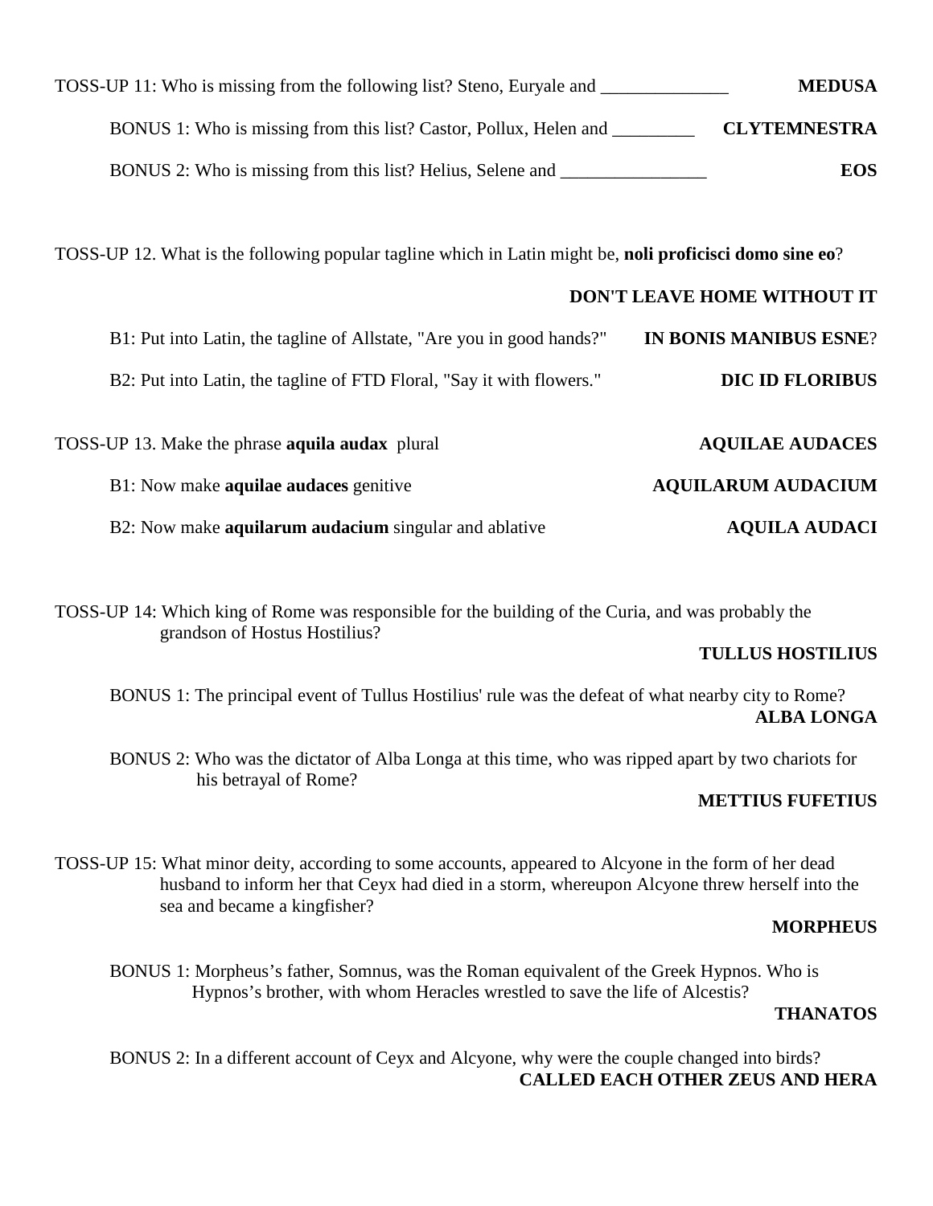TOSS-UP 11: Who is missing from the following list? Steno, Euryale and ______________ **MEDUSA**

BONUS 1: Who is missing from this list? Castor, Pollux, Helen and _________ **CLYTEMNESTRA**

BONUS 2: Who is missing from this list? Helius, Selene and ________________ **EOS**

TOSS-UP 12. What is the following popular tagline which in Latin might be, **noli proficisci domo sine eo**?

**DON'T LEAVE HOME WITHOUT IT**

B1: Put into Latin, the tagline of Allstate, "Are you in good hands?" **IN BONIS MANIBUS ESNE**?

B2: Put into Latin, the tagline of FTD Floral, "Say it with flowers." **DIC ID FLORIBUS**

TOSS-UP 13. Make the phrase **aquila audax** plural **AQUILAE AUDACES**

B1: Now make **aquilae audaces** genitive **AQUILARUM AUDACIUM**

B2: Now make **aquilarum audacium** singular and ablative **AQUILA AUDACI**

TOSS-UP 14: Which king of Rome was responsible for the building of the Curia, and was probably the grandson of Hostus Hostilius?

**TULLUS HOSTILIUS**

BONUS 1: The principal event of Tullus Hostilius' rule was the defeat of what nearby city to Rome? **ALBA LONGA**

BONUS 2: Who was the dictator of Alba Longa at this time, who was ripped apart by two chariots for his betrayal of Rome?

**METTIUS FUFETIUS**

TOSS-UP 15: What minor deity, according to some accounts, appeared to Alcyone in the form of her dead husband to inform her that Ceyx had died in a storm, whereupon Alcyone threw herself into the sea and became a kingfisher?

**MORPHEUS**

BONUS 1: Morpheus's father, Somnus, was the Roman equivalent of the Greek Hypnos. Who is Hypnos's brother, with whom Heracles wrestled to save the life of Alcestis?

**THANATOS**

BONUS 2: In a different account of Ceyx and Alcyone, why were the couple changed into birds? **CALLED EACH OTHER ZEUS AND HERA**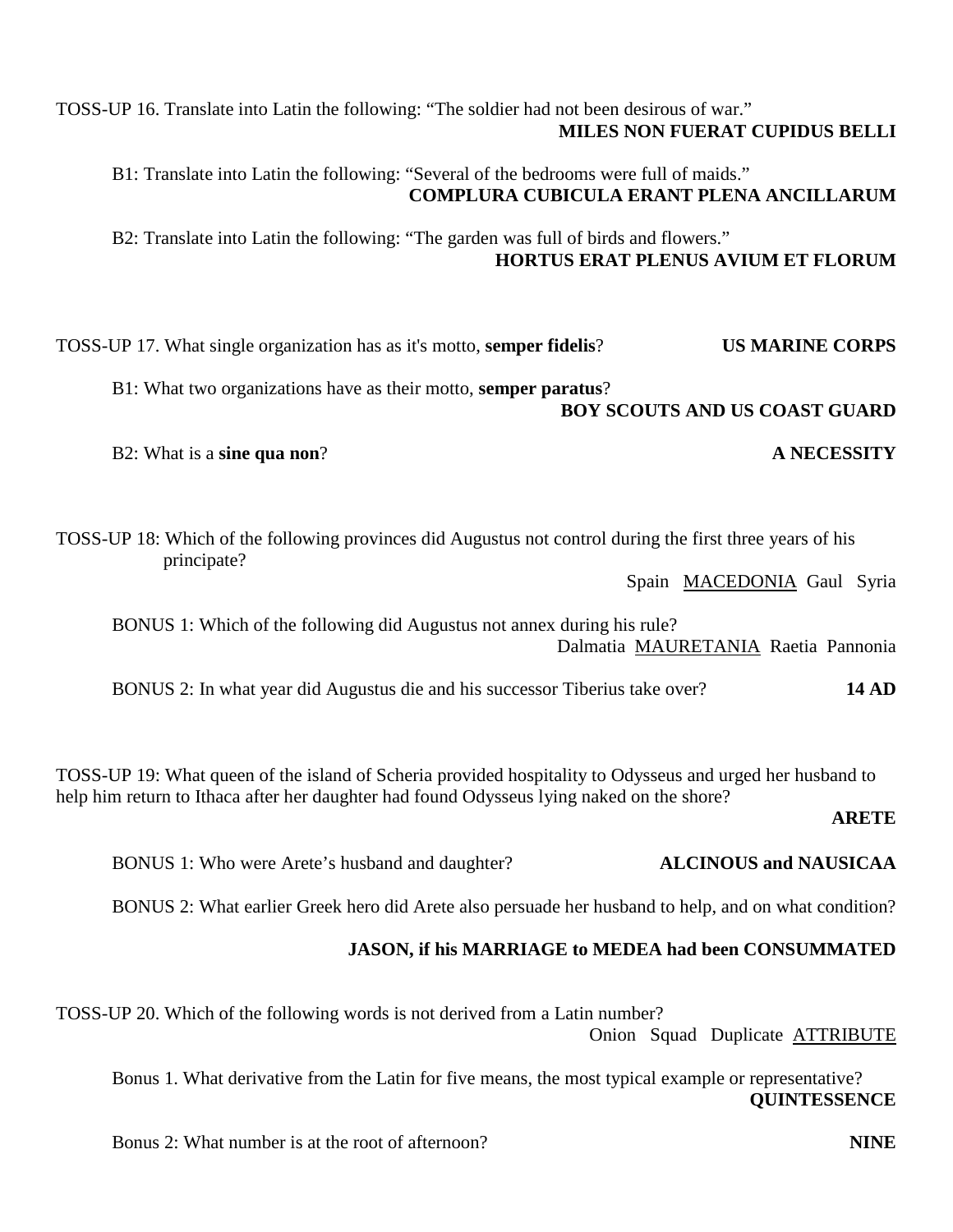TOSS-UP 16. Translate into Latin the following: “The soldier had not been desirous of war."
**MILES NON FUERAT CUPIDUS BELLI**

B1: Translate into Latin the following: “Several of the bedrooms were full of maids."
**COMPLURA CUBICULA ERANT PLENA ANCILLARUM**

B2: Translate into Latin the following: “The garden was full of birds and flowers."
**HORTUS ERAT PLENUS AVIUM ET FLORUM**

TOSS-UP 17. What single organization has as it's motto, **semper fidelis**? **US MARINE CORPS**

B1: What two organizations have as their motto, **semper paratus**?
**BOY SCOUTS AND US COAST GUARD**

B2: What is a **sine qua non**? **A NECESSITY**

TOSS-UP 18: Which of the following provinces did Augustus not control during the first three years of his principate?
Spain <u>MACEDONIA</u> Gaul Syria

BONUS 1: Which of the following did Augustus not annex during his rule?
Dalmatia <u>MAURETANIA</u> Raetia Pannonia

BONUS 2: In what year did Augustus die and his successor Tiberius take over? **14 AD**

TOSS-UP 19: What queen of the island of Scheria provided hospitality to Odysseus and urged her husband to help him return to Ithaca after her daughter had found Odysseus lying naked on the shore?
**ARETE**

BONUS 1: Who were Arete's husband and daughter? **ALCINOUS and NAUSICAA**

BONUS 2: What earlier Greek hero did Arete also persuade her husband to help, and on what condition?

**JASON, if his MARRIAGE to MEDEA had been CONSUMMATED**

TOSS-UP 20. Which of the following words is not derived from a Latin number?
Onion Squad Duplicate <u>ATTRIBUTE</u>

Bonus 1. What derivative from the Latin for five means, the most typical example or representative?
**QUINTESSENCE**

Bonus 2: What number is at the root of afternoon? **NINE**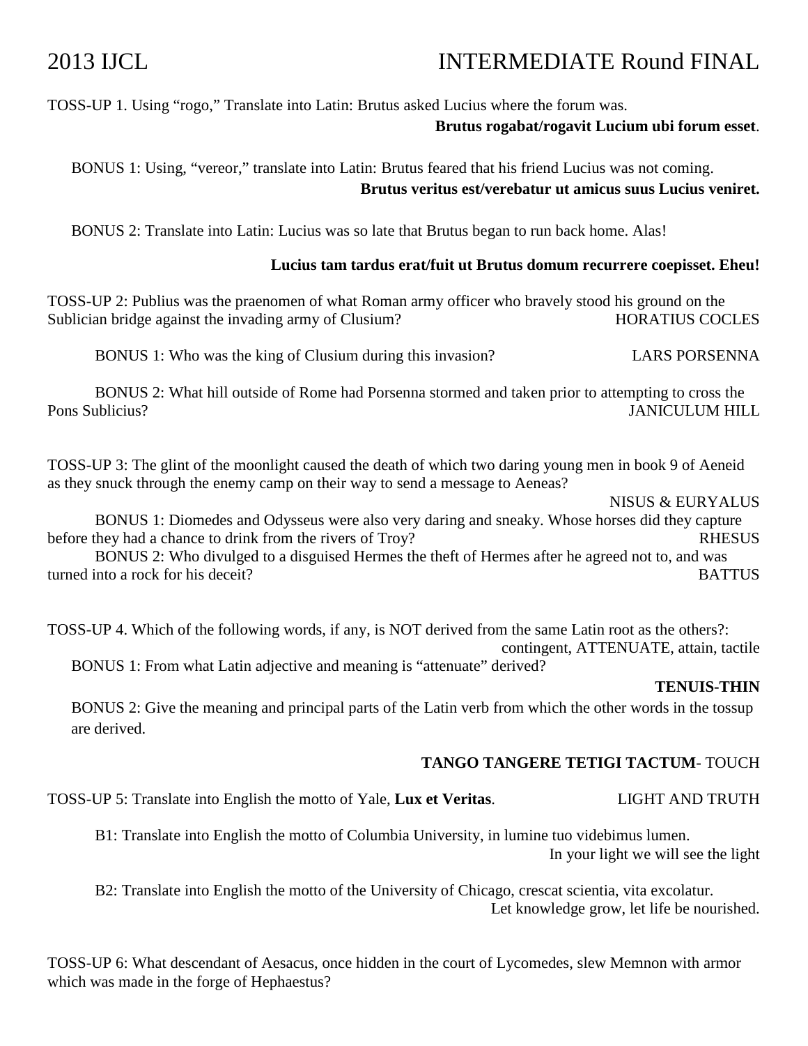# 2013 IJCL INTERMEDIATE Round FINAL

TOSS-UP 1. Using "rogo," Translate into Latin: Brutus asked Lucius where the forum was.

**Brutus rogabat/rogavit Lucium ubi forum esset**.

BONUS 1: Using, "vereor," translate into Latin: Brutus feared that his friend Lucius was not coming.

**Brutus veritus est/verebatur ut amicus suus Lucius veniret.**

BONUS 2: Translate into Latin: Lucius was so late that Brutus began to run back home. Alas!

**Lucius tam tardus erat/fuit ut Brutus domum recurrere coepisset. Eheu!**

TOSS-UP 2: Publius was the praenomen of what Roman army officer who bravely stood his ground on the Sublician bridge against the invading army of Clusium? HORATIUS COCLES

BONUS 1: Who was the king of Clusium during this invasion? LARS PORSENNA

BONUS 2: What hill outside of Rome had Porsenna stormed and taken prior to attempting to cross the Pons Sublicius? JANICULUM HILL

TOSS-UP 3: The glint of the moonlight caused the death of which two daring young men in book 9 of Aeneid as they snuck through the enemy camp on their way to send a message to Aeneas?

NISUS & EURYALUS

BONUS 1: Diomedes and Odysseus were also very daring and sneaky. Whose horses did they capture before they had a chance to drink from the rivers of Troy? RHESUS

BONUS 2: Who divulged to a disguised Hermes the theft of Hermes after he agreed not to, and was turned into a rock for his deceit? BATTUS

TOSS-UP 4. Which of the following words, if any, is NOT derived from the same Latin root as the others?:

contingent, ATTENUATE, attain, tactile

BONUS 1: From what Latin adjective and meaning is "attenuate" derived?

**TENUIS-THIN**

BONUS 2: Give the meaning and principal parts of the Latin verb from which the other words in the tossup are derived.

**TANGO TANGERE TETIGI TACTUM**- TOUCH

TOSS-UP 5: Translate into English the motto of Yale, **Lux et Veritas**. LIGHT AND TRUTH

B1: Translate into English the motto of Columbia University, in lumine tuo videbimus lumen.

In your light we will see the light

B2: Translate into English the motto of the University of Chicago, crescat scientia, vita excolatur.

Let knowledge grow, let life be nourished.

TOSS-UP 6: What descendant of Aesacus, once hidden in the court of Lycomedes, slew Memnon with armor which was made in the forge of Hephaestus?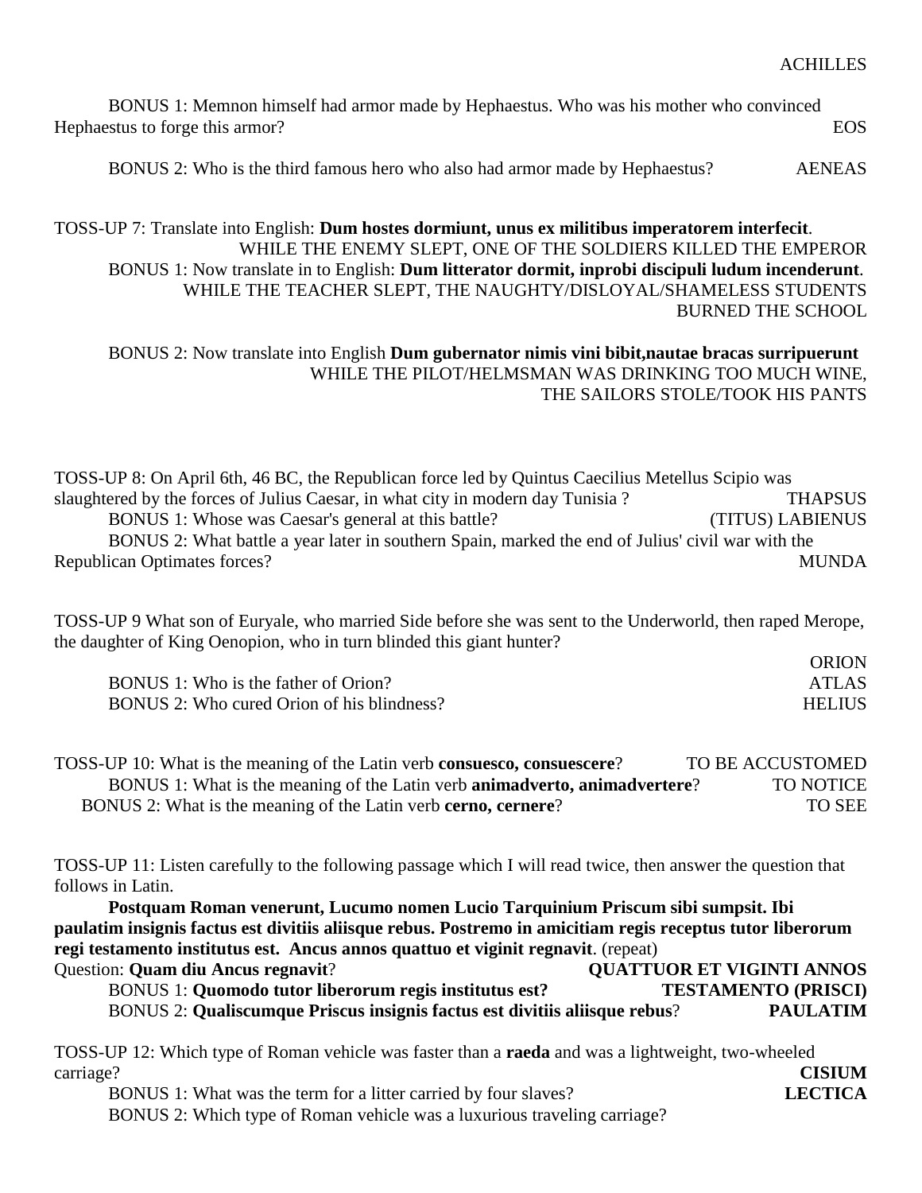ACHILLES

BONUS 1: Memnon himself had armor made by Hephaestus. Who was his mother who convinced Hephaestus to forge this armor? EOS

BONUS 2: Who is the third famous hero who also had armor made by Hephaestus? AENEAS

TOSS-UP 7: Translate into English: **Dum hostes dormiunt, unus ex militibus imperatorem interfecit**.
WHILE THE ENEMY SLEPT, ONE OF THE SOLDIERS KILLED THE EMPEROR

BONUS 1: Now translate in to English: **Dum litterator dormit, inprobi discipuli ludum incenderunt**.
WHILE THE TEACHER SLEPT, THE NAUGHTY/DISLOYAL/SHAMELESS STUDENTS BURNED THE SCHOOL

BONUS 2: Now translate into English **Dum gubernator nimis vini bibit,nautae bracas surripuerunt**
WHILE THE PILOT/HELMSMAN WAS DRINKING TOO MUCH WINE, THE SAILORS STOLE/TOOK HIS PANTS

TOSS-UP 8: On April 6th, 46 BC, the Republican force led by Quintus Caecilius Metellus Scipio was slaughtered by the forces of Julius Caesar, in what city in modern day Tunisia ? THAPSUS

BONUS 1: Whose was Caesar's general at this battle? (TITUS) LABIENUS

BONUS 2: What battle a year later in southern Spain, marked the end of Julius' civil war with the Republican Optimates forces? MUNDA

TOSS-UP 9 What son of Euryale, who married Side before she was sent to the Underworld, then raped Merope, the daughter of King Oenopion, who in turn blinded this giant hunter?
ORION

BONUS 1: Who is the father of Orion? ATLAS

BONUS 2: Who cured Orion of his blindness? HELIUS

TOSS-UP 10: What is the meaning of the Latin verb **consuesco, consuescere**? TO BE ACCUSTOMED

BONUS 1: What is the meaning of the Latin verb **animadverto, animadvertere**? TO NOTICE

BONUS 2: What is the meaning of the Latin verb **cerno, cernere**? TO SEE

TOSS-UP 11: Listen carefully to the following passage which I will read twice, then answer the question that follows in Latin.

**Postquam Roman venerunt, Lucumo nomen Lucio Tarquinium Priscum sibi sumpsit. Ibi paulatim insignis factus est divitiis aliisque rebus. Postremo in amicitiam regis receptus tutor liberorum regi testamento institutus est. Ancus annos quattuo et viginit regnavit**. (repeat)

Question: **Quam diu Ancus regnavit**? **QUATTUOR ET VIGINTI ANNOS**

BONUS 1: **Quomodo tutor liberorum regis institutus est?** **TESTAMENTO (PRISCI)**

BONUS 2: **Qualiscumque Priscus insignis factus est divitiis aliisque rebus**? **PAULATIM**

TOSS-UP 12: Which type of Roman vehicle was faster than a **raeda** and was a lightweight, two-wheeled carriage? **CISIUM**

BONUS 1: What was the term for a litter carried by four slaves? **LECTICA**

BONUS 2: Which type of Roman vehicle was a luxurious traveling carriage?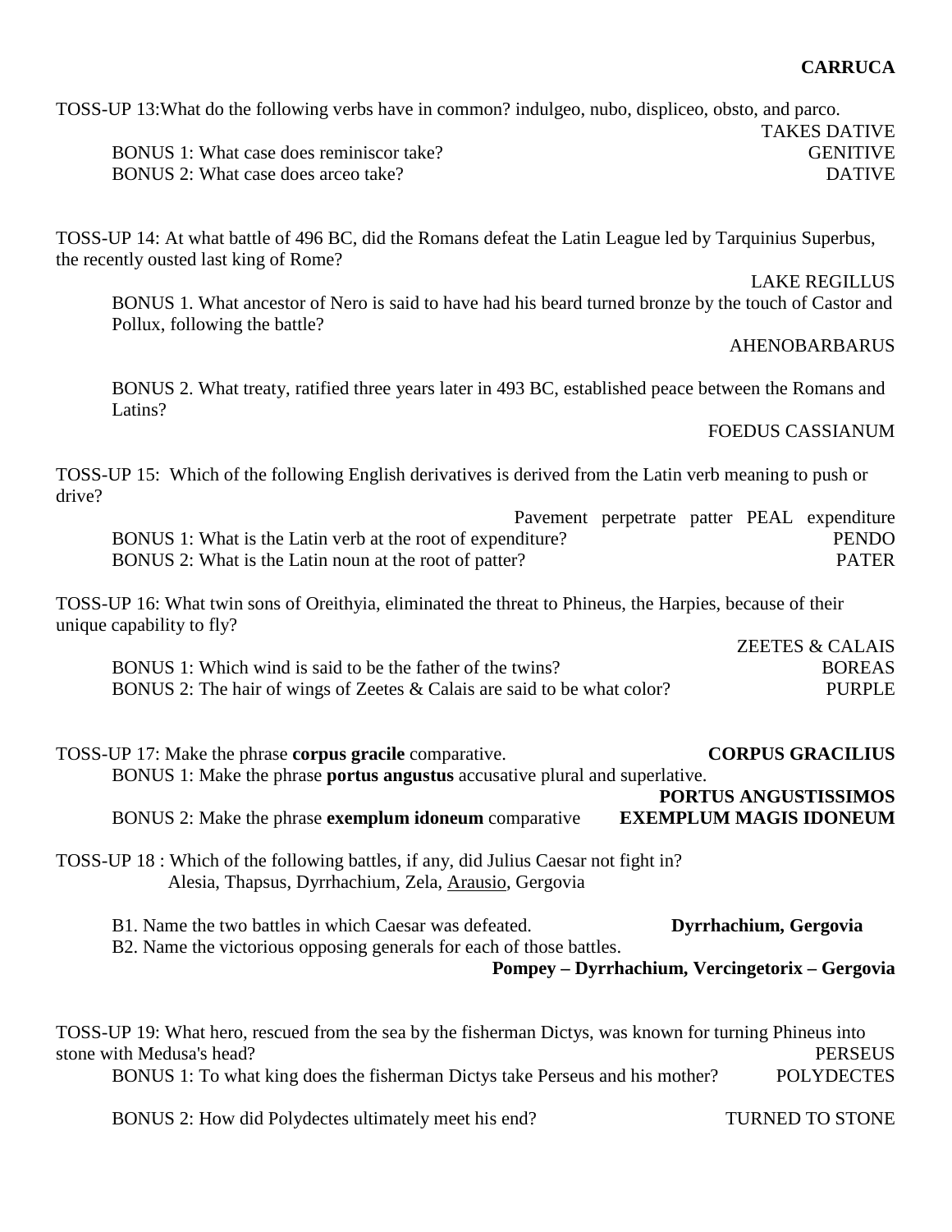**CARRUCA**

TOSS-UP 13:What do the following verbs have in common? indulgeo, nubo, displiceo, obsto, and parco.

TAKES DATIVE

BONUS 1: What case does reminiscor take? GENITIVE

BONUS 2: What case does arceo take? DATIVE

TOSS-UP 14: At what battle of 496 BC, did the Romans defeat the Latin League led by Tarquinius Superbus, the recently ousted last king of Rome?

LAKE REGILLUS

BONUS 1. What ancestor of Nero is said to have had his beard turned bronze by the touch of Castor and Pollux, following the battle?

AHENOBARBARUS

BONUS 2. What treaty, ratified three years later in 493 BC, established peace between the Romans and Latins?

FOEDUS CASSIANUM

TOSS-UP 15: Which of the following English derivatives is derived from the Latin verb meaning to push or drive?

Pavement perpetrate patter PEAL expenditure

BONUS 1: What is the Latin verb at the root of expenditure? PENDO

BONUS 2: What is the Latin noun at the root of patter? PATER

TOSS-UP 16: What twin sons of Oreithyia, eliminated the threat to Phineus, the Harpies, because of their unique capability to fly?

ZEETES & CALAIS

BONUS 1: Which wind is said to be the father of the twins? BOREAS

BONUS 2: The hair of wings of Zeetes & Calais are said to be what color? PURPLE

TOSS-UP 17: Make the phrase **corpus gracile** comparative. **CORPUS GRACILIUS**

BONUS 1: Make the phrase **portus angustus** accusative plural and superlative.

**PORTUS ANGUSTISSIMOS**

BONUS 2: Make the phrase **exemplum idoneum** comparative **EXEMPLUM MAGIS IDONEUM**

TOSS-UP 18 : Which of the following battles, if any, did Julius Caesar not fight in?
Alesia, Thapsus, Dyrrhachium, Zela, <u>Arausio</u>, Gergovia

B1. Name the two battles in which Caesar was defeated. **Dyrrhachium, Gergovia**

B2. Name the victorious opposing generals for each of those battles.

**Pompey – Dyrrhachium, Vercingetorix – Gergovia**

TOSS-UP 19: What hero, rescued from the sea by the fisherman Dictys, was known for turning Phineus into stone with Medusa's head? PERSEUS

BONUS 1: To what king does the fisherman Dictys take Perseus and his mother? POLYDECTES

BONUS 2: How did Polydectes ultimately meet his end? TURNED TO STONE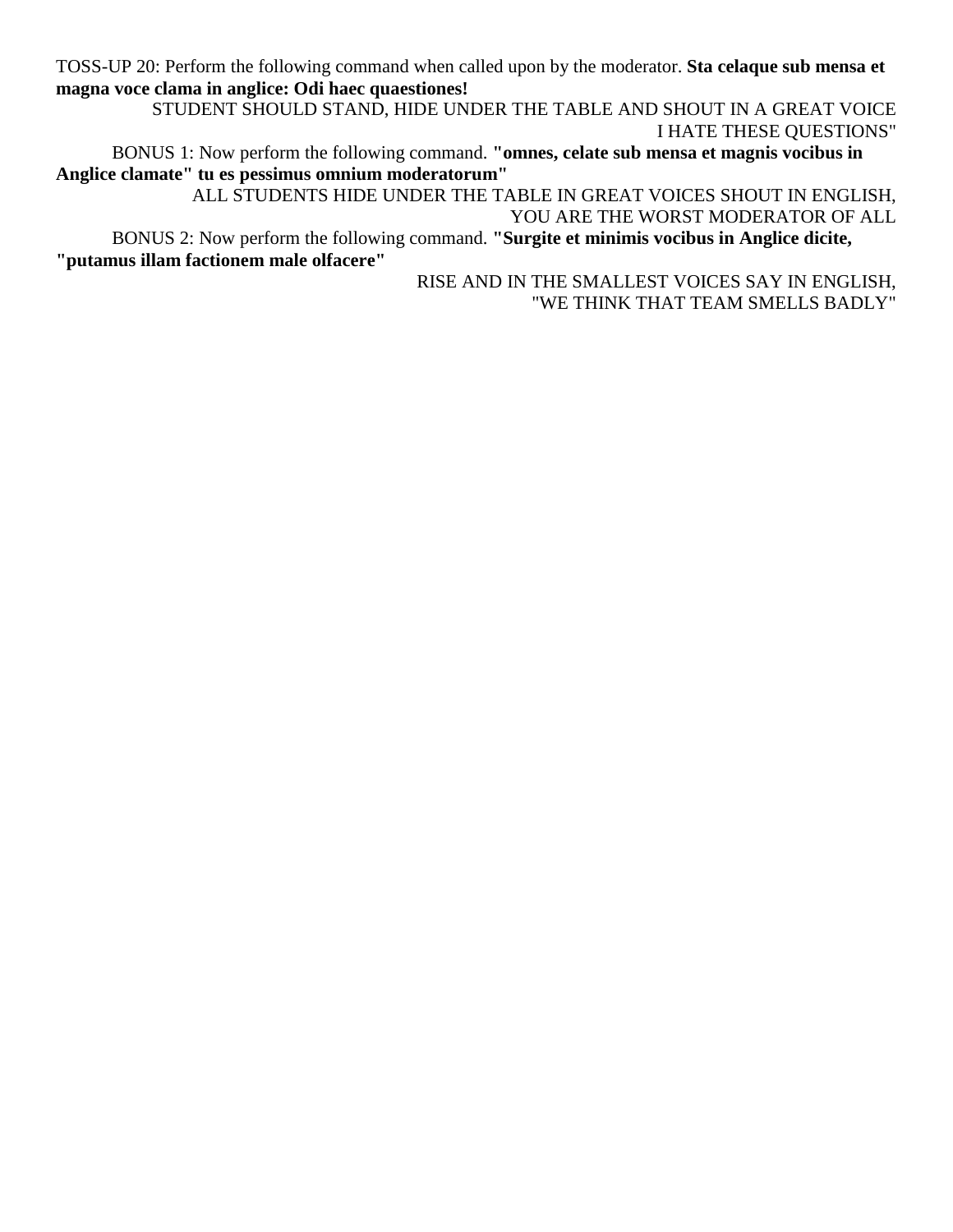TOSS-UP 20: Perform the following command when called upon by the moderator. **Sta celaque sub mensa et magna voce clama in anglice: Odi haec quaestiones!**

STUDENT SHOULD STAND, HIDE UNDER THE TABLE AND SHOUT IN A GREAT VOICE I HATE THESE QUESTIONS"

BONUS 1: Now perform the following command. **"omnes, celate sub mensa et magnis vocibus in Anglice clamate" tu es pessimus omnium moderatorum"**

ALL STUDENTS HIDE UNDER THE TABLE IN GREAT VOICES SHOUT IN ENGLISH, YOU ARE THE WORST MODERATOR OF ALL

BONUS 2: Now perform the following command. **"Surgite et minimis vocibus in Anglice dicite, "putamus illam factionem male olfacere"**

RISE AND IN THE SMALLEST VOICES SAY IN ENGLISH, "WE THINK THAT TEAM SMELLS BADLY"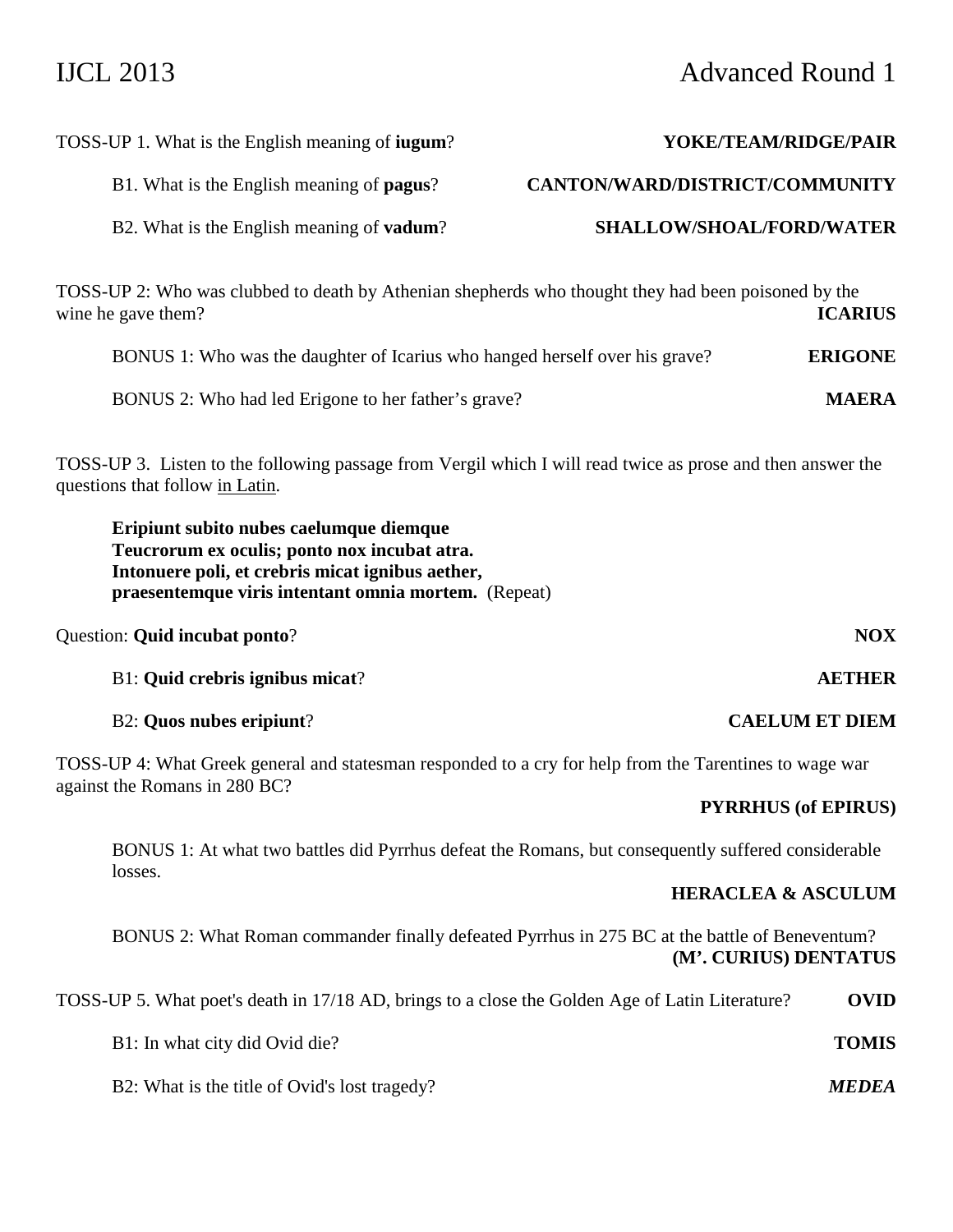# IJCL 2013 Advanced Round 1

TOSS-UP 1. What is the English meaning of **iugum**? **YOKE/TEAM/RIDGE/PAIR**

B1. What is the English meaning of **pagus**? **CANTON/WARD/DISTRICT/COMMUNITY**

B2. What is the English meaning of **vadum**? **SHALLOW/SHOAL/FORD/WATER**

TOSS-UP 2: Who was clubbed to death by Athenian shepherds who thought they had been poisoned by the wine he gave them? **ICARIUS**

BONUS 1: Who was the daughter of Icarius who hanged herself over his grave? **ERIGONE**

BONUS 2: Who had led Erigone to her father's grave? **MAERA**

TOSS-UP 3. Listen to the following passage from Vergil which I will read twice as prose and then answer the questions that follow <u>in Latin</u>.

**Eripiunt subito nubes caelumque diemque**
**Teucrorum ex oculis; ponto nox incubat atra.**
**Intonuere poli, et crebris micat ignibus aether,**
**praesentemque viris intentant omnia mortem.** (Repeat)

Question: **Quid incubat ponto**? **NOX**

B1: **Quid crebris ignibus micat**? **AETHER**

B2: **Quos nubes eripiunt**? **CAELUM ET DIEM**

TOSS-UP 4: What Greek general and statesman responded to a cry for help from the Tarentines to wage war against the Romans in 280 BC? **PYRRHUS (of EPIRUS)**

BONUS 1: At what two battles did Pyrrhus defeat the Romans, but consequently suffered considerable losses. **HERACLEA & ASCULUM**

BONUS 2: What Roman commander finally defeated Pyrrhus in 275 BC at the battle of Beneventum? **(M'. CURIUS) DENTATUS**

TOSS-UP 5. What poet's death in 17/18 AD, brings to a close the Golden Age of Latin Literature? **OVID**

B1: In what city did Ovid die? **TOMIS**

B2: What is the title of Ovid's lost tragedy? ***MEDEA***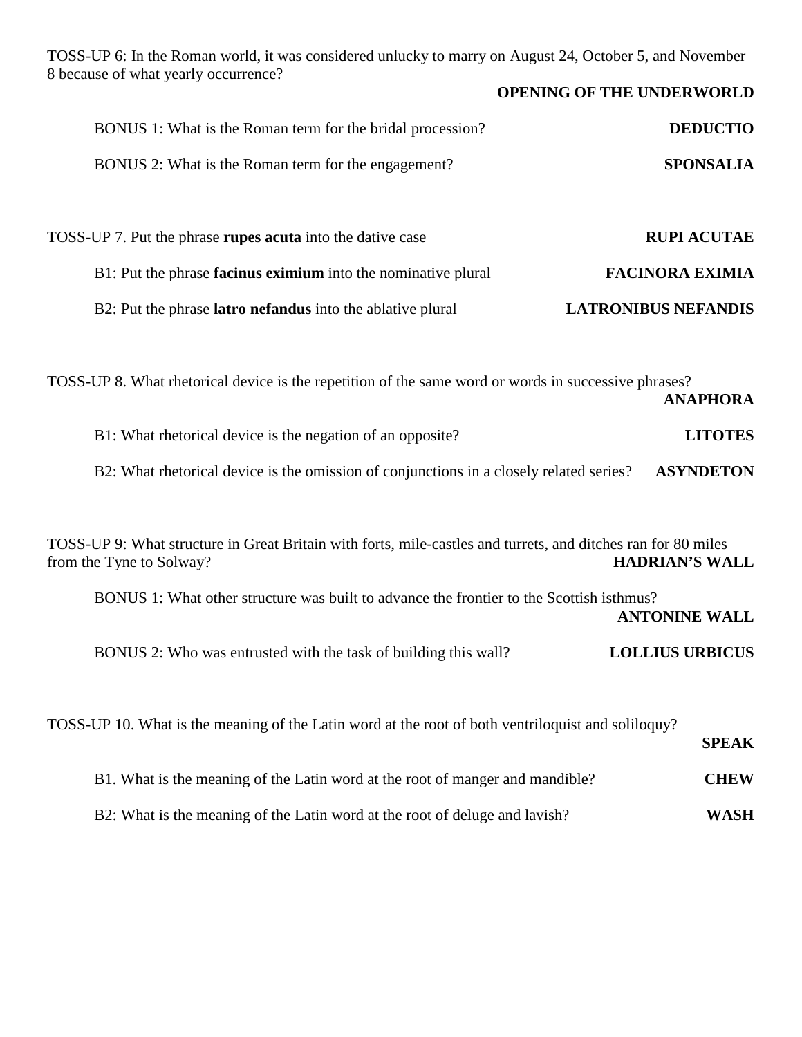TOSS-UP 6: In the Roman world, it was considered unlucky to marry on August 24, October 5, and November 8 because of what yearly occurrence?

**OPENING OF THE UNDERWORLD**

BONUS 1: What is the Roman term for the bridal procession? **DEDUCTIO**

BONUS 2: What is the Roman term for the engagement? **SPONSALIA**

TOSS-UP 7. Put the phrase **rupes acuta** into the dative case **RUPI ACUTAE**

B1: Put the phrase **facinus eximium** into the nominative plural **FACINORA EXIMIA**

B2: Put the phrase **latro nefandus** into the ablative plural **LATRONIBUS NEFANDIS**

TOSS-UP 8. What rhetorical device is the repetition of the same word or words in successive phrases?

**ANAPHORA**

B1: What rhetorical device is the negation of an opposite? **LITOTES**

B2: What rhetorical device is the omission of conjunctions in a closely related series? **ASYNDETON**

TOSS-UP 9: What structure in Great Britain with forts, mile-castles and turrets, and ditches ran for 80 miles from the Tyne to Solway? **HADRIAN'S WALL**

BONUS 1: What other structure was built to advance the frontier to the Scottish isthmus?

**ANTONINE WALL**

BONUS 2: Who was entrusted with the task of building this wall? **LOLLIUS URBICUS**

TOSS-UP 10. What is the meaning of the Latin word at the root of both ventriloquist and soliloquy?

**SPEAK**

B1. What is the meaning of the Latin word at the root of manger and mandible? **CHEW**

B2: What is the meaning of the Latin word at the root of deluge and lavish? **WASH**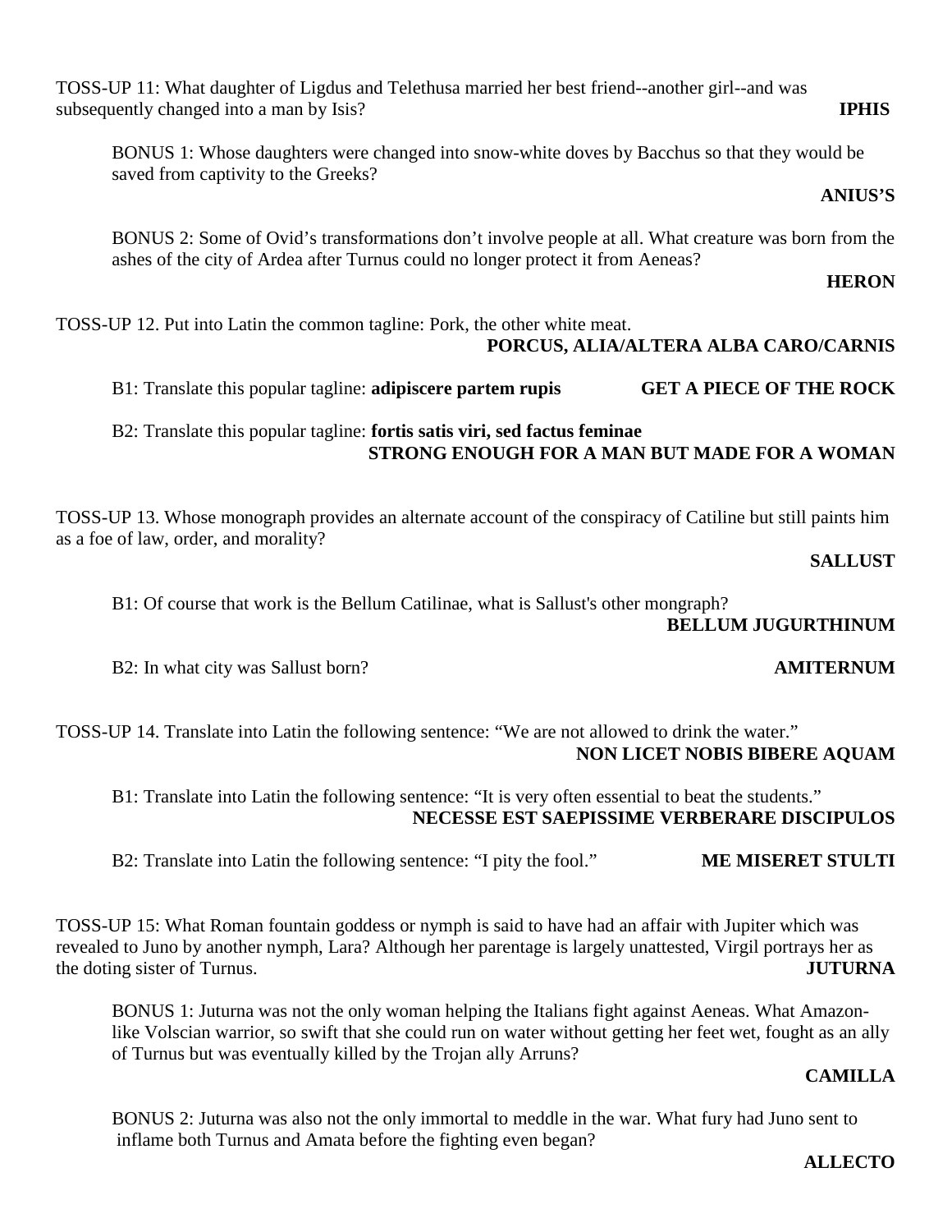TOSS-UP 11: What daughter of Ligdus and Telethusa married her best friend--another girl--and was subsequently changed into a man by Isis? **IPHIS**

BONUS 1: Whose daughters were changed into snow-white doves by Bacchus so that they would be saved from captivity to the Greeks?

**ANIUS'S**

BONUS 2: Some of Ovid's transformations don't involve people at all. What creature was born from the ashes of the city of Ardea after Turnus could no longer protect it from Aeneas?

**HERON**

TOSS-UP 12. Put into Latin the common tagline: Pork, the other white meat.

**PORCUS, ALIA/ALTERA ALBA CARO/CARNIS**

B1: Translate this popular tagline: **adipiscere partem rupis** **GET A PIECE OF THE ROCK**

B2: Translate this popular tagline: **fortis satis viri, sed factus feminae**

**STRONG ENOUGH FOR A MAN BUT MADE FOR A WOMAN**

TOSS-UP 13. Whose monograph provides an alternate account of the conspiracy of Catiline but still paints him as a foe of law, order, and morality?

**SALLUST**

B1: Of course that work is the Bellum Catilinae, what is Sallust's other mongraph?

**BELLUM JUGURTHINUM**

B2: In what city was Sallust born? **AMITERNUM**

TOSS-UP 14. Translate into Latin the following sentence: "We are not allowed to drink the water."

**NON LICET NOBIS BIBERE AQUAM**

B1: Translate into Latin the following sentence: "It is very often essential to beat the students."

**NECESSE EST SAEPISSIME VERBERARE DISCIPULOS**

B2: Translate into Latin the following sentence: "I pity the fool." **ME MISERET STULTI**

TOSS-UP 15: What Roman fountain goddess or nymph is said to have had an affair with Jupiter which was revealed to Juno by another nymph, Lara? Although her parentage is largely unattested, Virgil portrays her as the doting sister of Turnus. **JUTURNA**

BONUS 1: Juturna was not the only woman helping the Italians fight against Aeneas. What Amazon-like Volscian warrior, so swift that she could run on water without getting her feet wet, fought as an ally of Turnus but was eventually killed by the Trojan ally Arruns?

**CAMILLA**

BONUS 2: Juturna was also not the only immortal to meddle in the war. What fury had Juno sent to inflame both Turnus and Amata before the fighting even began?

**ALLECTO**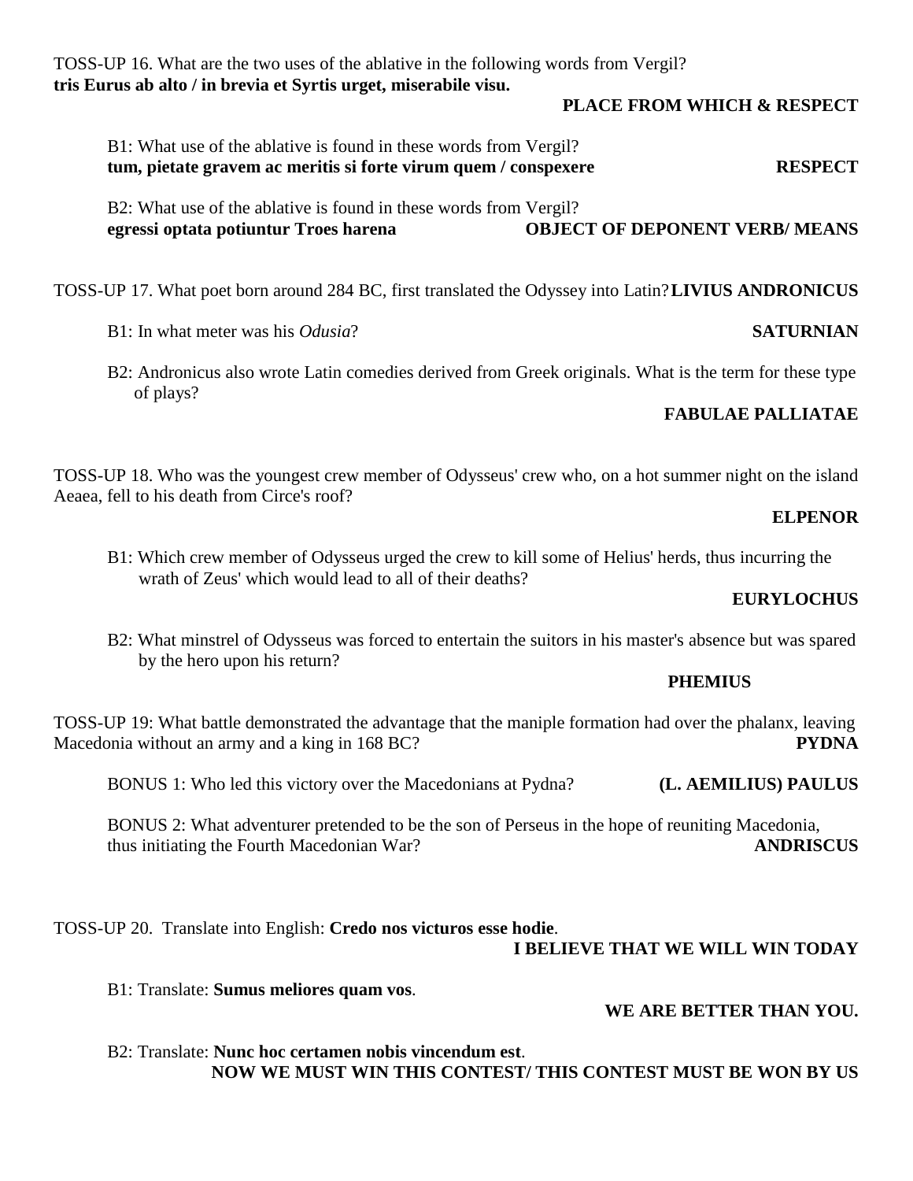TOSS-UP 16. What are the two uses of the ablative in the following words from Vergil?
**tris Eurus ab alto / in brevia et Syrtis urget, miserabile visu.**

**PLACE FROM WHICH & RESPECT**

B1: What use of the ablative is found in these words from Vergil?
**tum, pietate gravem ac meritis si forte virum quem / conspexere** **RESPECT**

B2: What use of the ablative is found in these words from Vergil?
**egressi optata potiuntur Troes harena** **OBJECT OF DEPONENT VERB/ MEANS**

TOSS-UP 17. What poet born around 284 BC, first translated the Odyssey into Latin? **LIVIUS ANDRONICUS**

B1: In what meter was his *Odusia*? **SATURNIAN**

B2: Andronicus also wrote Latin comedies derived from Greek originals. What is the term for these type of plays?

**FABULAE PALLIATAE**

TOSS-UP 18. Who was the youngest crew member of Odysseus' crew who, on a hot summer night on the island Aeaea, fell to his death from Circe's roof?

**ELPENOR**

B1: Which crew member of Odysseus urged the crew to kill some of Helius' herds, thus incurring the wrath of Zeus' which would lead to all of their deaths?

**EURYLOCHUS**

B2: What minstrel of Odysseus was forced to entertain the suitors in his master's absence but was spared by the hero upon his return?

**PHEMIUS**

TOSS-UP 19: What battle demonstrated the advantage that the maniple formation had over the phalanx, leaving Macedonia without an army and a king in 168 BC? **PYDNA**

BONUS 1: Who led this victory over the Macedonians at Pydna? **(L. AEMILIUS) PAULUS**

BONUS 2: What adventurer pretended to be the son of Perseus in the hope of reuniting Macedonia, thus initiating the Fourth Macedonian War? **ANDRISCUS**

TOSS-UP 20. Translate into English: **Credo nos victuros esse hodie**.

**I BELIEVE THAT WE WILL WIN TODAY**

B1: Translate: **Sumus meliores quam vos**.

**WE ARE BETTER THAN YOU.**

B2: Translate: **Nunc hoc certamen nobis vincendum est**.

**NOW WE MUST WIN THIS CONTEST/ THIS CONTEST MUST BE WON BY US**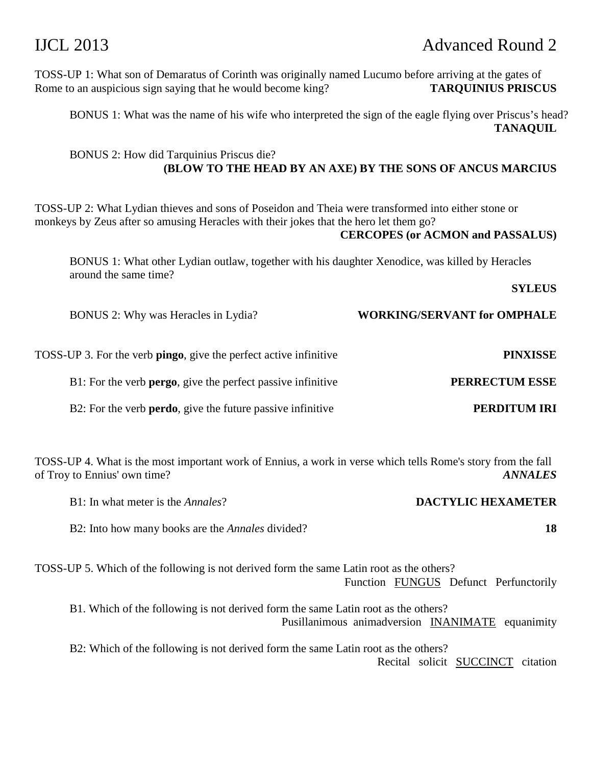IJCL 2013 Advanced Round 2

TOSS-UP 1: What son of Demaratus of Corinth was originally named Lucumo before arriving at the gates of Rome to an auspicious sign saying that he would become king? **TARQUINIUS PRISCUS**

BONUS 1: What was the name of his wife who interpreted the sign of the eagle flying over Priscus's head? **TANAQUIL**

BONUS 2: How did Tarquinius Priscus die? **(BLOW TO THE HEAD BY AN AXE) BY THE SONS OF ANCUS MARCIUS**

TOSS-UP 2: What Lydian thieves and sons of Poseidon and Theia were transformed into either stone or monkeys by Zeus after so amusing Heracles with their jokes that the hero let them go? **CERCOPES (or ACMON and PASSALUS)**

BONUS 1: What other Lydian outlaw, together with his daughter Xenodice, was killed by Heracles around the same time? **SYLEUS**

BONUS 2: Why was Heracles in Lydia? **WORKING/SERVANT for OMPHALE**

TOSS-UP 3. For the verb **pingo**, give the perfect active infinitive **PINXISSE**

B1: For the verb **pergo**, give the perfect passive infinitive **PERRECTUM ESSE**

B2: For the verb **perdo**, give the future passive infinitive **PERDITUM IRI**

TOSS-UP 4. What is the most important work of Ennius, a work in verse which tells Rome's story from the fall of Troy to Ennius' own time? ***ANNALES***

B1: In what meter is the *Annales*? **DACTYLIC HEXAMETER**

B2: Into how many books are the *Annales* divided? **18**

TOSS-UP 5. Which of the following is not derived form the same Latin root as the others?
Function <u>FUNGUS</u> Defunct Perfunctorily

B1. Which of the following is not derived form the same Latin root as the others?
Pusillanimous animadversion <u>INANIMATE</u> equanimity

B2: Which of the following is not derived form the same Latin root as the others?
Recital solicit <u>SUCCINCT</u> citation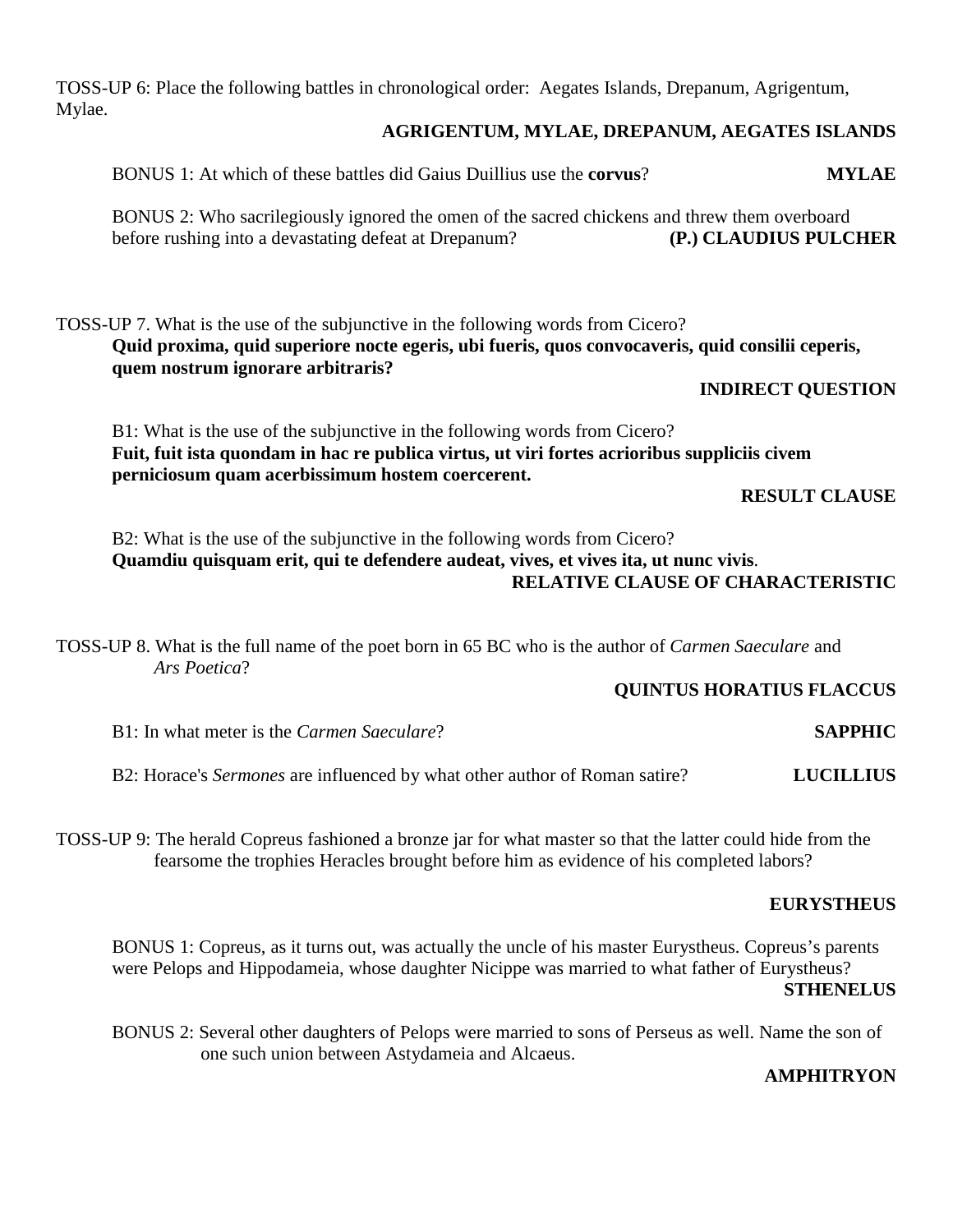TOSS-UP 6: Place the following battles in chronological order: Aegates Islands, Drepanum, Agrigentum, Mylae.

**AGRIGENTUM, MYLAE, DREPANUM, AEGATES ISLANDS**

BONUS 1: At which of these battles did Gaius Duillius use the **corvus**? **MYLAE**

BONUS 2: Who sacrilegiously ignored the omen of the sacred chickens and threw them overboard before rushing into a devastating defeat at Drepanum? **(P.) CLAUDIUS PULCHER**

TOSS-UP 7. What is the use of the subjunctive in the following words from Cicero?
**Quid proxima, quid superiore nocte egeris, ubi fueris, quos convocaveris, quid consilii ceperis, quem nostrum ignorare arbitraris?**

**INDIRECT QUESTION**

B1: What is the use of the subjunctive in the following words from Cicero?
**Fuit, fuit ista quondam in hac re publica virtus, ut viri fortes acrioribus suppliciis civem perniciosum quam acerbissimum hostem coercerent.**

**RESULT CLAUSE**

B2: What is the use of the subjunctive in the following words from Cicero?
**Quamdiu quisquam erit, qui te defendere audeat, vives, et vives ita, ut nunc vivis**.

**RELATIVE CLAUSE OF CHARACTERISTIC**

TOSS-UP 8. What is the full name of the poet born in 65 BC who is the author of *Carmen Saeculare* and *Ars Poetica*?

**QUINTUS HORATIUS FLACCUS**

B1: In what meter is the *Carmen Saeculare*? **SAPPHIC**

B2: Horace's *Sermones* are influenced by what other author of Roman satire? **LUCILLIUS**

TOSS-UP 9: The herald Copreus fashioned a bronze jar for what master so that the latter could hide from the fearsome the trophies Heracles brought before him as evidence of his completed labors?

**EURYSTHEUS**

BONUS 1: Copreus, as it turns out, was actually the uncle of his master Eurystheus. Copreus's parents were Pelops and Hippodameia, whose daughter Nicippe was married to what father of Eurystheus?

**STHENELUS**

BONUS 2: Several other daughters of Pelops were married to sons of Perseus as well. Name the son of one such union between Astydameia and Alcaeus.

**AMPHITRYON**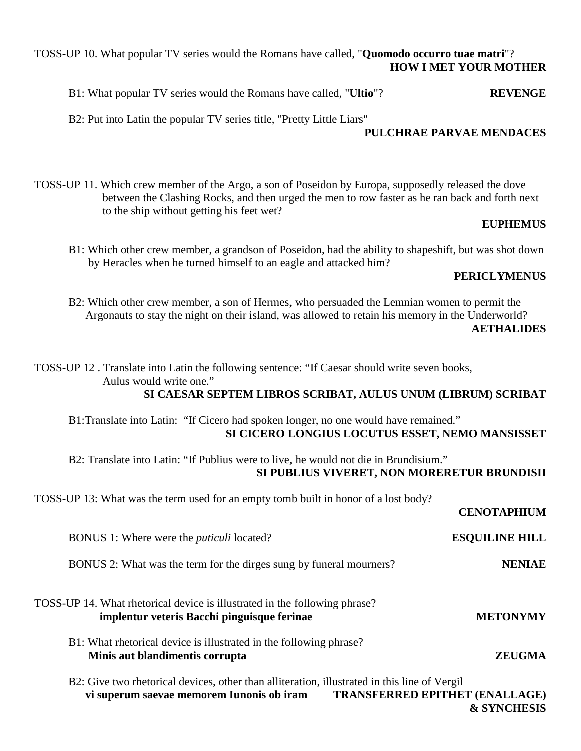TOSS-UP 10. What popular TV series would the Romans have called, "**Quomodo occurro tuae matri**"?
**HOW I MET YOUR MOTHER**

B1: What popular TV series would the Romans have called, "**Ultio**"? **REVENGE**

B2: Put into Latin the popular TV series title, "Pretty Little Liars"
**PULCHRAE PARVAE MENDACES**

TOSS-UP 11. Which crew member of the Argo, a son of Poseidon by Europa, supposedly released the dove between the Clashing Rocks, and then urged the men to row faster as he ran back and forth next to the ship without getting his feet wet?
**EUPHEMUS**

B1: Which other crew member, a grandson of Poseidon, had the ability to shapeshift, but was shot down by Heracles when he turned himself to an eagle and attacked him?
**PERICLYMENUS**

B2: Which other crew member, a son of Hermes, who persuaded the Lemnian women to permit the Argonauts to stay the night on their island, was allowed to retain his memory in the Underworld?
**AETHALIDES**

TOSS-UP 12 . Translate into Latin the following sentence: "If Caesar should write seven books, Aulus would write one."
**SI CAESAR SEPTEM LIBROS SCRIBAT, AULUS UNUM (LIBRUM) SCRIBAT**

B1:Translate into Latin: "If Cicero had spoken longer, no one would have remained."
**SI CICERO LONGIUS LOCUTUS ESSET, NEMO MANSISSET**

B2: Translate into Latin: "If Publius were to live, he would not die in Brundisium."
**SI PUBLIUS VIVERET, NON MORERETUR BRUNDISII**

TOSS-UP 13: What was the term used for an empty tomb built in honor of a lost body?
**CENOTAPHIUM**

BONUS 1: Where were the *puticuli* located? **ESQUILINE HILL**

BONUS 2: What was the term for the dirges sung by funeral mourners? **NENIAE**

TOSS-UP 14. What rhetorical device is illustrated in the following phrase?
**implentur veteris Bacchi pinguisque ferinae** **METONYMY**

B1: What rhetorical device is illustrated in the following phrase?
**Minis aut blandimentis corrupta** **ZEUGMA**

B2: Give two rhetorical devices, other than alliteration, illustrated in this line of Vergil
**vi superum saevae memorem Iunonis ob iram** **TRANSFERRED EPITHET (ENALLAGE) & SYNCHESIS**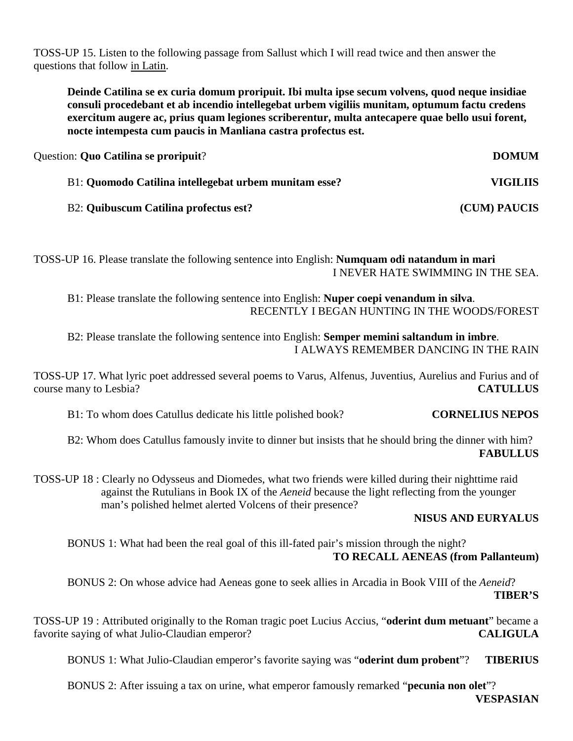TOSS-UP 15. Listen to the following passage from Sallust which I will read twice and then answer the questions that follow in Latin.

> **Deinde Catilina se ex curia domum proripuit. Ibi multa ipse secum volvens, quod neque insidiae consuli procedebant et ab incendio intellegebat urbem vigiliis munitam, optumum factu credens exercitum augere ac, prius quam legiones scriberentur, multa antecapere quae bello usui forent, nocte intempesta cum paucis in Manliana castra profectus est.**

Question: **Quo Catilina se proripuit**? **DOMUM**

B1: **Quomodo Catilina intellegebat urbem munitam esse?** **VIGILIIS**

B2: **Quibuscum Catilina profectus est?** **(CUM) PAUCIS**

TOSS-UP 16. Please translate the following sentence into English: **Numquam odi natandum in mari**
I NEVER HATE SWIMMING IN THE SEA.

B1: Please translate the following sentence into English: **Nuper coepi venandum in silva**.
RECENTLY I BEGAN HUNTING IN THE WOODS/FOREST

B2: Please translate the following sentence into English: **Semper memini saltandum in imbre**.
I ALWAYS REMEMBER DANCING IN THE RAIN

TOSS-UP 17. What lyric poet addressed several poems to Varus, Alfenus, Juventius, Aurelius and Furius and of course many to Lesbia? **CATULLUS**

B1: To whom does Catullus dedicate his little polished book? **CORNELIUS NEPOS**

B2: Whom does Catullus famously invite to dinner but insists that he should bring the dinner with him? **FABULLUS**

TOSS-UP 18 : Clearly no Odysseus and Diomedes, what two friends were killed during their nighttime raid against the Rutulians in Book IX of the *Aeneid* because the light reflecting from the younger man's polished helmet alerted Volcens of their presence?
**NISUS AND EURYALUS**

BONUS 1: What had been the real goal of this ill-fated pair's mission through the night?
**TO RECALL AENEAS (from Pallanteum)**

BONUS 2: On whose advice had Aeneas gone to seek allies in Arcadia in Book VIII of the *Aeneid*?
**TIBER'S**

TOSS-UP 19 : Attributed originally to the Roman tragic poet Lucius Accius, "**oderint dum metuant**" became a favorite saying of what Julio-Claudian emperor? **CALIGULA**

BONUS 1: What Julio-Claudian emperor's favorite saying was "**oderint dum probent**"? **TIBERIUS**

BONUS 2: After issuing a tax on urine, what emperor famously remarked "**pecunia non olet**"?
**VESPASIAN**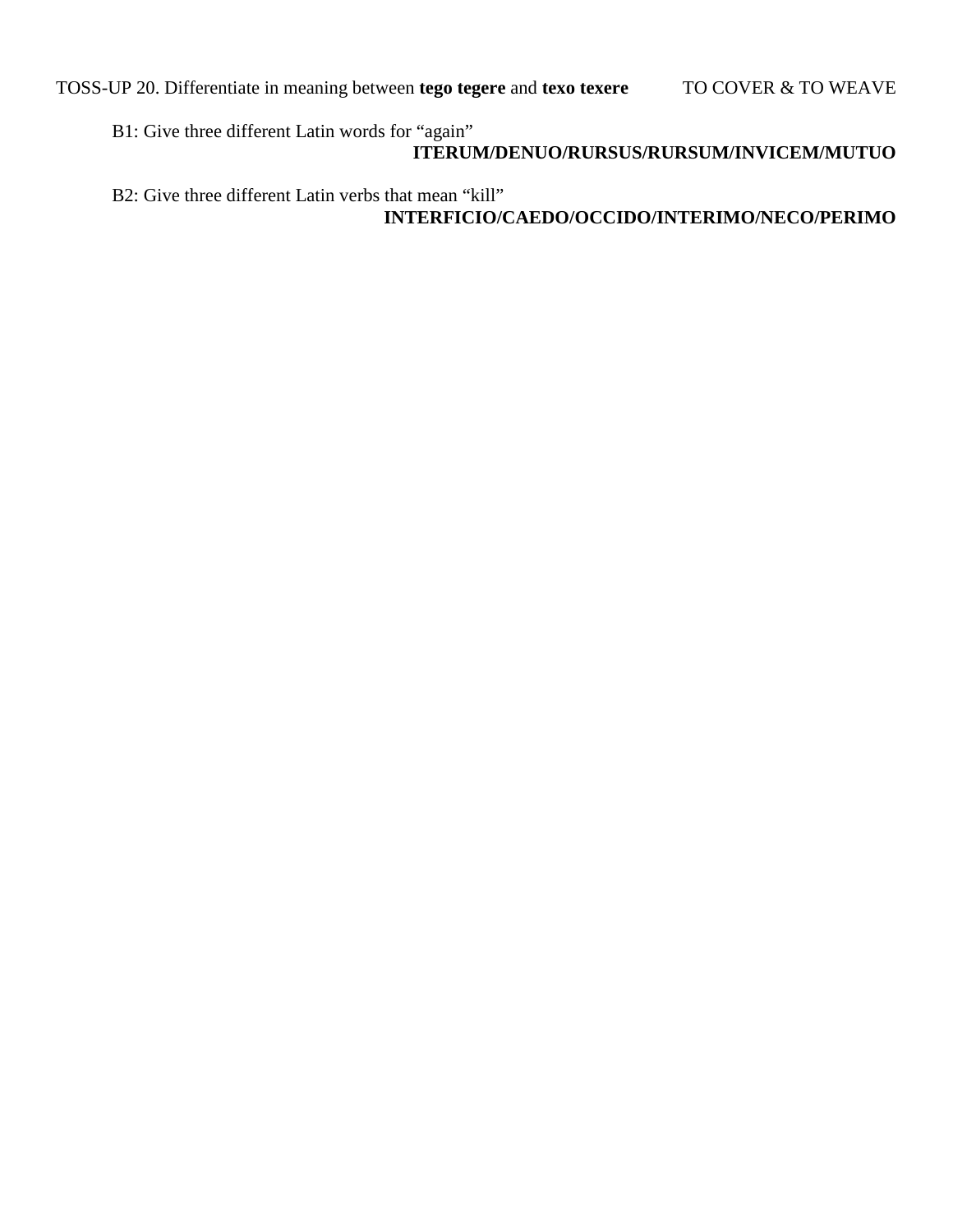TOSS-UP 20. Differentiate in meaning between **tego tegere** and **texo texere** TO COVER & TO WEAVE

B1: Give three different Latin words for "again"
**ITERUM/DENUO/RURSUS/RURSUM/INVICEM/MUTUO**

B2: Give three different Latin verbs that mean "kill"
**INTERFICIO/CAEDO/OCCIDO/INTERIMO/NECO/PERIMO**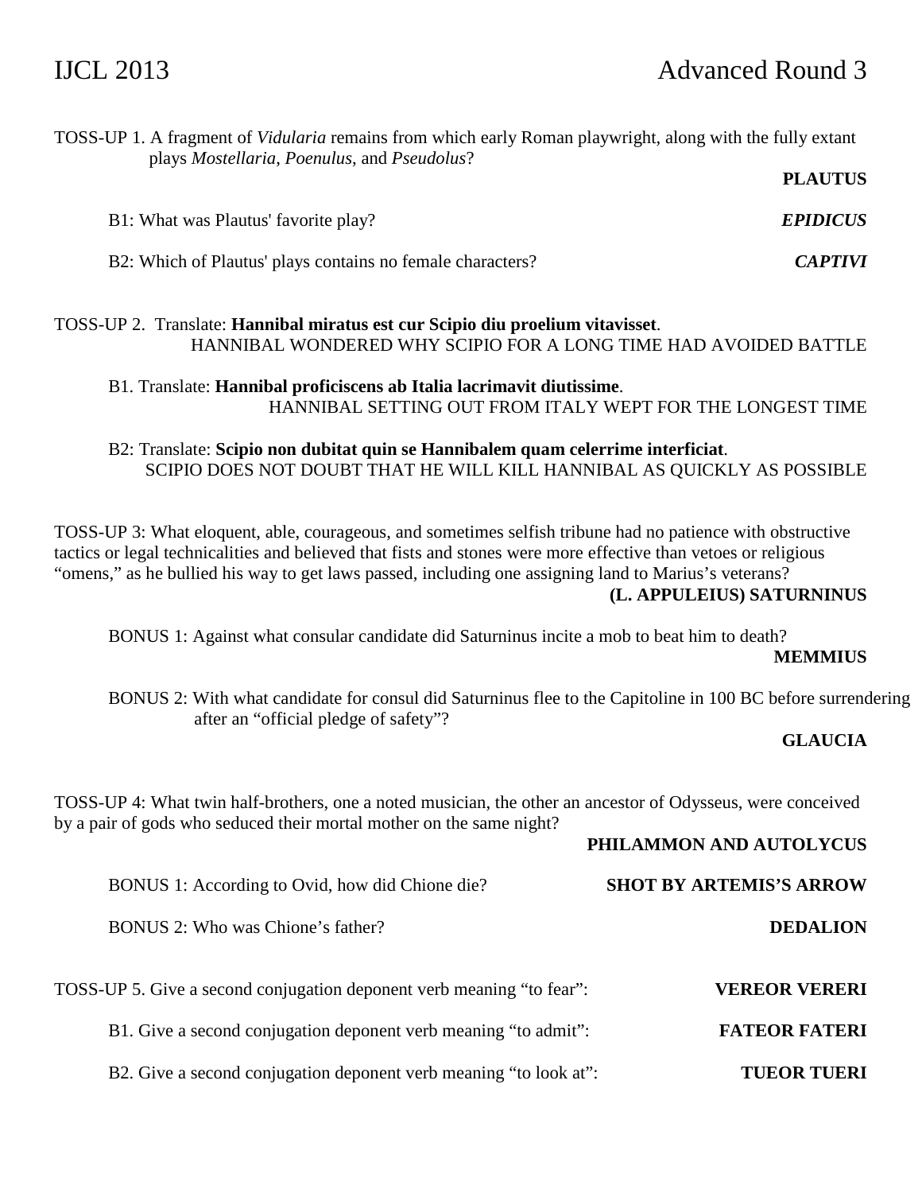# IJCL 2013 Advanced Round 3

TOSS-UP 1. A fragment of *Vidularia* remains from which early Roman playwright, along with the fully extant plays *Mostellaria*, *Poenulus*, and *Pseudolus*?

**PLAUTUS**

B1: What was Plautus' favorite play? ***EPIDICUS***

B2: Which of Plautus' plays contains no female characters? ***CAPTIVI***

TOSS-UP 2. Translate: **Hannibal miratus est cur Scipio diu proelium vitavisset**.

HANNIBAL WONDERED WHY SCIPIO FOR A LONG TIME HAD AVOIDED BATTLE

B1. Translate: **Hannibal proficiscens ab Italia lacrimavit diutissime**.

HANNIBAL SETTING OUT FROM ITALY WEPT FOR THE LONGEST TIME

B2: Translate: **Scipio non dubitat quin se Hannibalem quam celerrime interficiat**.

SCIPIO DOES NOT DOUBT THAT HE WILL KILL HANNIBAL AS QUICKLY AS POSSIBLE

TOSS-UP 3: What eloquent, able, courageous, and sometimes selfish tribune had no patience with obstructive tactics or legal technicalities and believed that fists and stones were more effective than vetoes or religious "omens," as he bullied his way to get laws passed, including one assigning land to Marius's veterans?

**(L. APPULEIUS) SATURNINUS**

BONUS 1: Against what consular candidate did Saturninus incite a mob to beat him to death?

**MEMMIUS**

BONUS 2: With what candidate for consul did Saturninus flee to the Capitoline in 100 BC before surrendering after an "official pledge of safety"?

**GLAUCIA**

TOSS-UP 4: What twin half-brothers, one a noted musician, the other an ancestor of Odysseus, were conceived by a pair of gods who seduced their mortal mother on the same night?

**PHILAMMON AND AUTOLYCUS**

BONUS 1: According to Ovid, how did Chione die? **SHOT BY ARTEMIS'S ARROW**

BONUS 2: Who was Chione's father? **DEDALION**

TOSS-UP 5. Give a second conjugation deponent verb meaning "to fear": **VEREOR VERERI**

B1. Give a second conjugation deponent verb meaning "to admit": **FATEOR FATERI**

B2. Give a second conjugation deponent verb meaning "to look at": **TUEOR TUERI**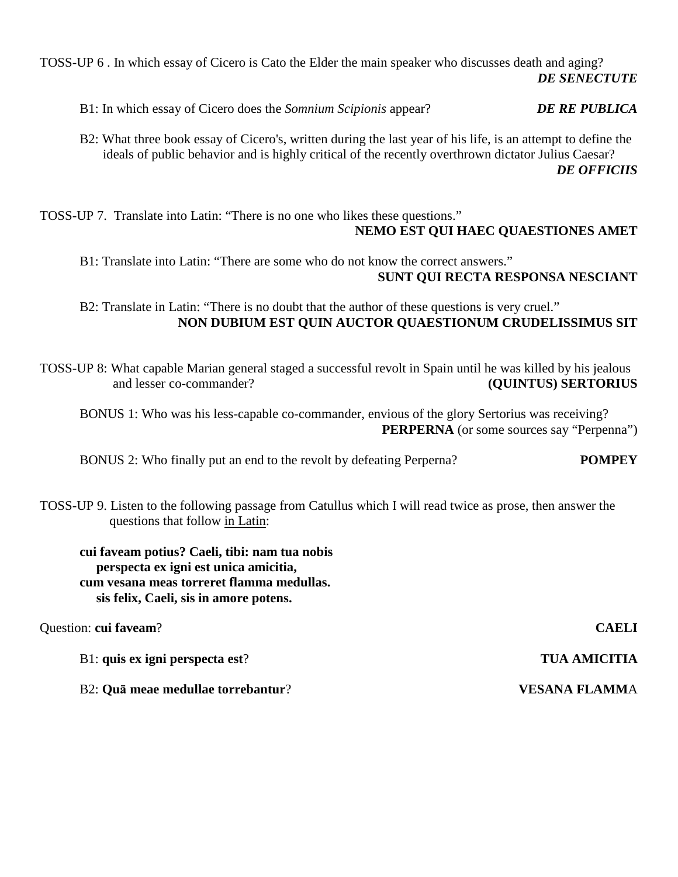TOSS-UP 6 . In which essay of Cicero is Cato the Elder the main speaker who discusses death and aging? ***DE SENECTUTE***

B1: In which essay of Cicero does the *Somnium Scipionis* appear? ***DE RE PUBLICA***

B2: What three book essay of Cicero's, written during the last year of his life, is an attempt to define the ideals of public behavior and is highly critical of the recently overthrown dictator Julius Caesar? ***DE OFFICIIS***

TOSS-UP 7. Translate into Latin: "There is no one who likes these questions." **NEMO EST QUI HAEC QUAESTIONES AMET**

B1: Translate into Latin: "There are some who do not know the correct answers." **SUNT QUI RECTA RESPONSA NESCIANT**

B2: Translate in Latin: "There is no doubt that the author of these questions is very cruel." **NON DUBIUM EST QUIN AUCTOR QUAESTIONUM CRUDELISSIMUS SIT**

TOSS-UP 8: What capable Marian general staged a successful revolt in Spain until he was killed by his jealous and lesser co-commander? **(QUINTUS) SERTORIUS**

BONUS 1: Who was his less-capable co-commander, envious of the glory Sertorius was receiving? **PERPERNA** (or some sources say "Perpenna")

BONUS 2: Who finally put an end to the revolt by defeating Perperna? **POMPEY**

TOSS-UP 9. Listen to the following passage from Catullus which I will read twice as prose, then answer the questions that follow in Latin:

**cui faveam potius? Caeli, tibi: nam tua nobis**
**perspecta ex igni est unica amicitia,**
**cum vesana meas torreret flamma medullas.**
**sis felix, Caeli, sis in amore potens.**

Question: **cui faveam**? **CAELI**

B1: **quis ex igni perspecta est**? **TUA AMICITIA**

B2: **Quā meae medullae torrebantur**? **VESANA FLAMM**A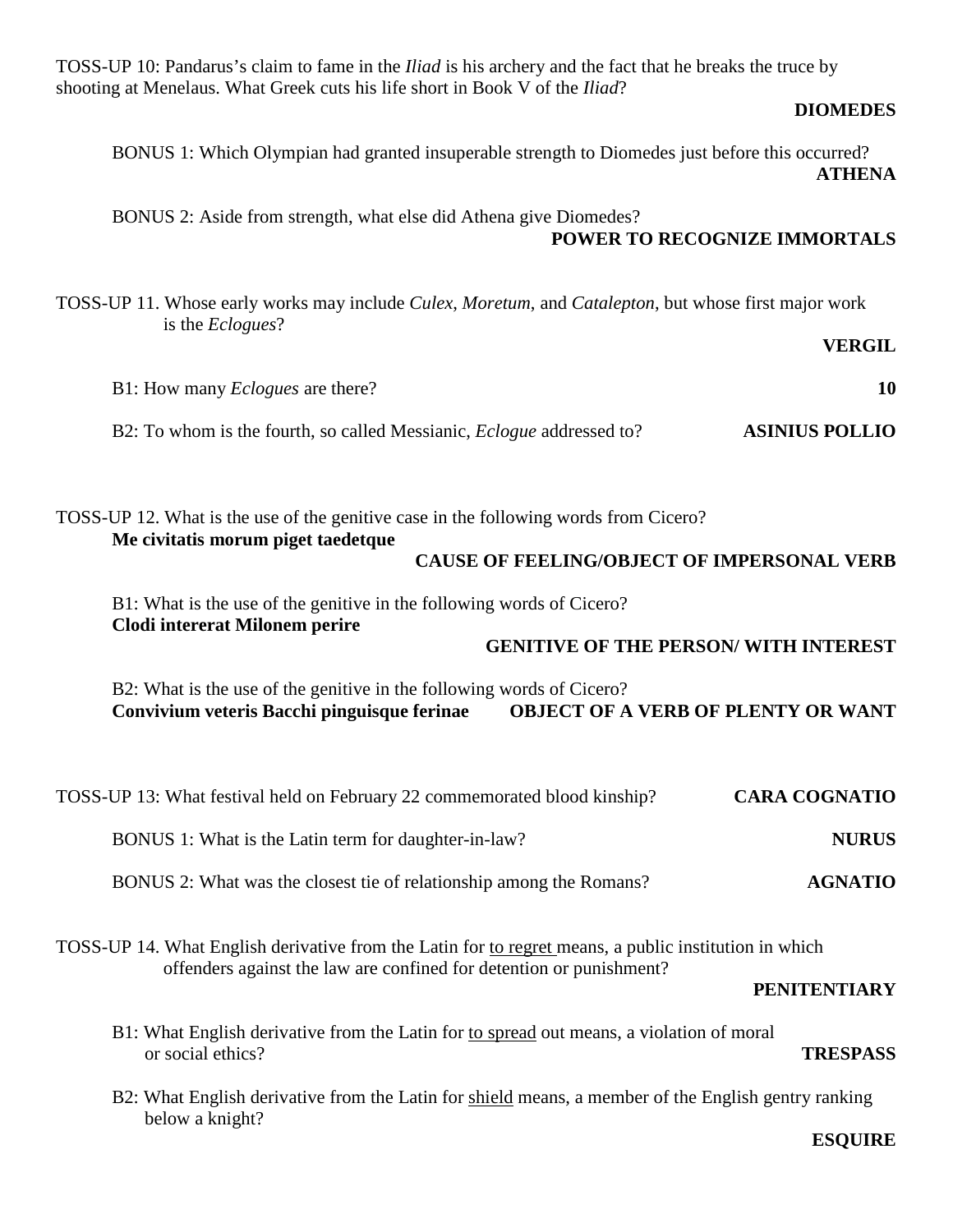TOSS-UP 10: Pandarus's claim to fame in the *Iliad* is his archery and the fact that he breaks the truce by shooting at Menelaus. What Greek cuts his life short in Book V of the *Iliad*?

**DIOMEDES**

BONUS 1: Which Olympian had granted insuperable strength to Diomedes just before this occurred? **ATHENA**

BONUS 2: Aside from strength, what else did Athena give Diomedes? **POWER TO RECOGNIZE IMMORTALS**

TOSS-UP 11. Whose early works may include *Culex*, *Moretum*, and *Catalepton*, but whose first major work is the *Eclogues*?

**VERGIL**

B1: How many *Eclogues* are there? **10**

B2: To whom is the fourth, so called Messianic, *Eclogue* addressed to? **ASINIUS POLLIO**

TOSS-UP 12. What is the use of the genitive case in the following words from Cicero?
**Me civitatis morum piget taedetque**

**CAUSE OF FEELING/OBJECT OF IMPERSONAL VERB**

B1: What is the use of the genitive in the following words of Cicero?
**Clodi intererat Milonem perire**

**GENITIVE OF THE PERSON/ WITH INTEREST**

B2: What is the use of the genitive in the following words of Cicero?
**Convivium veteris Bacchi pinguisque ferinae** **OBJECT OF A VERB OF PLENTY OR WANT**

TOSS-UP 13: What festival held on February 22 commemorated blood kinship? **CARA COGNATIO**

BONUS 1: What is the Latin term for daughter-in-law? **NURUS**

BONUS 2: What was the closest tie of relationship among the Romans? **AGNATIO**

TOSS-UP 14. What English derivative from the Latin for to regret means, a public institution in which offenders against the law are confined for detention or punishment?

**PENITENTIARY**

B1: What English derivative from the Latin for to spread out means, a violation of moral or social ethics? **TRESPASS**

B2: What English derivative from the Latin for shield means, a member of the English gentry ranking below a knight?

**ESQUIRE**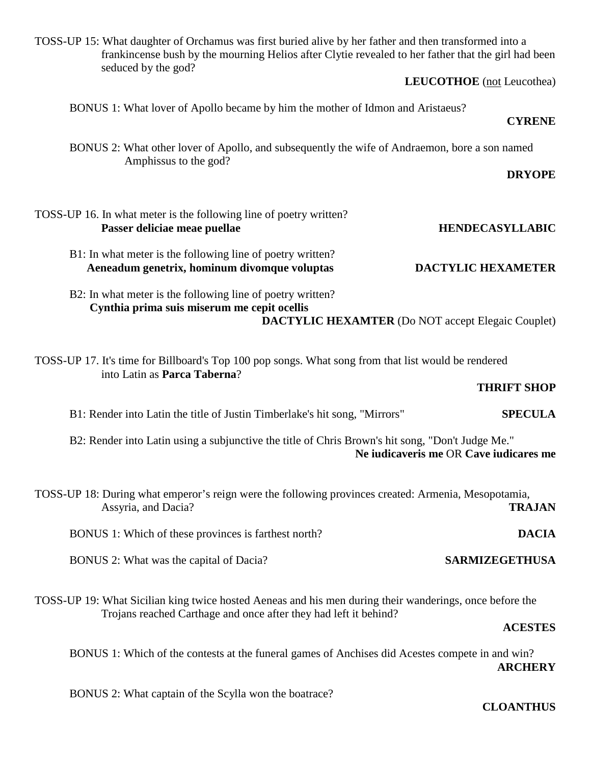TOSS-UP 15: What daughter of Orchamus was first buried alive by her father and then transformed into a frankincense bush by the mourning Helios after Clytie revealed to her father that the girl had been seduced by the god?

**LEUCOTHOE** (not Leucothea)

BONUS 1: What lover of Apollo became by him the mother of Idmon and Aristaeus?

**CYRENE**

BONUS 2: What other lover of Apollo, and subsequently the wife of Andraemon, bore a son named Amphissus to the god?

**DRYOPE**

TOSS-UP 16. In what meter is the following line of poetry written?
**Passer deliciae meae puellae** **HENDECASYLLABIC**

B1: In what meter is the following line of poetry written?
**Aeneadum genetrix, hominum divomque voluptas** **DACTYLIC HEXAMETER**

B2: In what meter is the following line of poetry written?
**Cynthia prima suis miserum me cepit ocellis**

**DACTYLIC HEXAMTER** (Do NOT accept Elegaic Couplet)

TOSS-UP 17. It's time for Billboard's Top 100 pop songs. What song from that list would be rendered into Latin as **Parca Taberna**?

**THRIFT SHOP**

B1: Render into Latin the title of Justin Timberlake's hit song, "Mirrors" **SPECULA**

B2: Render into Latin using a subjunctive the title of Chris Brown's hit song, "Don't Judge Me."

**Ne iudicaveris me** OR **Cave iudicares me**

TOSS-UP 18: During what emperor's reign were the following provinces created: Armenia, Mesopotamia, Assyria, and Dacia? **TRAJAN**

BONUS 1: Which of these provinces is farthest north? **DACIA**

BONUS 2: What was the capital of Dacia? **SARMIZEGETHUSA**

TOSS-UP 19: What Sicilian king twice hosted Aeneas and his men during their wanderings, once before the Trojans reached Carthage and once after they had left it behind?

**ACESTES**

BONUS 1: Which of the contests at the funeral games of Anchises did Acestes compete in and win?

**ARCHERY**

BONUS 2: What captain of the Scylla won the boatrace?

**CLOANTHUS**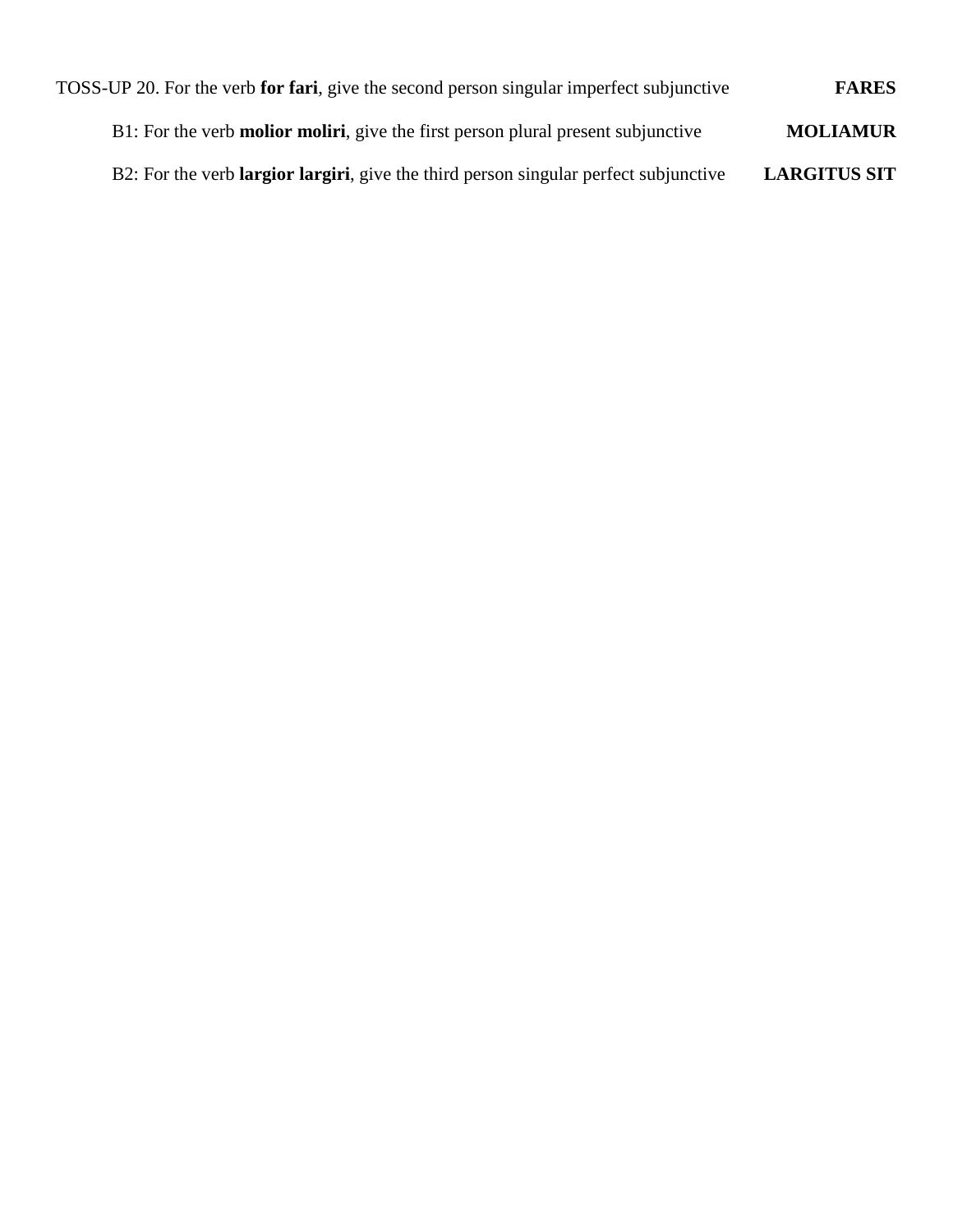TOSS-UP 20. For the verb **for fari**, give the second person singular imperfect subjunctive **FARES**

B1: For the verb **molior moliri**, give the first person plural present subjunctive **MOLIAMUR**

B2: For the verb **largior largiri**, give the third person singular perfect subjunctive **LARGITUS SIT**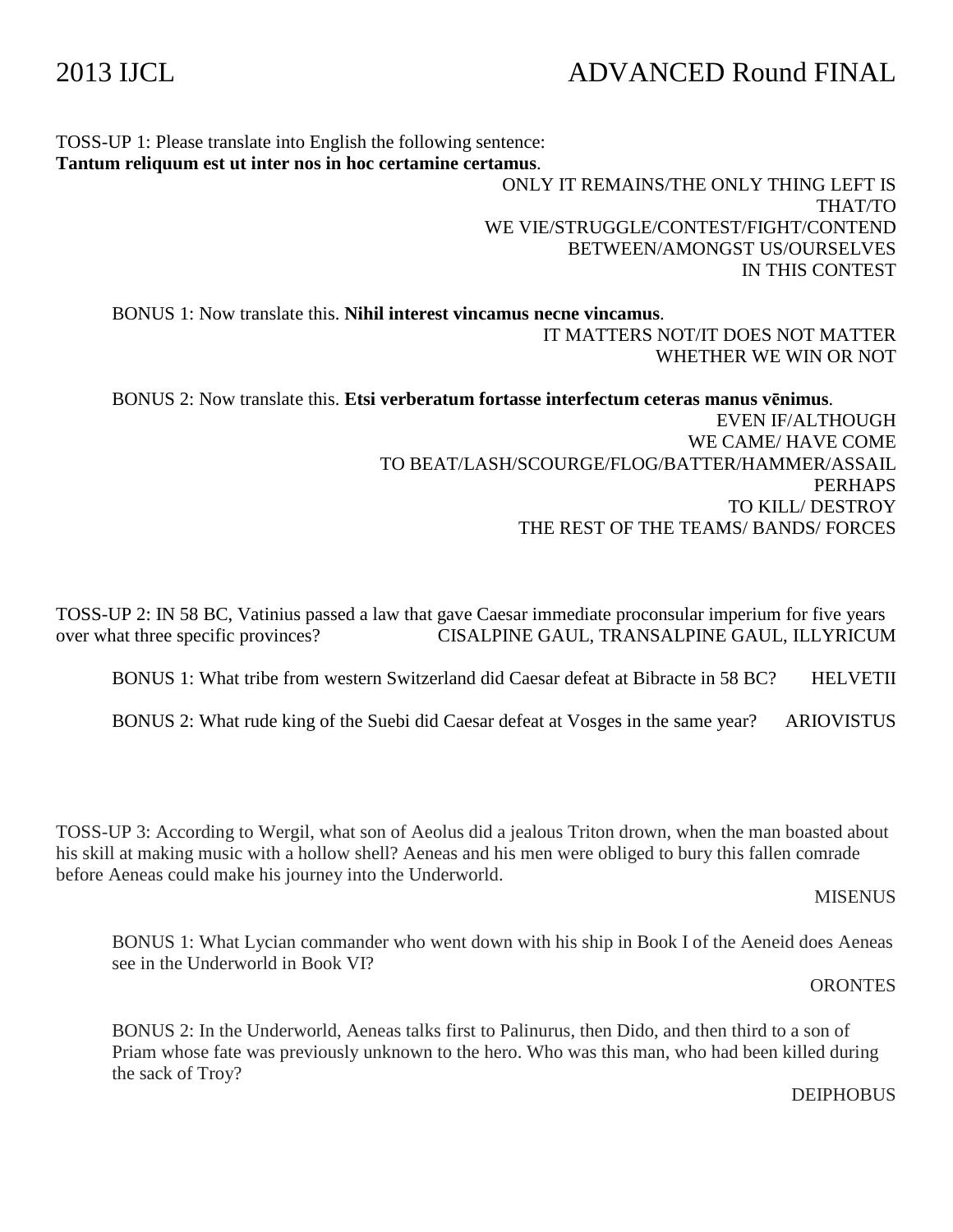# 2013 IJCL ADVANCED Round FINAL

TOSS-UP 1: Please translate into English the following sentence:
**Tantum reliquum est ut inter nos in hoc certamine certamus**.

ONLY IT REMAINS/THE ONLY THING LEFT IS THAT/TO
WE VIE/STRUGGLE/CONTEST/FIGHT/CONTEND
BETWEEN/AMONGST US/OURSELVES
IN THIS CONTEST

BONUS 1: Now translate this. **Nihil interest vincamus necne vincamus**.

IT MATTERS NOT/IT DOES NOT MATTER
WHETHER WE WIN OR NOT

BONUS 2: Now translate this. **Etsi verberatum fortasse interfectum ceteras manus vēnimus**.

EVEN IF/ALTHOUGH
WE CAME/ HAVE COME
TO BEAT/LASH/SCOURGE/FLOG/BATTER/HAMMER/ASSAIL
PERHAPS
TO KILL/ DESTROY
THE REST OF THE TEAMS/ BANDS/ FORCES

TOSS-UP 2: IN 58 BC, Vatinius passed a law that gave Caesar immediate proconsular imperium for five years over what three specific provinces? CISALPINE GAUL, TRANSALPINE GAUL, ILLYRICUM

BONUS 1: What tribe from western Switzerland did Caesar defeat at Bibracte in 58 BC? HELVETII

BONUS 2: What rude king of the Suebi did Caesar defeat at Vosges in the same year? ARIOVISTUS

TOSS-UP 3: According to Wergil, what son of Aeolus did a jealous Triton drown, when the man boasted about his skill at making music with a hollow shell? Aeneas and his men were obliged to bury this fallen comrade before Aeneas could make his journey into the Underworld.

MISENUS

BONUS 1: What Lycian commander who went down with his ship in Book I of the Aeneid does Aeneas see in the Underworld in Book VI?

ORONTES

BONUS 2: In the Underworld, Aeneas talks first to Palinurus, then Dido, and then third to a son of Priam whose fate was previously unknown to the hero. Who was this man, who had been killed during the sack of Troy?

DEIPHOBUS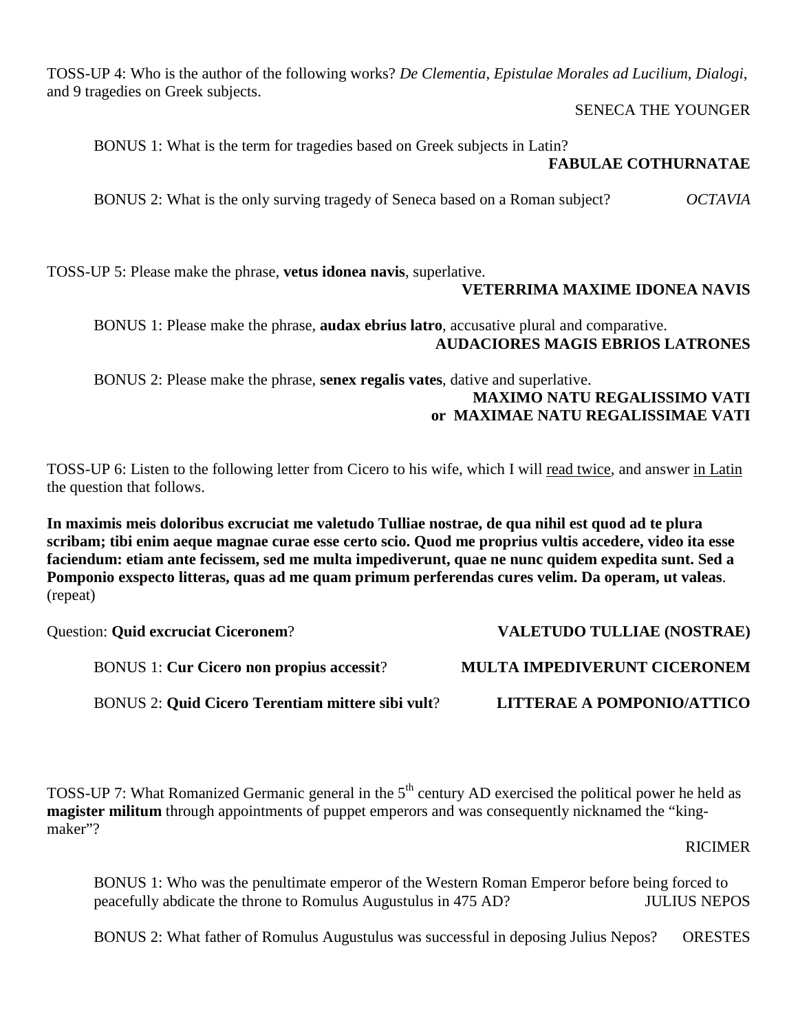TOSS-UP 4: Who is the author of the following works? *De Clementia*, *Epistulae Morales ad Lucilium*, *Dialogi*, and 9 tragedies on Greek subjects.

SENECA THE YOUNGER

> BONUS 1: What is the term for tragedies based on Greek subjects in Latin?
>
> **FABULAE COTHURNATAE**
>
> BONUS 2: What is the only surviving tragedy of Seneca based on a Roman subject? *OCTAVIA*

TOSS-UP 5: Please make the phrase, **vetus idonea navis**, superlative.

**VETERRIMA MAXIME IDONEA NAVIS**

> BONUS 1: Please make the phrase, **audax ebrius latro**, accusative plural and comparative.
>
> **AUDACIORES MAGIS EBRIOS LATRONES**
>
> BONUS 2: Please make the phrase, **senex regalis vates**, dative and superlative.
>
> **MAXIMO NATU REGALISSIMO VATI**
> **or MAXIMAE NATU REGALISSIMAE VATI**

TOSS-UP 6: Listen to the following letter from Cicero to his wife, which I will read twice, and answer in Latin the question that follows.

**In maximis meis doloribus excruciat me valetudo Tulliae nostrae, de qua nihil est quod ad te plura scribam; tibi enim aeque magnae curae esse certo scio. Quod me proprius vultis accedere, video ita esse faciendum: etiam ante fecissem, sed me multa impediverunt, quae ne nunc quidem expedita sunt. Sed a Pomponio exspecto litteras, quas ad me quam primum perferendas cures velim. Da operam, ut valeas**. (repeat)

Question: **Quid excruciat Ciceronem**? **VALETUDO TULLIAE (NOSTRAE)**

> BONUS 1: **Cur Cicero non propius accessit**? **MULTA IMPEDIVERUNT CICERONEM**
>
> BONUS 2: **Quid Cicero Terentiam mittere sibi vult**? **LITTERAE A POMPONIO/ATTICO**

TOSS-UP 7: What Romanized Germanic general in the 5th century AD exercised the political power he held as **magister militum** through appointments of puppet emperors and was consequently nicknamed the "king-maker"?

RICIMER

> BONUS 1: Who was the penultimate emperor of the Western Roman Emperor before being forced to peacefully abdicate the throne to Romulus Augustulus in 475 AD? JULIUS NEPOS
>
> BONUS 2: What father of Romulus Augustulus was successful in deposing Julius Nepos? ORESTES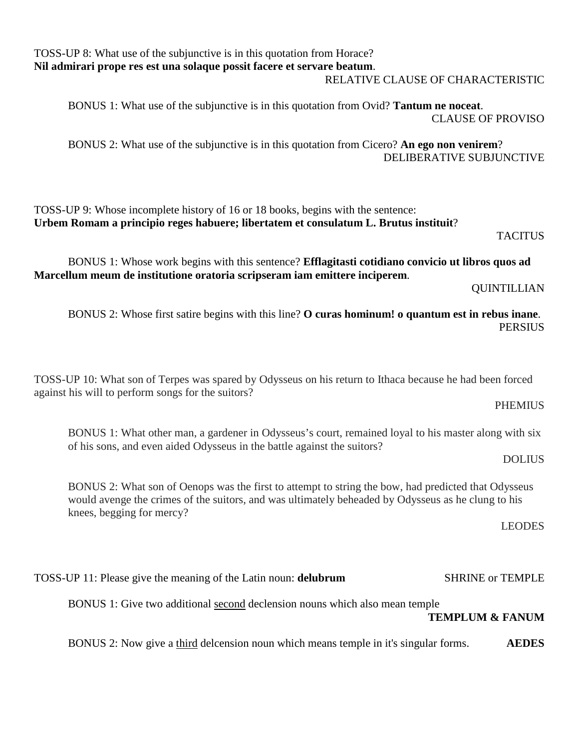TOSS-UP 8: What use of the subjunctive is in this quotation from Horace?
**Nil admirari prope res est una solaque possit facere et servare beatum**.

RELATIVE CLAUSE OF CHARACTERISTIC

BONUS 1: What use of the subjunctive is in this quotation from Ovid? **Tantum ne noceat**.

CLAUSE OF PROVISO

BONUS 2: What use of the subjunctive is in this quotation from Cicero? **An ego non venirem**?

DELIBERATIVE SUBJUNCTIVE

TOSS-UP 9: Whose incomplete history of 16 or 18 books, begins with the sentence:
**Urbem Romam a principio reges habuere; libertatem et consulatum L. Brutus instituit**?

TACITUS

BONUS 1: Whose work begins with this sentence? **Efflagitasti cotidiano convicio ut libros quos ad Marcellum meum de institutione oratoria scripseram iam emittere inciperem**.

QUINTILLIAN

BONUS 2: Whose first satire begins with this line? **O curas hominum! o quantum est in rebus inane**.

PERSIUS

TOSS-UP 10: What son of Terpes was spared by Odysseus on his return to Ithaca because he had been forced against his will to perform songs for the suitors?

PHEMIUS

BONUS 1: What other man, a gardener in Odysseus's court, remained loyal to his master along with six of his sons, and even aided Odysseus in the battle against the suitors?

DOLIUS

BONUS 2: What son of Oenops was the first to attempt to string the bow, had predicted that Odysseus would avenge the crimes of the suitors, and was ultimately beheaded by Odysseus as he clung to his knees, begging for mercy?

LEODES

TOSS-UP 11: Please give the meaning of the Latin noun: **delubrum** SHRINE or TEMPLE

BONUS 1: Give two additional <u>second</u> declension nouns which also mean temple

**TEMPLUM & FANUM**

BONUS 2: Now give a <u>third</u> delcension noun which means temple in it's singular forms. **AEDES**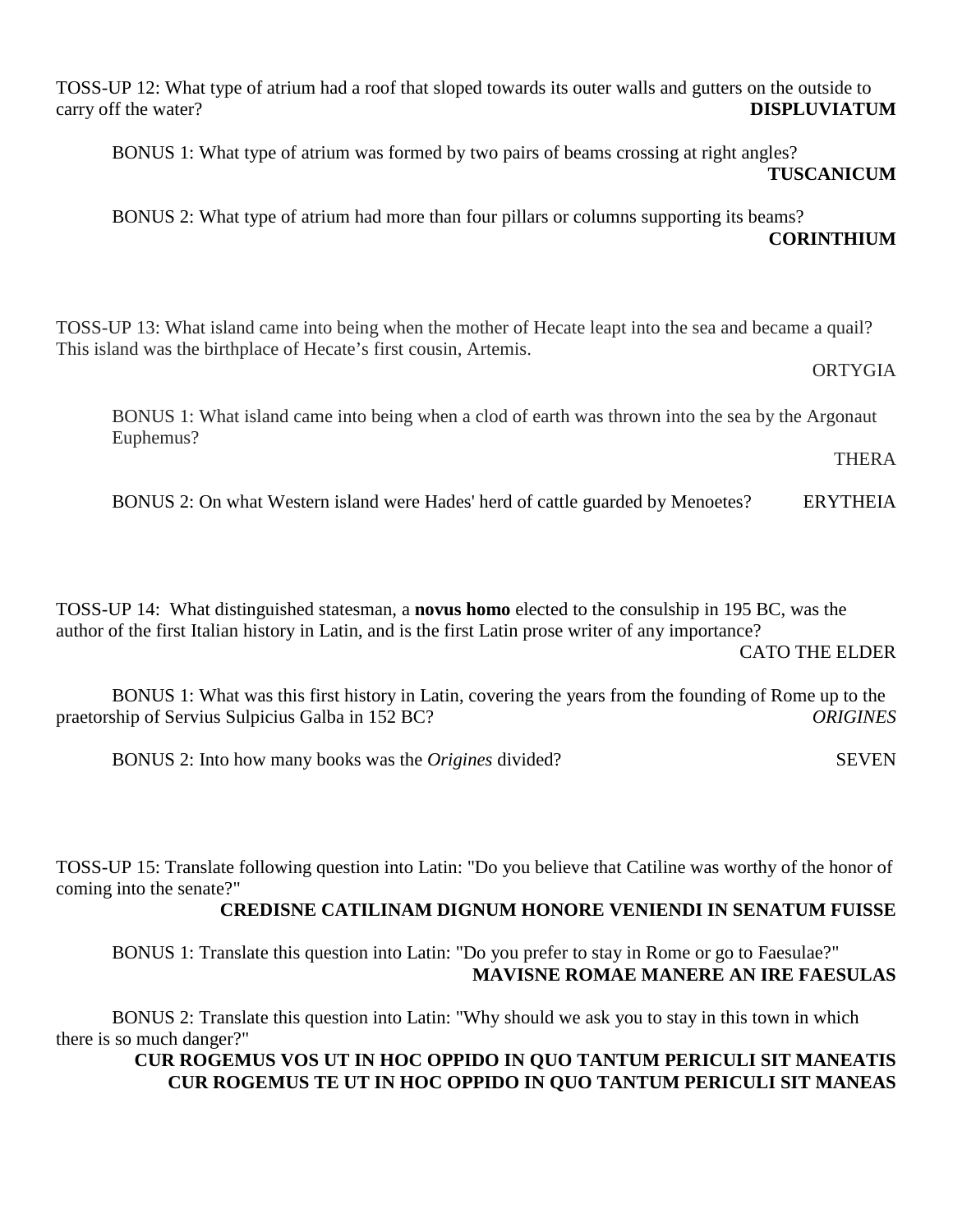TOSS-UP 12: What type of atrium had a roof that sloped towards its outer walls and gutters on the outside to carry off the water? **DISPLUVIATUM**

BONUS 1: What type of atrium was formed by two pairs of beams crossing at right angles? **TUSCANICUM**

BONUS 2: What type of atrium had more than four pillars or columns supporting its beams? **CORINTHIUM**

TOSS-UP 13: What island came into being when the mother of Hecate leapt into the sea and became a quail? This island was the birthplace of Hecate's first cousin, Artemis. ORTYGIA

BONUS 1: What island came into being when a clod of earth was thrown into the sea by the Argonaut Euphemus? THERA

BONUS 2: On what Western island were Hades' herd of cattle guarded by Menoetes? ERYTHEIA

TOSS-UP 14: What distinguished statesman, a **novus homo** elected to the consulship in 195 BC, was the author of the first Italian history in Latin, and is the first Latin prose writer of any importance? CATO THE ELDER

BONUS 1: What was this first history in Latin, covering the years from the founding of Rome up to the praetorship of Servius Sulpicius Galba in 152 BC? *ORIGINES*

BONUS 2: Into how many books was the *Origines* divided? SEVEN

TOSS-UP 15: Translate following question into Latin: "Do you believe that Catiline was worthy of the honor of coming into the senate?" **CREDISNE CATILINAM DIGNUM HONORE VENIENDI IN SENATUM FUISSE**

BONUS 1: Translate this question into Latin: "Do you prefer to stay in Rome or go to Faesulae?" **MAVISNE ROMAE MANERE AN IRE FAESULAS**

BONUS 2: Translate this question into Latin: "Why should we ask you to stay in this town in which there is so much danger?"
**CUR ROGEMUS VOS UT IN HOC OPPIDO IN QUO TANTUM PERICULI SIT MANEATIS**
**CUR ROGEMUS TE UT IN HOC OPPIDO IN QUO TANTUM PERICULI SIT MANEAS**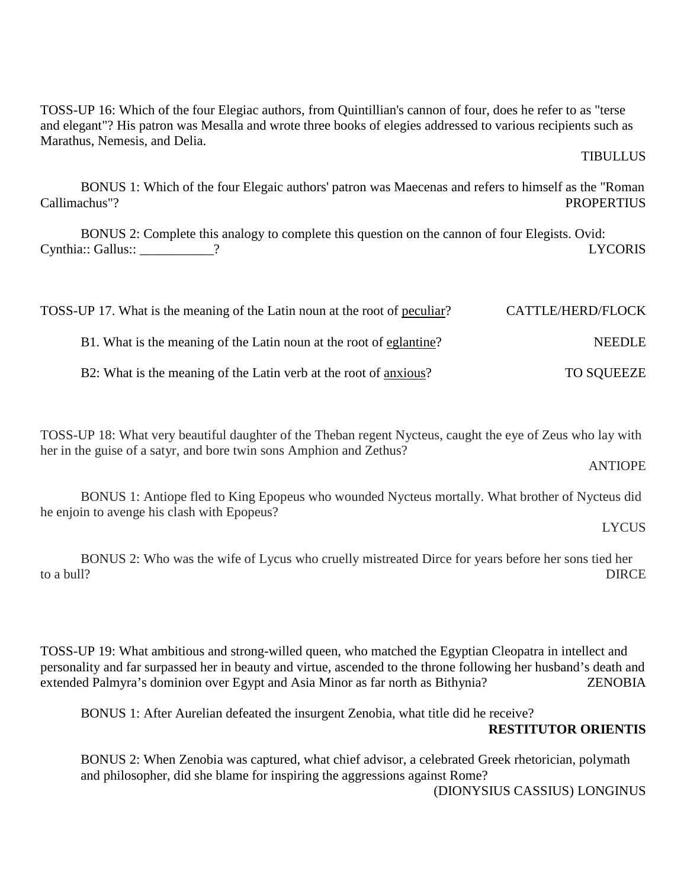TOSS-UP 16: Which of the four Elegiac authors, from Quintillian's cannon of four, does he refer to as "terse and elegant"? His patron was Mesalla and wrote three books of elegies addressed to various recipients such as Marathus, Nemesis, and Delia.

TIBULLUS

BONUS 1: Which of the four Elegaic authors' patron was Maecenas and refers to himself as the "Roman Callimachus"? PROPERTIUS

BONUS 2: Complete this analogy to complete this question on the cannon of four Elegists. Ovid: Cynthia:: Gallus:: ___________? LYCORIS

TOSS-UP 17. What is the meaning of the Latin noun at the root of <u>peculiar</u>? CATTLE/HERD/FLOCK

B1. What is the meaning of the Latin noun at the root of <u>eglantine</u>? NEEDLE

B2: What is the meaning of the Latin verb at the root of <u>anxious</u>? TO SQUEEZE

TOSS-UP 18: What very beautiful daughter of the Theban regent Nycteus, caught the eye of Zeus who lay with her in the guise of a satyr, and bore twin sons Amphion and Zethus?

ANTIOPE

BONUS 1: Antiope fled to King Epopeus who wounded Nycteus mortally. What brother of Nycteus did he enjoin to avenge his clash with Epopeus?

LYCUS

BONUS 2: Who was the wife of Lycus who cruelly mistreated Dirce for years before her sons tied her to a bull? DIRCE

TOSS-UP 19: What ambitious and strong-willed queen, who matched the Egyptian Cleopatra in intellect and personality and far surpassed her in beauty and virtue, ascended to the throne following her husband's death and extended Palmyra's dominion over Egypt and Asia Minor as far north as Bithynia? ZENOBIA

BONUS 1: After Aurelian defeated the insurgent Zenobia, what title did he receive?

**RESTITUTOR ORIENTIS**

BONUS 2: When Zenobia was captured, what chief advisor, a celebrated Greek rhetorician, polymath and philosopher, did she blame for inspiring the aggressions against Rome?

(DIONYSIUS CASSIUS) LONGINUS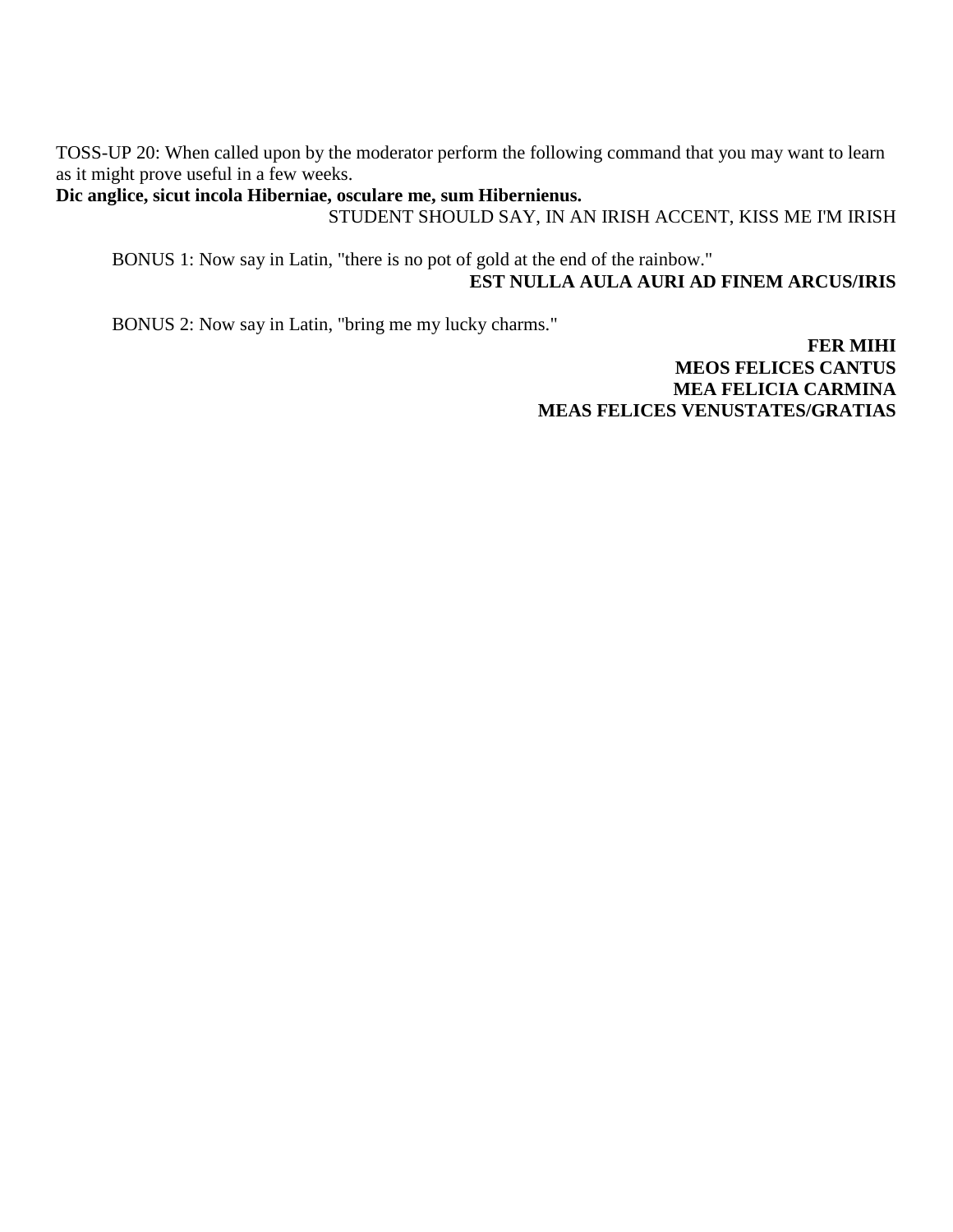TOSS-UP 20: When called upon by the moderator perform the following command that you may want to learn as it might prove useful in a few weeks.

**Dic anglice, sicut incola Hiberniae, osculare me, sum Hibernienus.**

STUDENT SHOULD SAY, IN AN IRISH ACCENT, KISS ME I'M IRISH

BONUS 1: Now say in Latin, "there is no pot of gold at the end of the rainbow."

**EST NULLA AULA AURI AD FINEM ARCUS/IRIS**

BONUS 2: Now say in Latin, "bring me my lucky charms."

**FER MIHI**
**MEOS FELICES CANTUS**
**MEA FELICIA CARMINA**
**MEAS FELICES VENUSTATES/GRATIAS**